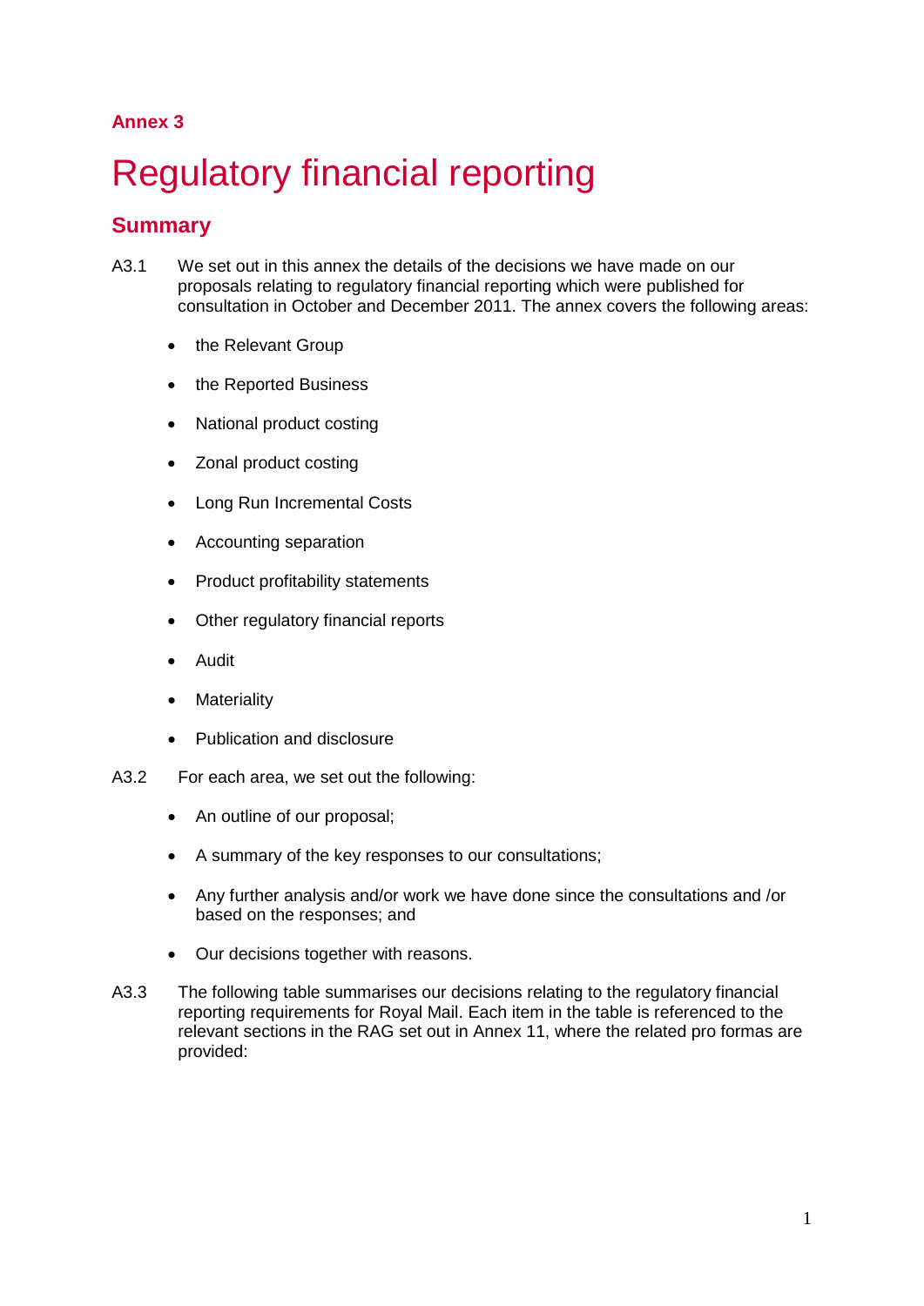**Annex 3**

# Regulatory financial reporting

## Summary

A3.1 We set out in this annex the details of the decisions we have made on our proposals relating to regulatory financial reporting which were published for consultation in October and December 2011. The annex covers the following areas:

- the Relevant Group
- the Reported Business
- National product costing
- Zonal product costing
- Long Run Incremental Costs
- Accounting separation
- Product profitability statements
- Other regulatory financial reports
- Audit
- Materiality
- Publication and disclosure

A3.2 For each area, we set out the following:

- An outline of our proposal;
- A summary of the key responses to our consultations;
- Any further analysis and/or work we have done since the consultations and /or based on the responses; and
- Our decisions together with reasons.

A3.3 The following table summarises our decisions relating to the regulatory financial reporting requirements for Royal Mail. Each item in the table is referenced to the relevant sections in the RAG set out in Annex 11, where the related pro formas are provided: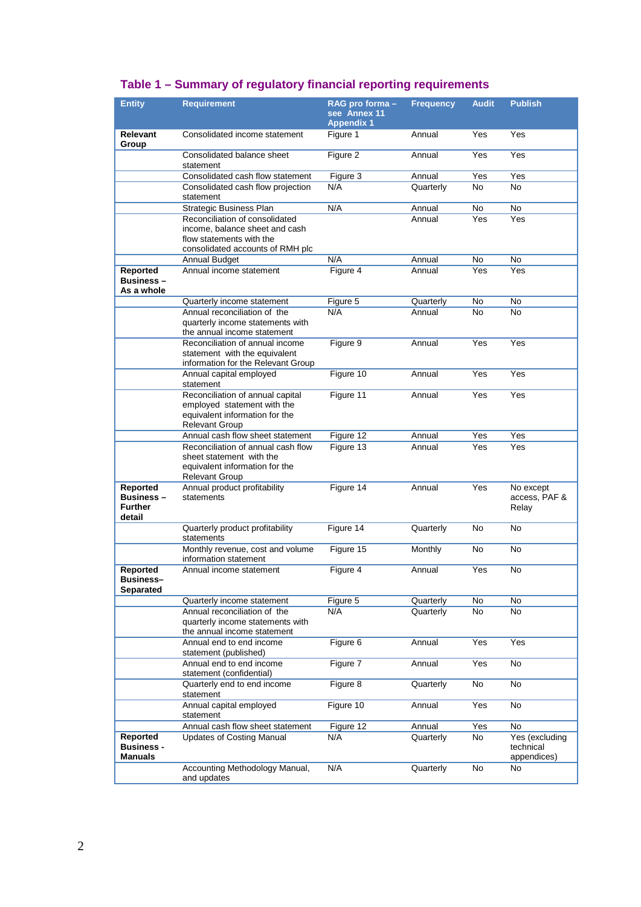## Table 1 – Summary of regulatory financial reporting requirements

| Entity | Requirement | RAG pro forma – see Annex 11 Appendix 1 | Frequency | Audit | Publish |
|---|---|---|---|---|---|
| **Relevant Group** | Consolidated income statement | Figure 1 | Annual | Yes | Yes |
| | Consolidated balance sheet statement | Figure 2 | Annual | Yes | Yes |
| | Consolidated cash flow statement | Figure 3 | Annual | Yes | Yes |
| | Consolidated cash flow projection statement | N/A | Quarterly | No | No |
| | Strategic Business Plan | N/A | Annual | No | No |
| | Reconciliation of consolidated income, balance sheet and cash flow statements with the consolidated accounts of RMH plc | | Annual | Yes | Yes |
| | Annual Budget | N/A | Annual | No | No |
| **Reported Business – As a whole** | Annual income statement | Figure 4 | Annual | Yes | Yes |
| | Quarterly income statement | Figure 5 | Quarterly | No | No |
| | Annual reconciliation of the quarterly income statements with the annual income statement | N/A | Annual | No | No |
| | Reconciliation of annual income statement with the equivalent information for the Relevant Group | Figure 9 | Annual | Yes | Yes |
| | Annual capital employed statement | Figure 10 | Annual | Yes | Yes |
| | Reconciliation of annual capital employed statement with the equivalent information for the Relevant Group | Figure 11 | Annual | Yes | Yes |
| | Annual cash flow sheet statement | Figure 12 | Annual | Yes | Yes |
| | Reconciliation of annual cash flow sheet statement with the equivalent information for the Relevant Group | Figure 13 | Annual | Yes | Yes |
| **Reported Business – Further detail** | Annual product profitability statements | Figure 14 | Annual | Yes | No except access, PAF & Relay |
| | Quarterly product profitability statements | Figure 14 | Quarterly | No | No |
| | Monthly revenue, cost and volume information statement | Figure 15 | Monthly | No | No |
| **Reported Business– Separated** | Annual income statement | Figure 4 | Annual | Yes | No |
| | Quarterly income statement | Figure 5 | Quarterly | No | No |
| | Annual reconciliation of the quarterly income statements with the annual income statement | N/A | Quarterly | No | No |
| | Annual end to end income statement (published) | Figure 6 | Annual | Yes | Yes |
| | Annual end to end income statement (confidential) | Figure 7 | Annual | Yes | No |
| | Quarterly end to end income statement | Figure 8 | Quarterly | No | No |
| | Annual capital employed statement | Figure 10 | Annual | Yes | No |
| | Annual cash flow sheet statement | Figure 12 | Annual | Yes | No |
| **Reported Business - Manuals** | Updates of Costing Manual | N/A | Quarterly | No | Yes (excluding technical appendices) |
| | Accounting Methodology Manual, and updates | N/A | Quarterly | No | No |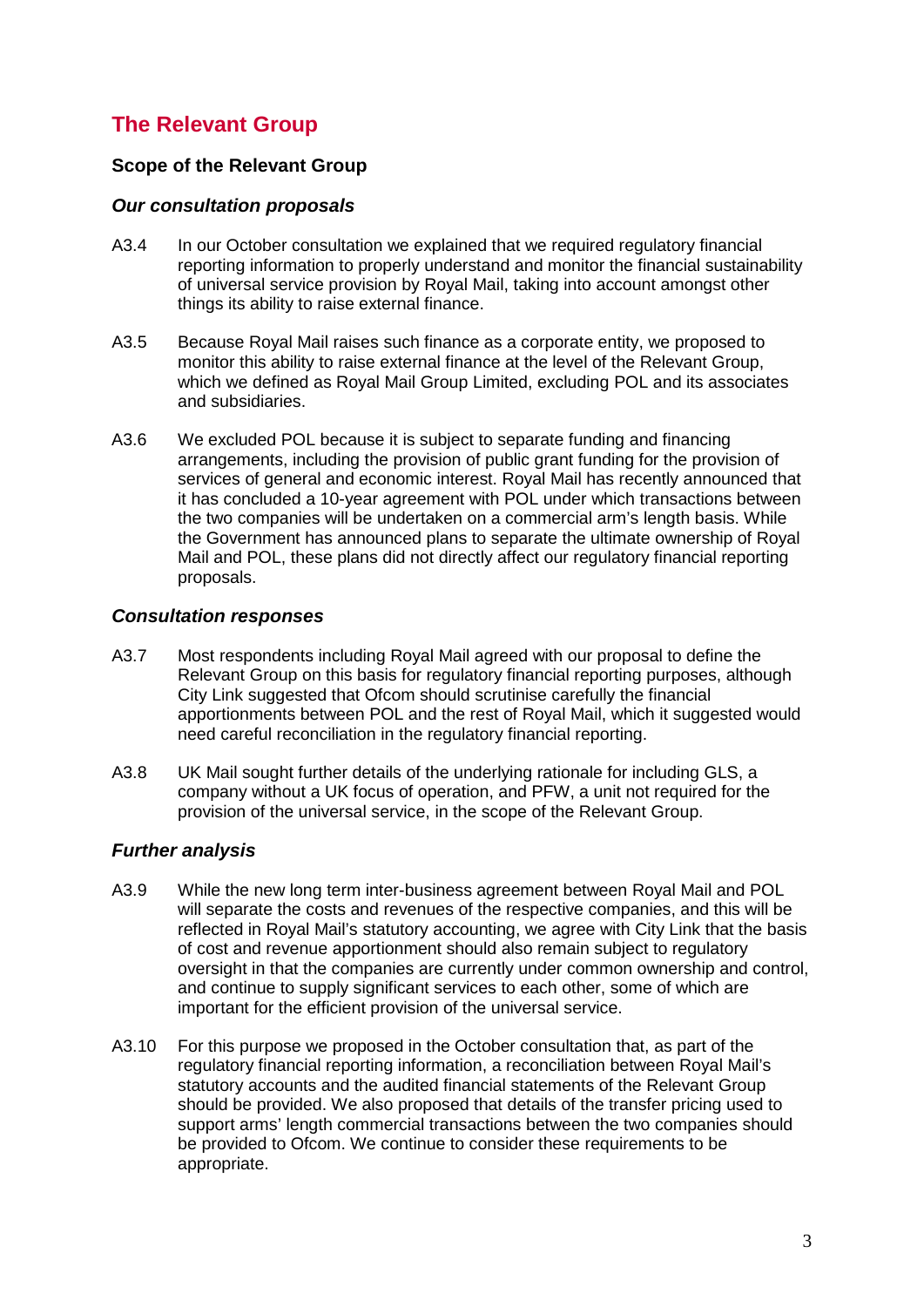## The Relevant Group

### Scope of the Relevant Group

#### *Our consultation proposals*

A3.4 In our October consultation we explained that we required regulatory financial reporting information to properly understand and monitor the financial sustainability of universal service provision by Royal Mail, taking into account amongst other things its ability to raise external finance.

A3.5 Because Royal Mail raises such finance as a corporate entity, we proposed to monitor this ability to raise external finance at the level of the Relevant Group, which we defined as Royal Mail Group Limited, excluding POL and its associates and subsidiaries.

A3.6 We excluded POL because it is subject to separate funding and financing arrangements, including the provision of public grant funding for the provision of services of general and economic interest. Royal Mail has recently announced that it has concluded a 10-year agreement with POL under which transactions between the two companies will be undertaken on a commercial arm's length basis. While the Government has announced plans to separate the ultimate ownership of Royal Mail and POL, these plans did not directly affect our regulatory financial reporting proposals.

#### *Consultation responses*

A3.7 Most respondents including Royal Mail agreed with our proposal to define the Relevant Group on this basis for regulatory financial reporting purposes, although City Link suggested that Ofcom should scrutinise carefully the financial apportionments between POL and the rest of Royal Mail, which it suggested would need careful reconciliation in the regulatory financial reporting.

A3.8 UK Mail sought further details of the underlying rationale for including GLS, a company without a UK focus of operation, and PFW, a unit not required for the provision of the universal service, in the scope of the Relevant Group.

#### *Further analysis*

A3.9 While the new long term inter-business agreement between Royal Mail and POL will separate the costs and revenues of the respective companies, and this will be reflected in Royal Mail's statutory accounting, we agree with City Link that the basis of cost and revenue apportionment should also remain subject to regulatory oversight in that the companies are currently under common ownership and control, and continue to supply significant services to each other, some of which are important for the efficient provision of the universal service.

A3.10 For this purpose we proposed in the October consultation that, as part of the regulatory financial reporting information, a reconciliation between Royal Mail's statutory accounts and the audited financial statements of the Relevant Group should be provided. We also proposed that details of the transfer pricing used to support arms' length commercial transactions between the two companies should be provided to Ofcom. We continue to consider these requirements to be appropriate.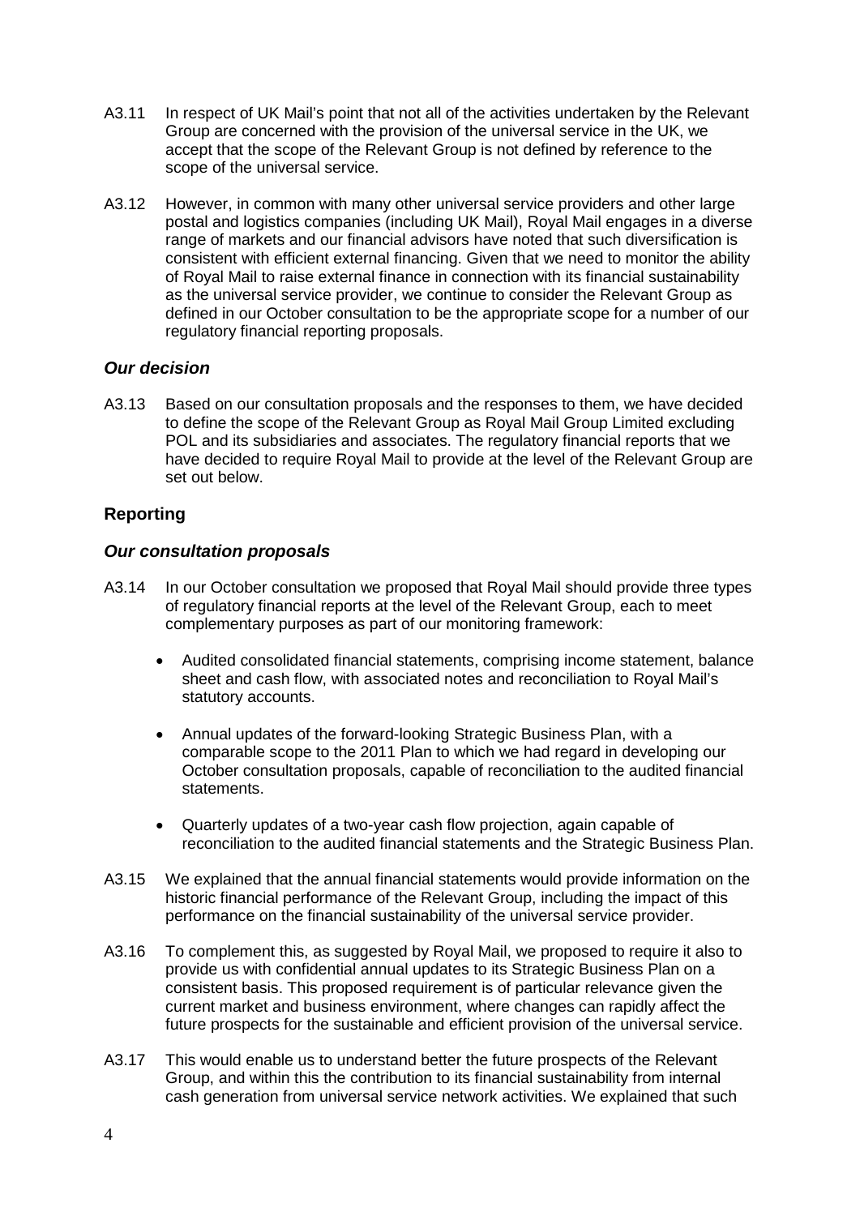A3.11 In respect of UK Mail's point that not all of the activities undertaken by the Relevant Group are concerned with the provision of the universal service in the UK, we accept that the scope of the Relevant Group is not defined by reference to the scope of the universal service.

A3.12 However, in common with many other universal service providers and other large postal and logistics companies (including UK Mail), Royal Mail engages in a diverse range of markets and our financial advisors have noted that such diversification is consistent with efficient external financing. Given that we need to monitor the ability of Royal Mail to raise external finance in connection with its financial sustainability as the universal service provider, we continue to consider the Relevant Group as defined in our October consultation to be the appropriate scope for a number of our regulatory financial reporting proposals.

### *Our decision*

A3.13 Based on our consultation proposals and the responses to them, we have decided to define the scope of the Relevant Group as Royal Mail Group Limited excluding POL and its subsidiaries and associates. The regulatory financial reports that we have decided to require Royal Mail to provide at the level of the Relevant Group are set out below.

## Reporting

### *Our consultation proposals*

A3.14 In our October consultation we proposed that Royal Mail should provide three types of regulatory financial reports at the level of the Relevant Group, each to meet complementary purposes as part of our monitoring framework:

- Audited consolidated financial statements, comprising income statement, balance sheet and cash flow, with associated notes and reconciliation to Royal Mail's statutory accounts.
- Annual updates of the forward-looking Strategic Business Plan, with a comparable scope to the 2011 Plan to which we had regard in developing our October consultation proposals, capable of reconciliation to the audited financial statements.
- Quarterly updates of a two-year cash flow projection, again capable of reconciliation to the audited financial statements and the Strategic Business Plan.

A3.15 We explained that the annual financial statements would provide information on the historic financial performance of the Relevant Group, including the impact of this performance on the financial sustainability of the universal service provider.

A3.16 To complement this, as suggested by Royal Mail, we proposed to require it also to provide us with confidential annual updates to its Strategic Business Plan on a consistent basis. This proposed requirement is of particular relevance given the current market and business environment, where changes can rapidly affect the future prospects for the sustainable and efficient provision of the universal service.

A3.17 This would enable us to understand better the future prospects of the Relevant Group, and within this the contribution to its financial sustainability from internal cash generation from universal service network activities. We explained that such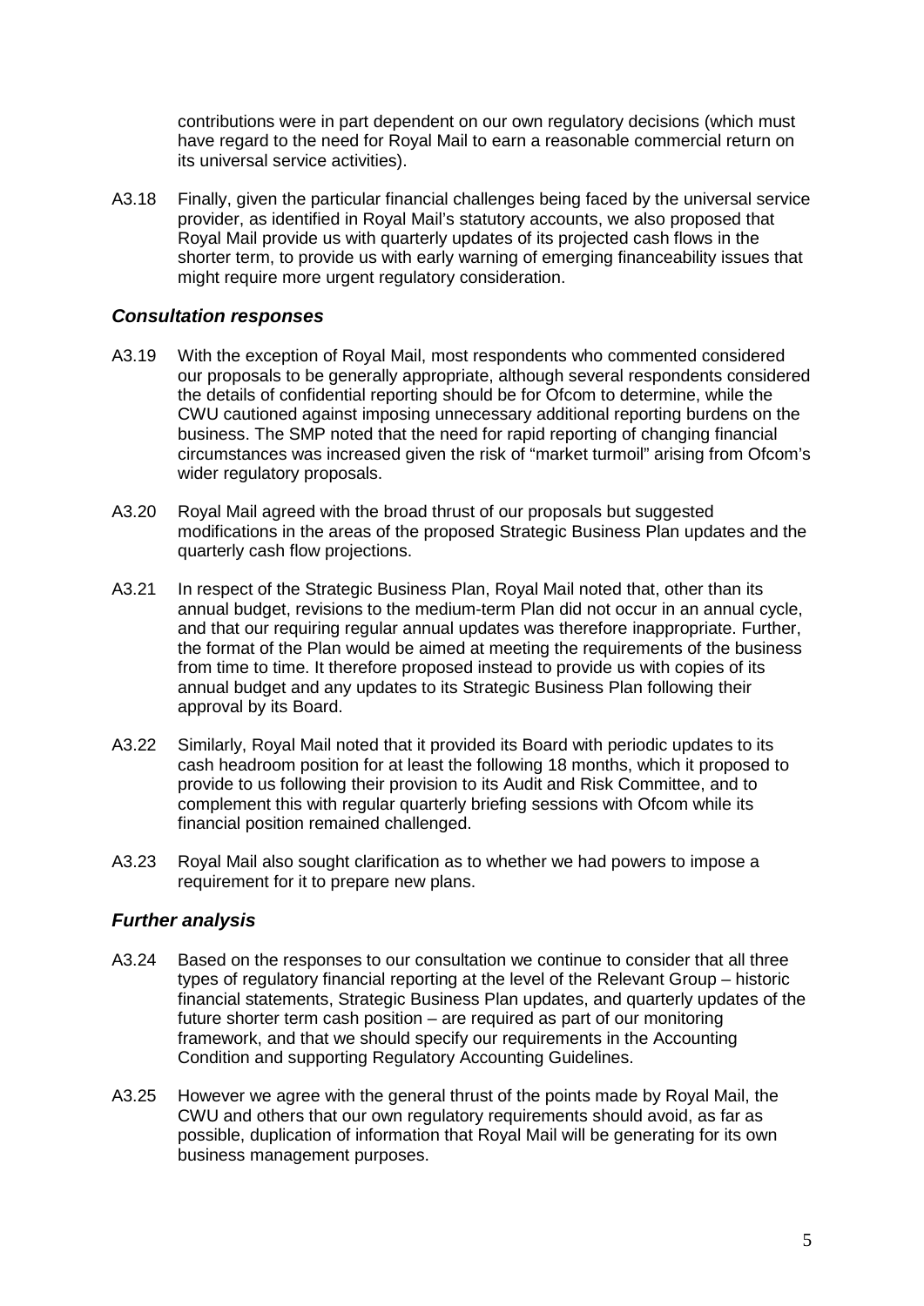contributions were in part dependent on our own regulatory decisions (which must have regard to the need for Royal Mail to earn a reasonable commercial return on its universal service activities).

A3.18 Finally, given the particular financial challenges being faced by the universal service provider, as identified in Royal Mail's statutory accounts, we also proposed that Royal Mail provide us with quarterly updates of its projected cash flows in the shorter term, to provide us with early warning of emerging financeability issues that might require more urgent regulatory consideration.

### *Consultation responses*

A3.19 With the exception of Royal Mail, most respondents who commented considered our proposals to be generally appropriate, although several respondents considered the details of confidential reporting should be for Ofcom to determine, while the CWU cautioned against imposing unnecessary additional reporting burdens on the business. The SMP noted that the need for rapid reporting of changing financial circumstances was increased given the risk of "market turmoil" arising from Ofcom's wider regulatory proposals.

A3.20 Royal Mail agreed with the broad thrust of our proposals but suggested modifications in the areas of the proposed Strategic Business Plan updates and the quarterly cash flow projections.

A3.21 In respect of the Strategic Business Plan, Royal Mail noted that, other than its annual budget, revisions to the medium-term Plan did not occur in an annual cycle, and that our requiring regular annual updates was therefore inappropriate. Further, the format of the Plan would be aimed at meeting the requirements of the business from time to time. It therefore proposed instead to provide us with copies of its annual budget and any updates to its Strategic Business Plan following their approval by its Board.

A3.22 Similarly, Royal Mail noted that it provided its Board with periodic updates to its cash headroom position for at least the following 18 months, which it proposed to provide to us following their provision to its Audit and Risk Committee, and to complement this with regular quarterly briefing sessions with Ofcom while its financial position remained challenged.

A3.23 Royal Mail also sought clarification as to whether we had powers to impose a requirement for it to prepare new plans.

### *Further analysis*

A3.24 Based on the responses to our consultation we continue to consider that all three types of regulatory financial reporting at the level of the Relevant Group – historic financial statements, Strategic Business Plan updates, and quarterly updates of the future shorter term cash position – are required as part of our monitoring framework, and that we should specify our requirements in the Accounting Condition and supporting Regulatory Accounting Guidelines.

A3.25 However we agree with the general thrust of the points made by Royal Mail, the CWU and others that our own regulatory requirements should avoid, as far as possible, duplication of information that Royal Mail will be generating for its own business management purposes.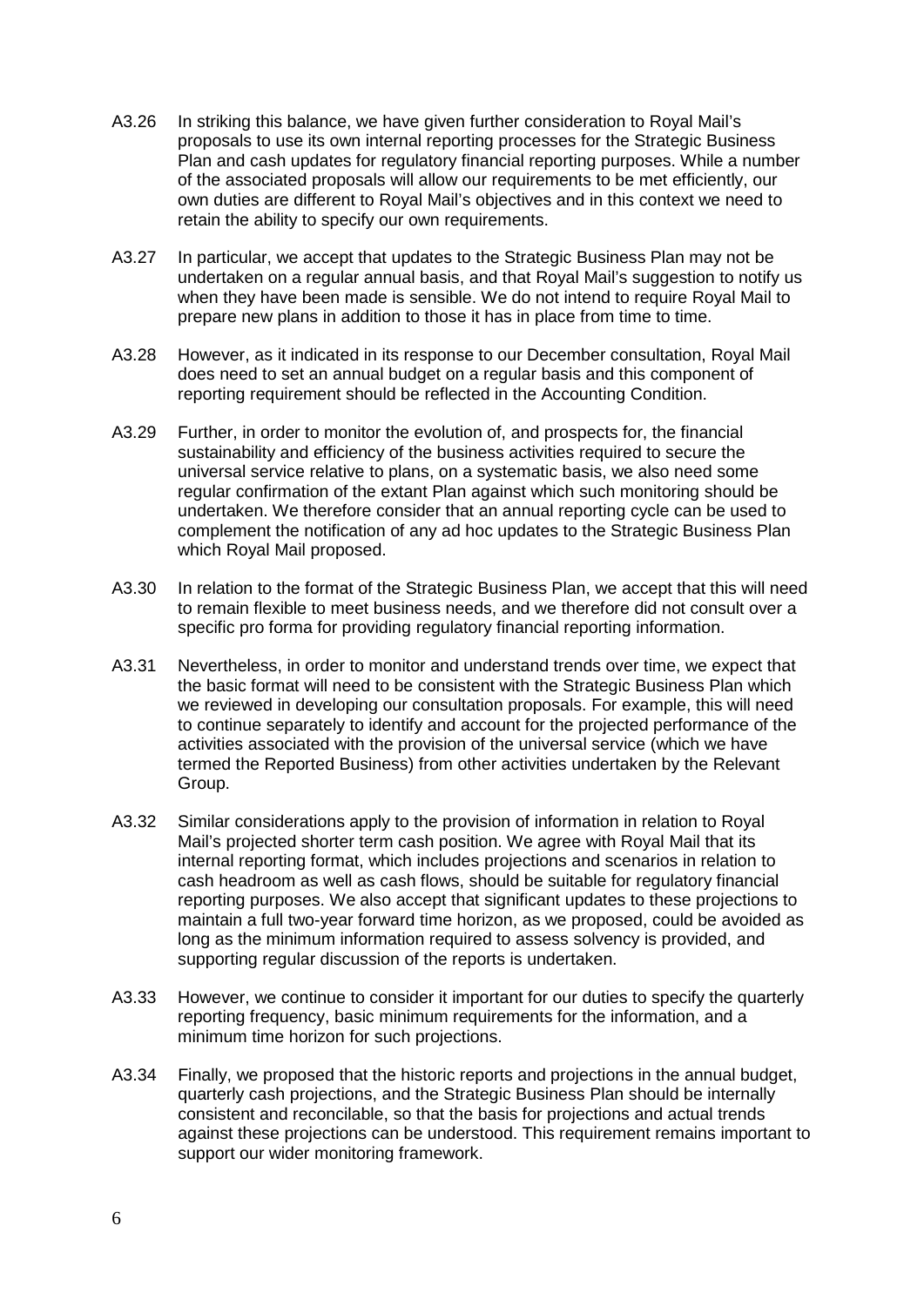A3.26 In striking this balance, we have given further consideration to Royal Mail's proposals to use its own internal reporting processes for the Strategic Business Plan and cash updates for regulatory financial reporting purposes. While a number of the associated proposals will allow our requirements to be met efficiently, our own duties are different to Royal Mail's objectives and in this context we need to retain the ability to specify our own requirements.

A3.27 In particular, we accept that updates to the Strategic Business Plan may not be undertaken on a regular annual basis, and that Royal Mail's suggestion to notify us when they have been made is sensible. We do not intend to require Royal Mail to prepare new plans in addition to those it has in place from time to time.

A3.28 However, as it indicated in its response to our December consultation, Royal Mail does need to set an annual budget on a regular basis and this component of reporting requirement should be reflected in the Accounting Condition.

A3.29 Further, in order to monitor the evolution of, and prospects for, the financial sustainability and efficiency of the business activities required to secure the universal service relative to plans, on a systematic basis, we also need some regular confirmation of the extant Plan against which such monitoring should be undertaken. We therefore consider that an annual reporting cycle can be used to complement the notification of any ad hoc updates to the Strategic Business Plan which Royal Mail proposed.

A3.30 In relation to the format of the Strategic Business Plan, we accept that this will need to remain flexible to meet business needs, and we therefore did not consult over a specific pro forma for providing regulatory financial reporting information.

A3.31 Nevertheless, in order to monitor and understand trends over time, we expect that the basic format will need to be consistent with the Strategic Business Plan which we reviewed in developing our consultation proposals. For example, this will need to continue separately to identify and account for the projected performance of the activities associated with the provision of the universal service (which we have termed the Reported Business) from other activities undertaken by the Relevant Group.

A3.32 Similar considerations apply to the provision of information in relation to Royal Mail's projected shorter term cash position. We agree with Royal Mail that its internal reporting format, which includes projections and scenarios in relation to cash headroom as well as cash flows, should be suitable for regulatory financial reporting purposes. We also accept that significant updates to these projections to maintain a full two-year forward time horizon, as we proposed, could be avoided as long as the minimum information required to assess solvency is provided, and supporting regular discussion of the reports is undertaken.

A3.33 However, we continue to consider it important for our duties to specify the quarterly reporting frequency, basic minimum requirements for the information, and a minimum time horizon for such projections.

A3.34 Finally, we proposed that the historic reports and projections in the annual budget, quarterly cash projections, and the Strategic Business Plan should be internally consistent and reconcilable, so that the basis for projections and actual trends against these projections can be understood. This requirement remains important to support our wider monitoring framework.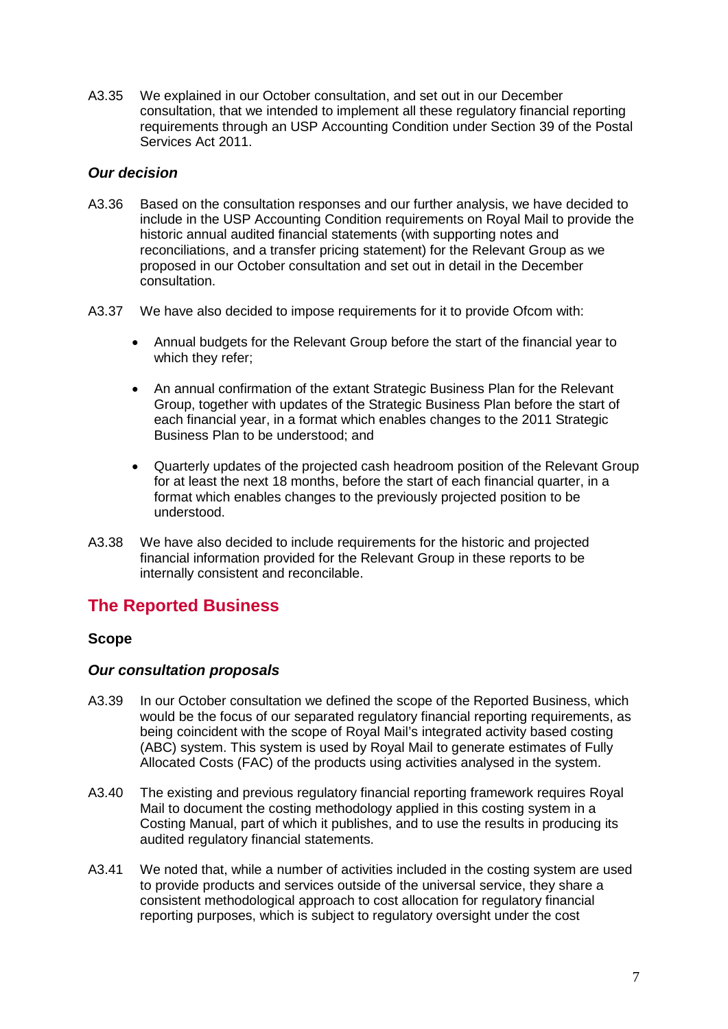A3.35 We explained in our October consultation, and set out in our December consultation, that we intended to implement all these regulatory financial reporting requirements through an USP Accounting Condition under Section 39 of the Postal Services Act 2011.

### *Our decision*

A3.36 Based on the consultation responses and our further analysis, we have decided to include in the USP Accounting Condition requirements on Royal Mail to provide the historic annual audited financial statements (with supporting notes and reconciliations, and a transfer pricing statement) for the Relevant Group as we proposed in our October consultation and set out in detail in the December consultation.

A3.37 We have also decided to impose requirements for it to provide Ofcom with:

- Annual budgets for the Relevant Group before the start of the financial year to which they refer;
- An annual confirmation of the extant Strategic Business Plan for the Relevant Group, together with updates of the Strategic Business Plan before the start of each financial year, in a format which enables changes to the 2011 Strategic Business Plan to be understood; and
- Quarterly updates of the projected cash headroom position of the Relevant Group for at least the next 18 months, before the start of each financial quarter, in a format which enables changes to the previously projected position to be understood.

A3.38 We have also decided to include requirements for the historic and projected financial information provided for the Relevant Group in these reports to be internally consistent and reconcilable.

## The Reported Business

### Scope

### *Our consultation proposals*

A3.39 In our October consultation we defined the scope of the Reported Business, which would be the focus of our separated regulatory financial reporting requirements, as being coincident with the scope of Royal Mail's integrated activity based costing (ABC) system. This system is used by Royal Mail to generate estimates of Fully Allocated Costs (FAC) of the products using activities analysed in the system.

A3.40 The existing and previous regulatory financial reporting framework requires Royal Mail to document the costing methodology applied in this costing system in a Costing Manual, part of which it publishes, and to use the results in producing its audited regulatory financial statements.

A3.41 We noted that, while a number of activities included in the costing system are used to provide products and services outside of the universal service, they share a consistent methodological approach to cost allocation for regulatory financial reporting purposes, which is subject to regulatory oversight under the cost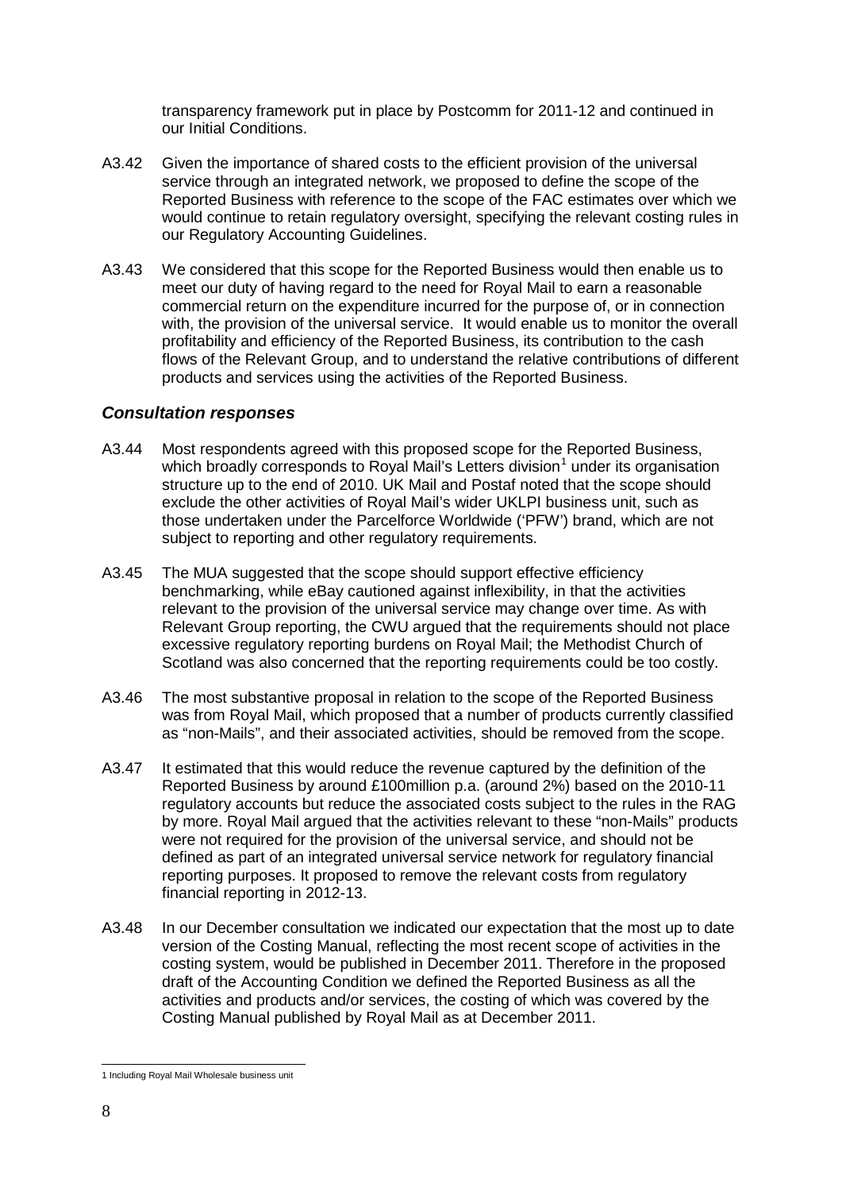transparency framework put in place by Postcomm for 2011-12 and continued in our Initial Conditions.

A3.42 Given the importance of shared costs to the efficient provision of the universal service through an integrated network, we proposed to define the scope of the Reported Business with reference to the scope of the FAC estimates over which we would continue to retain regulatory oversight, specifying the relevant costing rules in our Regulatory Accounting Guidelines.

A3.43 We considered that this scope for the Reported Business would then enable us to meet our duty of having regard to the need for Royal Mail to earn a reasonable commercial return on the expenditure incurred for the purpose of, or in connection with, the provision of the universal service. It would enable us to monitor the overall profitability and efficiency of the Reported Business, its contribution to the cash flows of the Relevant Group, and to understand the relative contributions of different products and services using the activities of the Reported Business.

### *Consultation responses*

A3.44 Most respondents agreed with this proposed scope for the Reported Business, which broadly corresponds to Royal Mail's Letters division[1] under its organisation structure up to the end of 2010. UK Mail and Postaf noted that the scope should exclude the other activities of Royal Mail's wider UKLPI business unit, such as those undertaken under the Parcelforce Worldwide ('PFW') brand, which are not subject to reporting and other regulatory requirements.

A3.45 The MUA suggested that the scope should support effective efficiency benchmarking, while eBay cautioned against inflexibility, in that the activities relevant to the provision of the universal service may change over time. As with Relevant Group reporting, the CWU argued that the requirements should not place excessive regulatory reporting burdens on Royal Mail; the Methodist Church of Scotland was also concerned that the reporting requirements could be too costly.

A3.46 The most substantive proposal in relation to the scope of the Reported Business was from Royal Mail, which proposed that a number of products currently classified as "non-Mails", and their associated activities, should be removed from the scope.

A3.47 It estimated that this would reduce the revenue captured by the definition of the Reported Business by around £100million p.a. (around 2%) based on the 2010-11 regulatory accounts but reduce the associated costs subject to the rules in the RAG by more. Royal Mail argued that the activities relevant to these "non-Mails" products were not required for the provision of the universal service, and should not be defined as part of an integrated universal service network for regulatory financial reporting purposes. It proposed to remove the relevant costs from regulatory financial reporting in 2012-13.

A3.48 In our December consultation we indicated our expectation that the most up to date version of the Costing Manual, reflecting the most recent scope of activities in the costing system, would be published in December 2011. Therefore in the proposed draft of the Accounting Condition we defined the Reported Business as all the activities and products and/or services, the costing of which was covered by the Costing Manual published by Royal Mail as at December 2011.

---

[1] Including Royal Mail Wholesale business unit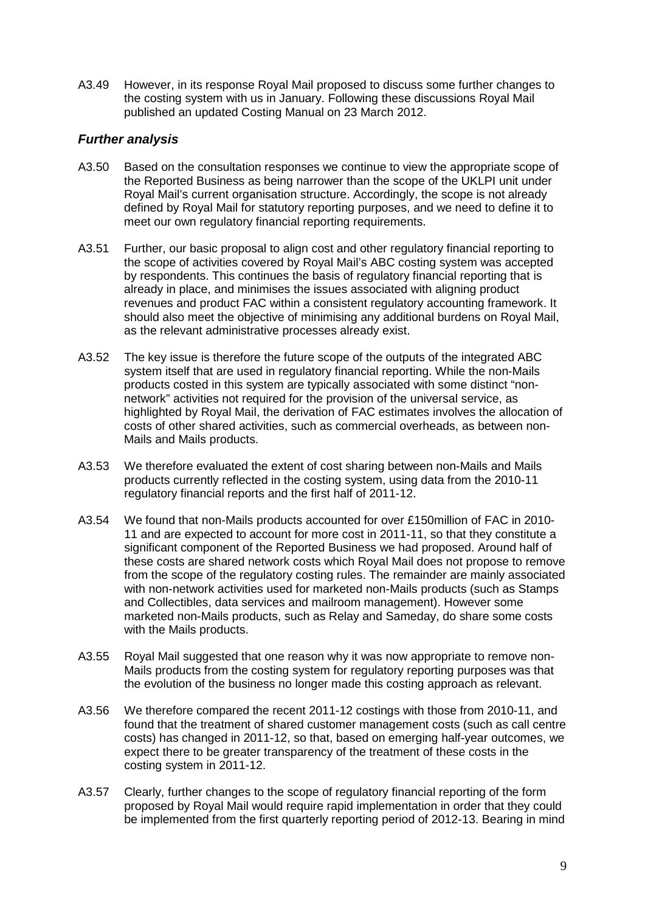A3.49 However, in its response Royal Mail proposed to discuss some further changes to the costing system with us in January. Following these discussions Royal Mail published an updated Costing Manual on 23 March 2012.

### *Further analysis*

A3.50 Based on the consultation responses we continue to view the appropriate scope of the Reported Business as being narrower than the scope of the UKLPI unit under Royal Mail's current organisation structure. Accordingly, the scope is not already defined by Royal Mail for statutory reporting purposes, and we need to define it to meet our own regulatory financial reporting requirements.

A3.51 Further, our basic proposal to align cost and other regulatory financial reporting to the scope of activities covered by Royal Mail's ABC costing system was accepted by respondents. This continues the basis of regulatory financial reporting that is already in place, and minimises the issues associated with aligning product revenues and product FAC within a consistent regulatory accounting framework. It should also meet the objective of minimising any additional burdens on Royal Mail, as the relevant administrative processes already exist.

A3.52 The key issue is therefore the future scope of the outputs of the integrated ABC system itself that are used in regulatory financial reporting. While the non-Mails products costed in this system are typically associated with some distinct "non-network" activities not required for the provision of the universal service, as highlighted by Royal Mail, the derivation of FAC estimates involves the allocation of costs of other shared activities, such as commercial overheads, as between non-Mails and Mails products.

A3.53 We therefore evaluated the extent of cost sharing between non-Mails and Mails products currently reflected in the costing system, using data from the 2010-11 regulatory financial reports and the first half of 2011-12.

A3.54 We found that non-Mails products accounted for over £150million of FAC in 2010-11 and are expected to account for more cost in 2011-11, so that they constitute a significant component of the Reported Business we had proposed. Around half of these costs are shared network costs which Royal Mail does not propose to remove from the scope of the regulatory costing rules. The remainder are mainly associated with non-network activities used for marketed non-Mails products (such as Stamps and Collectibles, data services and mailroom management). However some marketed non-Mails products, such as Relay and Sameday, do share some costs with the Mails products.

A3.55 Royal Mail suggested that one reason why it was now appropriate to remove non-Mails products from the costing system for regulatory reporting purposes was that the evolution of the business no longer made this costing approach as relevant.

A3.56 We therefore compared the recent 2011-12 costings with those from 2010-11, and found that the treatment of shared customer management costs (such as call centre costs) has changed in 2011-12, so that, based on emerging half-year outcomes, we expect there to be greater transparency of the treatment of these costs in the costing system in 2011-12.

A3.57 Clearly, further changes to the scope of regulatory financial reporting of the form proposed by Royal Mail would require rapid implementation in order that they could be implemented from the first quarterly reporting period of 2012-13. Bearing in mind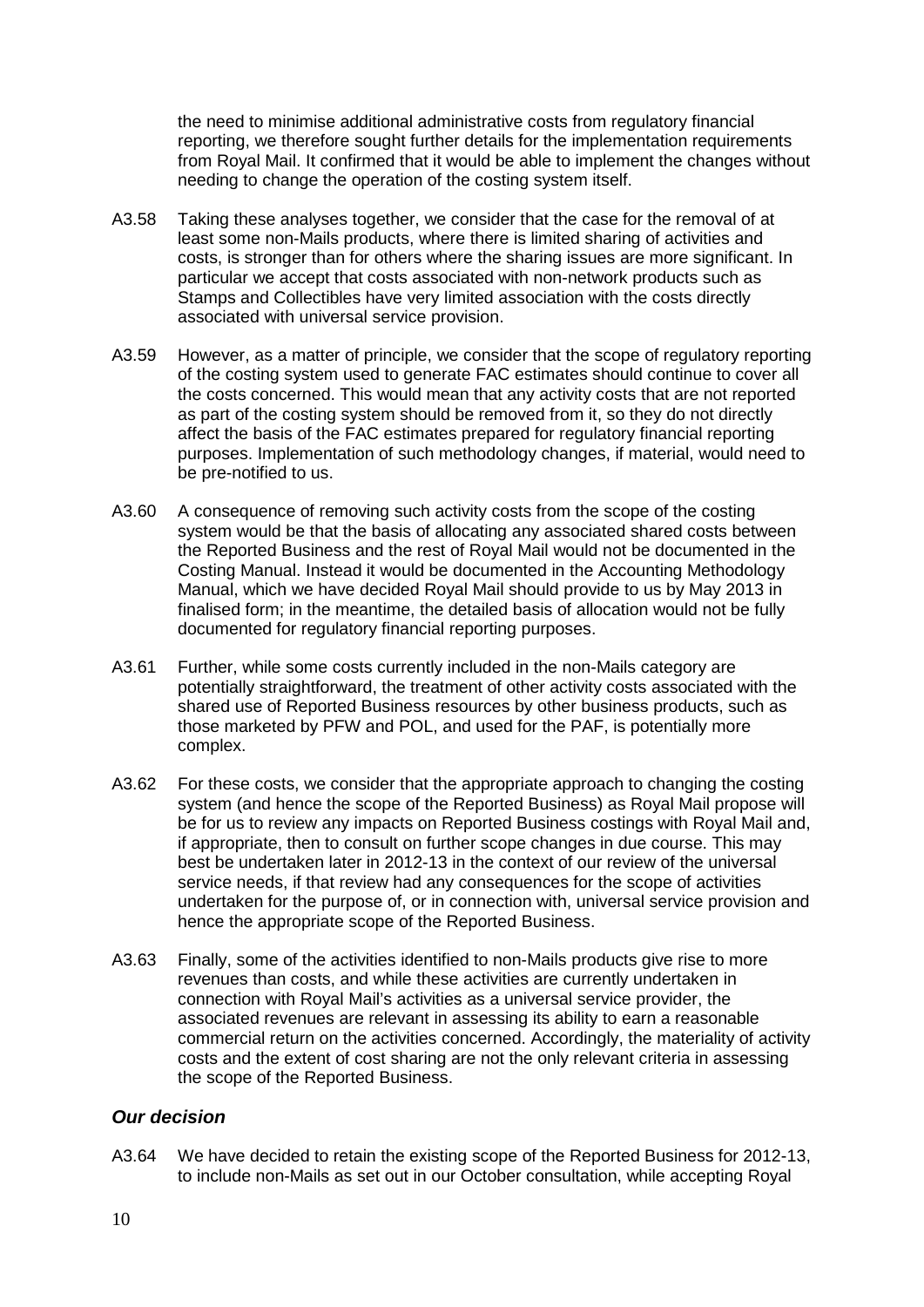the need to minimise additional administrative costs from regulatory financial reporting, we therefore sought further details for the implementation requirements from Royal Mail. It confirmed that it would be able to implement the changes without needing to change the operation of the costing system itself.

A3.58 Taking these analyses together, we consider that the case for the removal of at least some non-Mails products, where there is limited sharing of activities and costs, is stronger than for others where the sharing issues are more significant. In particular we accept that costs associated with non-network products such as Stamps and Collectibles have very limited association with the costs directly associated with universal service provision.

A3.59 However, as a matter of principle, we consider that the scope of regulatory reporting of the costing system used to generate FAC estimates should continue to cover all the costs concerned. This would mean that any activity costs that are not reported as part of the costing system should be removed from it, so they do not directly affect the basis of the FAC estimates prepared for regulatory financial reporting purposes. Implementation of such methodology changes, if material, would need to be pre-notified to us.

A3.60 A consequence of removing such activity costs from the scope of the costing system would be that the basis of allocating any associated shared costs between the Reported Business and the rest of Royal Mail would not be documented in the Costing Manual. Instead it would be documented in the Accounting Methodology Manual, which we have decided Royal Mail should provide to us by May 2013 in finalised form; in the meantime, the detailed basis of allocation would not be fully documented for regulatory financial reporting purposes.

A3.61 Further, while some costs currently included in the non-Mails category are potentially straightforward, the treatment of other activity costs associated with the shared use of Reported Business resources by other business products, such as those marketed by PFW and POL, and used for the PAF, is potentially more complex.

A3.62 For these costs, we consider that the appropriate approach to changing the costing system (and hence the scope of the Reported Business) as Royal Mail propose will be for us to review any impacts on Reported Business costings with Royal Mail and, if appropriate, then to consult on further scope changes in due course. This may best be undertaken later in 2012-13 in the context of our review of the universal service needs, if that review had any consequences for the scope of activities undertaken for the purpose of, or in connection with, universal service provision and hence the appropriate scope of the Reported Business.

A3.63 Finally, some of the activities identified to non-Mails products give rise to more revenues than costs, and while these activities are currently undertaken in connection with Royal Mail's activities as a universal service provider, the associated revenues are relevant in assessing its ability to earn a reasonable commercial return on the activities concerned. Accordingly, the materiality of activity costs and the extent of cost sharing are not the only relevant criteria in assessing the scope of the Reported Business.

### *Our decision*

A3.64 We have decided to retain the existing scope of the Reported Business for 2012-13, to include non-Mails as set out in our October consultation, while accepting Royal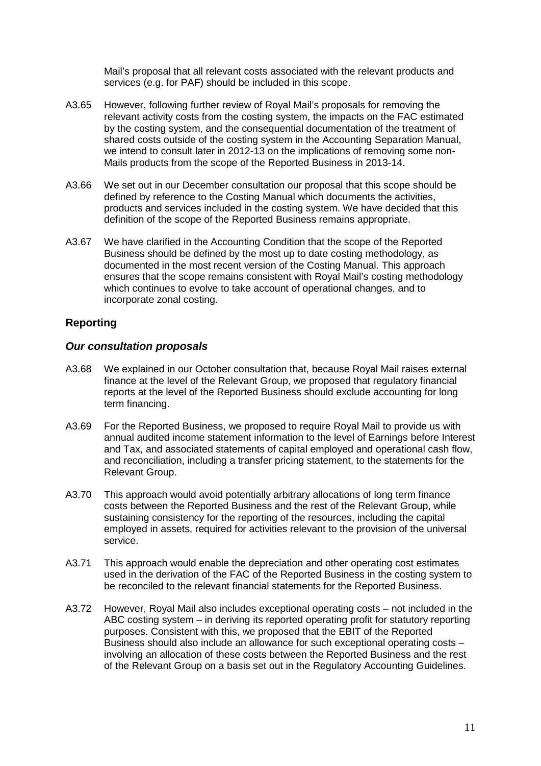Mail's proposal that all relevant costs associated with the relevant products and services (e.g. for PAF) should be included in this scope.

A3.65 However, following further review of Royal Mail's proposals for removing the relevant activity costs from the costing system, the impacts on the FAC estimated by the costing system, and the consequential documentation of the treatment of shared costs outside of the costing system in the Accounting Separation Manual, we intend to consult later in 2012-13 on the implications of removing some non-Mails products from the scope of the Reported Business in 2013-14.

A3.66 We set out in our December consultation our proposal that this scope should be defined by reference to the Costing Manual which documents the activities, products and services included in the costing system. We have decided that this definition of the scope of the Reported Business remains appropriate.

A3.67 We have clarified in the Accounting Condition that the scope of the Reported Business should be defined by the most up to date costing methodology, as documented in the most recent version of the Costing Manual. This approach ensures that the scope remains consistent with Royal Mail's costing methodology which continues to evolve to take account of operational changes, and to incorporate zonal costing.

## Reporting

### *Our consultation proposals*

A3.68 We explained in our October consultation that, because Royal Mail raises external finance at the level of the Relevant Group, we proposed that regulatory financial reports at the level of the Reported Business should exclude accounting for long term financing.

A3.69 For the Reported Business, we proposed to require Royal Mail to provide us with annual audited income statement information to the level of Earnings before Interest and Tax, and associated statements of capital employed and operational cash flow, and reconciliation, including a transfer pricing statement, to the statements for the Relevant Group.

A3.70 This approach would avoid potentially arbitrary allocations of long term finance costs between the Reported Business and the rest of the Relevant Group, while sustaining consistency for the reporting of the resources, including the capital employed in assets, required for activities relevant to the provision of the universal service.

A3.71 This approach would enable the depreciation and other operating cost estimates used in the derivation of the FAC of the Reported Business in the costing system to be reconciled to the relevant financial statements for the Reported Business.

A3.72 However, Royal Mail also includes exceptional operating costs – not included in the ABC costing system – in deriving its reported operating profit for statutory reporting purposes. Consistent with this, we proposed that the EBIT of the Reported Business should also include an allowance for such exceptional operating costs – involving an allocation of these costs between the Reported Business and the rest of the Relevant Group on a basis set out in the Regulatory Accounting Guidelines.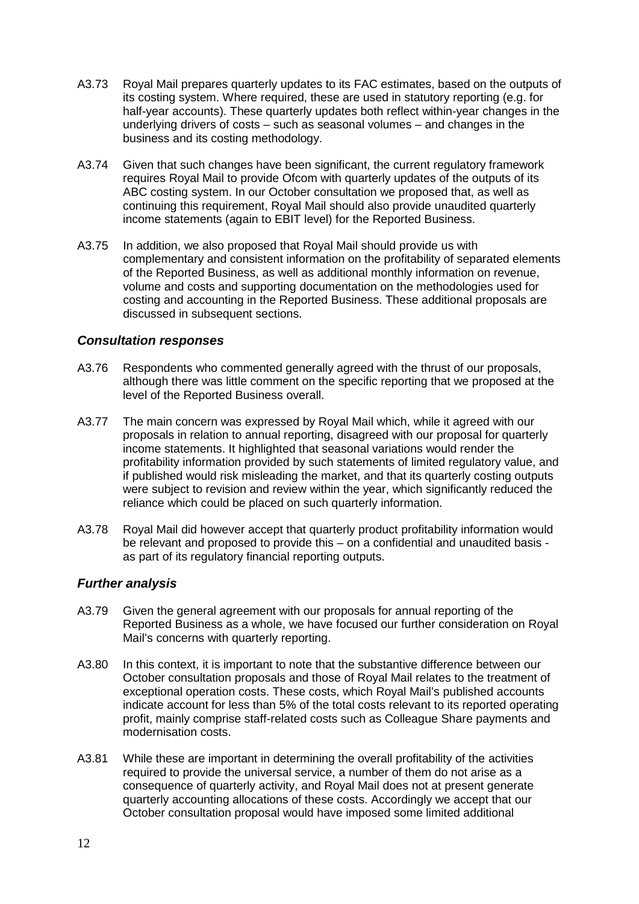A3.73 Royal Mail prepares quarterly updates to its FAC estimates, based on the outputs of its costing system. Where required, these are used in statutory reporting (e.g. for half-year accounts). These quarterly updates both reflect within-year changes in the underlying drivers of costs – such as seasonal volumes – and changes in the business and its costing methodology.

A3.74 Given that such changes have been significant, the current regulatory framework requires Royal Mail to provide Ofcom with quarterly updates of the outputs of its ABC costing system. In our October consultation we proposed that, as well as continuing this requirement, Royal Mail should also provide unaudited quarterly income statements (again to EBIT level) for the Reported Business.

A3.75 In addition, we also proposed that Royal Mail should provide us with complementary and consistent information on the profitability of separated elements of the Reported Business, as well as additional monthly information on revenue, volume and costs and supporting documentation on the methodologies used for costing and accounting in the Reported Business. These additional proposals are discussed in subsequent sections.

### *Consultation responses*

A3.76 Respondents who commented generally agreed with the thrust of our proposals, although there was little comment on the specific reporting that we proposed at the level of the Reported Business overall.

A3.77 The main concern was expressed by Royal Mail which, while it agreed with our proposals in relation to annual reporting, disagreed with our proposal for quarterly income statements. It highlighted that seasonal variations would render the profitability information provided by such statements of limited regulatory value, and if published would risk misleading the market, and that its quarterly costing outputs were subject to revision and review within the year, which significantly reduced the reliance which could be placed on such quarterly information.

A3.78 Royal Mail did however accept that quarterly product profitability information would be relevant and proposed to provide this – on a confidential and unaudited basis - as part of its regulatory financial reporting outputs.

### *Further analysis*

A3.79 Given the general agreement with our proposals for annual reporting of the Reported Business as a whole, we have focused our further consideration on Royal Mail's concerns with quarterly reporting.

A3.80 In this context, it is important to note that the substantive difference between our October consultation proposals and those of Royal Mail relates to the treatment of exceptional operation costs. These costs, which Royal Mail's published accounts indicate account for less than 5% of the total costs relevant to its reported operating profit, mainly comprise staff-related costs such as Colleague Share payments and modernisation costs.

A3.81 While these are important in determining the overall profitability of the activities required to provide the universal service, a number of them do not arise as a consequence of quarterly activity, and Royal Mail does not at present generate quarterly accounting allocations of these costs. Accordingly we accept that our October consultation proposal would have imposed some limited additional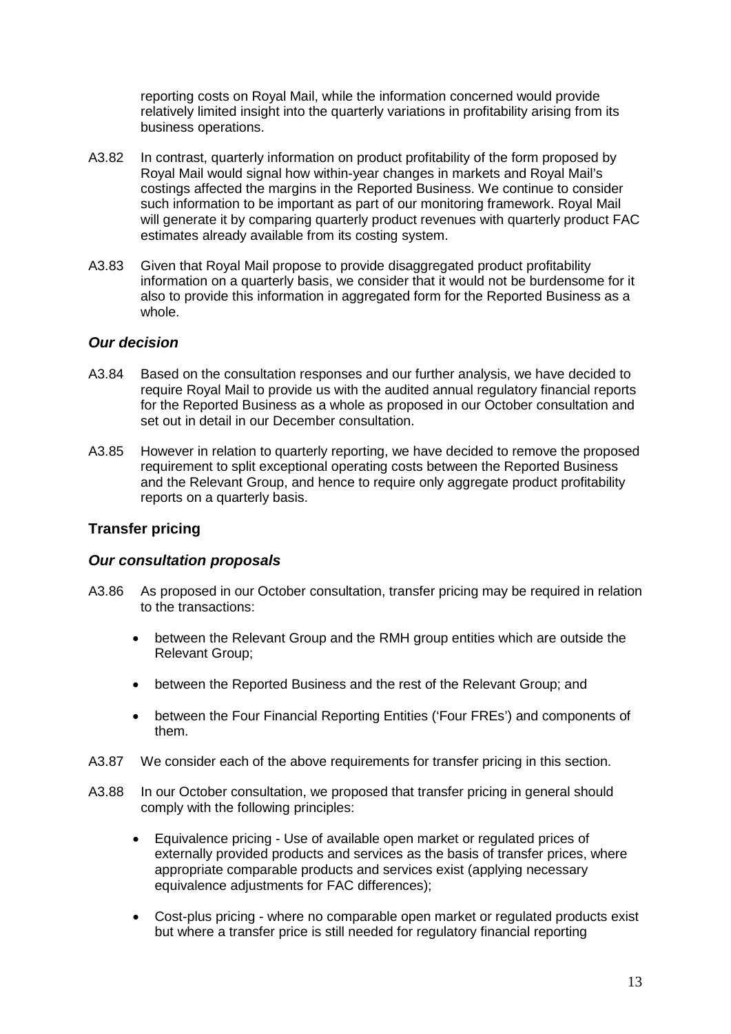reporting costs on Royal Mail, while the information concerned would provide relatively limited insight into the quarterly variations in profitability arising from its business operations.

A3.82 In contrast, quarterly information on product profitability of the form proposed by Royal Mail would signal how within-year changes in markets and Royal Mail's costings affected the margins in the Reported Business. We continue to consider such information to be important as part of our monitoring framework. Royal Mail will generate it by comparing quarterly product revenues with quarterly product FAC estimates already available from its costing system.

A3.83 Given that Royal Mail propose to provide disaggregated product profitability information on a quarterly basis, we consider that it would not be burdensome for it also to provide this information in aggregated form for the Reported Business as a whole.

### *Our decision*

A3.84 Based on the consultation responses and our further analysis, we have decided to require Royal Mail to provide us with the audited annual regulatory financial reports for the Reported Business as a whole as proposed in our October consultation and set out in detail in our December consultation.

A3.85 However in relation to quarterly reporting, we have decided to remove the proposed requirement to split exceptional operating costs between the Reported Business and the Relevant Group, and hence to require only aggregate product profitability reports on a quarterly basis.

## Transfer pricing

### *Our consultation proposals*

A3.86 As proposed in our October consultation, transfer pricing may be required in relation to the transactions:

- between the Relevant Group and the RMH group entities which are outside the Relevant Group;
- between the Reported Business and the rest of the Relevant Group; and
- between the Four Financial Reporting Entities ('Four FREs') and components of them.

A3.87 We consider each of the above requirements for transfer pricing in this section.

A3.88 In our October consultation, we proposed that transfer pricing in general should comply with the following principles:

- Equivalence pricing - Use of available open market or regulated prices of externally provided products and services as the basis of transfer prices, where appropriate comparable products and services exist (applying necessary equivalence adjustments for FAC differences);
- Cost-plus pricing - where no comparable open market or regulated products exist but where a transfer price is still needed for regulatory financial reporting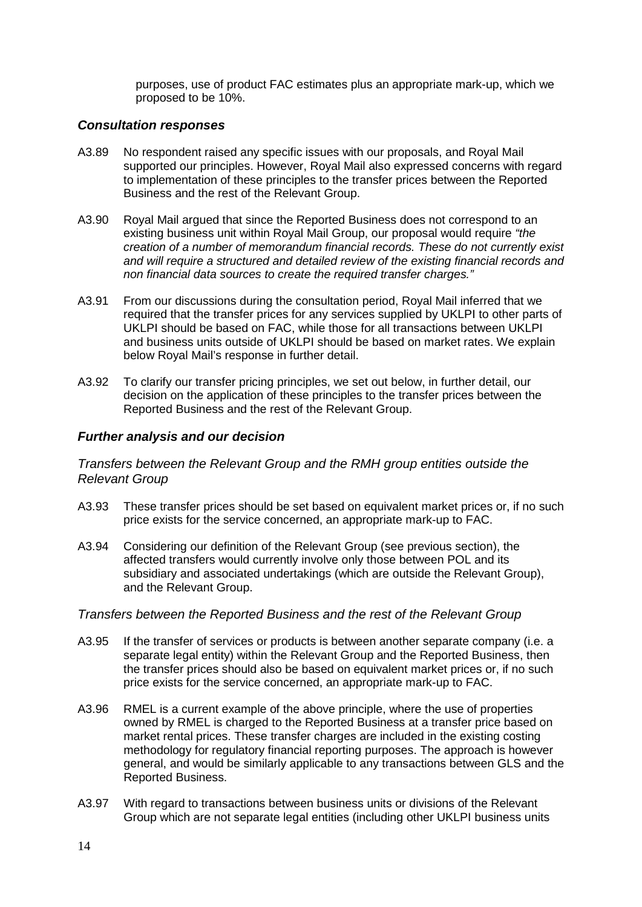purposes, use of product FAC estimates plus an appropriate mark-up, which we proposed to be 10%.

### *Consultation responses*

A3.89 No respondent raised any specific issues with our proposals, and Royal Mail supported our principles. However, Royal Mail also expressed concerns with regard to implementation of these principles to the transfer prices between the Reported Business and the rest of the Relevant Group.

A3.90 Royal Mail argued that since the Reported Business does not correspond to an existing business unit within Royal Mail Group, our proposal would require *"the creation of a number of memorandum financial records. These do not currently exist and will require a structured and detailed review of the existing financial records and non financial data sources to create the required transfer charges."*

A3.91 From our discussions during the consultation period, Royal Mail inferred that we required that the transfer prices for any services supplied by UKLPI to other parts of UKLPI should be based on FAC, while those for all transactions between UKLPI and business units outside of UKLPI should be based on market rates. We explain below Royal Mail's response in further detail.

A3.92 To clarify our transfer pricing principles, we set out below, in further detail, our decision on the application of these principles to the transfer prices between the Reported Business and the rest of the Relevant Group.

### *Further analysis and our decision*

#### *Transfers between the Relevant Group and the RMH group entities outside the Relevant Group*

A3.93 These transfer prices should be set based on equivalent market prices or, if no such price exists for the service concerned, an appropriate mark-up to FAC.

A3.94 Considering our definition of the Relevant Group (see previous section), the affected transfers would currently involve only those between POL and its subsidiary and associated undertakings (which are outside the Relevant Group), and the Relevant Group.

#### *Transfers between the Reported Business and the rest of the Relevant Group*

A3.95 If the transfer of services or products is between another separate company (i.e. a separate legal entity) within the Relevant Group and the Reported Business, then the transfer prices should also be based on equivalent market prices or, if no such price exists for the service concerned, an appropriate mark-up to FAC.

A3.96 RMEL is a current example of the above principle, where the use of properties owned by RMEL is charged to the Reported Business at a transfer price based on market rental prices. These transfer charges are included in the existing costing methodology for regulatory financial reporting purposes. The approach is however general, and would be similarly applicable to any transactions between GLS and the Reported Business.

A3.97 With regard to transactions between business units or divisions of the Relevant Group which are not separate legal entities (including other UKLPI business units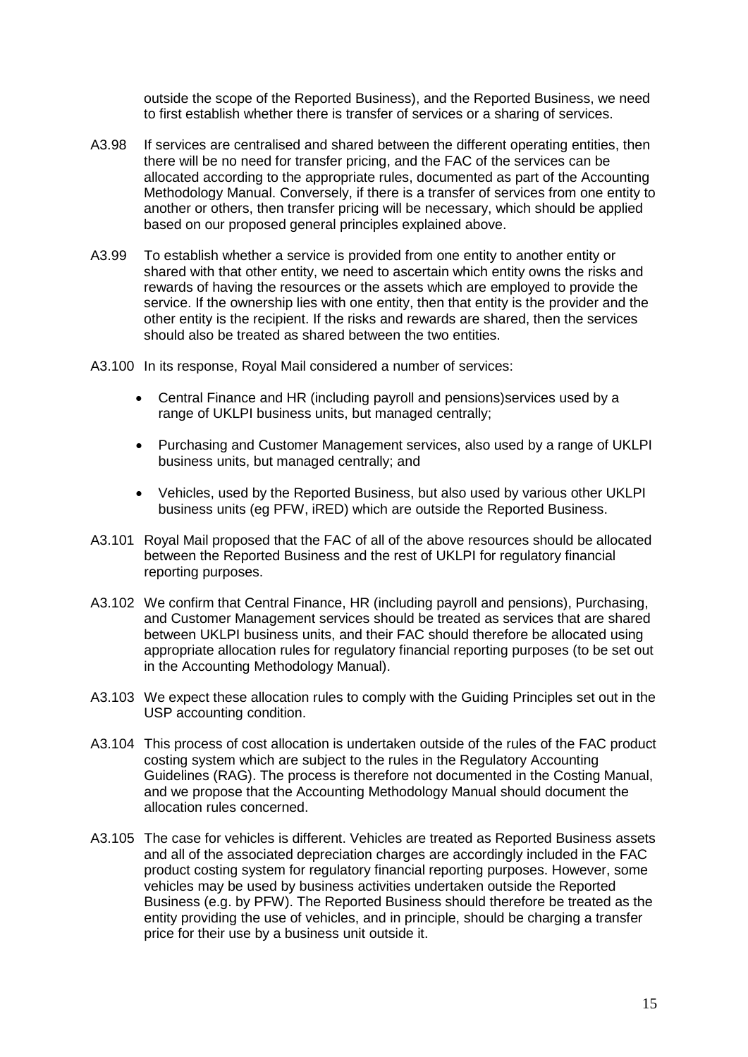outside the scope of the Reported Business), and the Reported Business, we need to first establish whether there is transfer of services or a sharing of services.

A3.98 If services are centralised and shared between the different operating entities, then there will be no need for transfer pricing, and the FAC of the services can be allocated according to the appropriate rules, documented as part of the Accounting Methodology Manual. Conversely, if there is a transfer of services from one entity to another or others, then transfer pricing will be necessary, which should be applied based on our proposed general principles explained above.

A3.99 To establish whether a service is provided from one entity to another entity or shared with that other entity, we need to ascertain which entity owns the risks and rewards of having the resources or the assets which are employed to provide the service. If the ownership lies with one entity, then that entity is the provider and the other entity is the recipient. If the risks and rewards are shared, then the services should also be treated as shared between the two entities.

A3.100 In its response, Royal Mail considered a number of services:

- Central Finance and HR (including payroll and pensions)services used by a range of UKLPI business units, but managed centrally;
- Purchasing and Customer Management services, also used by a range of UKLPI business units, but managed centrally; and
- Vehicles, used by the Reported Business, but also used by various other UKLPI business units (eg PFW, iRED) which are outside the Reported Business.

A3.101 Royal Mail proposed that the FAC of all of the above resources should be allocated between the Reported Business and the rest of UKLPI for regulatory financial reporting purposes.

A3.102 We confirm that Central Finance, HR (including payroll and pensions), Purchasing, and Customer Management services should be treated as services that are shared between UKLPI business units, and their FAC should therefore be allocated using appropriate allocation rules for regulatory financial reporting purposes (to be set out in the Accounting Methodology Manual).

A3.103 We expect these allocation rules to comply with the Guiding Principles set out in the USP accounting condition.

A3.104 This process of cost allocation is undertaken outside of the rules of the FAC product costing system which are subject to the rules in the Regulatory Accounting Guidelines (RAG). The process is therefore not documented in the Costing Manual, and we propose that the Accounting Methodology Manual should document the allocation rules concerned.

A3.105 The case for vehicles is different. Vehicles are treated as Reported Business assets and all of the associated depreciation charges are accordingly included in the FAC product costing system for regulatory financial reporting purposes. However, some vehicles may be used by business activities undertaken outside the Reported Business (e.g. by PFW). The Reported Business should therefore be treated as the entity providing the use of vehicles, and in principle, should be charging a transfer price for their use by a business unit outside it.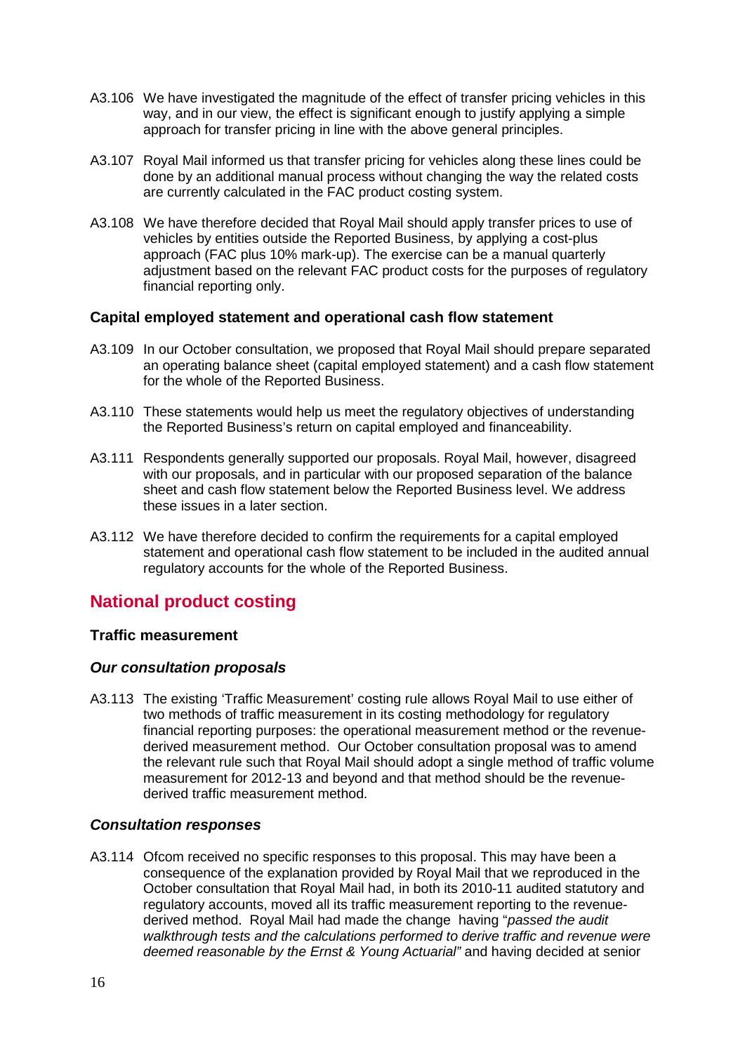A3.106 We have investigated the magnitude of the effect of transfer pricing vehicles in this way, and in our view, the effect is significant enough to justify applying a simple approach for transfer pricing in line with the above general principles.

A3.107 Royal Mail informed us that transfer pricing for vehicles along these lines could be done by an additional manual process without changing the way the related costs are currently calculated in the FAC product costing system.

A3.108 We have therefore decided that Royal Mail should apply transfer prices to use of vehicles by entities outside the Reported Business, by applying a cost-plus approach (FAC plus 10% mark-up). The exercise can be a manual quarterly adjustment based on the relevant FAC product costs for the purposes of regulatory financial reporting only.

### Capital employed statement and operational cash flow statement

A3.109 In our October consultation, we proposed that Royal Mail should prepare separated an operating balance sheet (capital employed statement) and a cash flow statement for the whole of the Reported Business.

A3.110 These statements would help us meet the regulatory objectives of understanding the Reported Business's return on capital employed and financeability.

A3.111 Respondents generally supported our proposals. Royal Mail, however, disagreed with our proposals, and in particular with our proposed separation of the balance sheet and cash flow statement below the Reported Business level. We address these issues in a later section.

A3.112 We have therefore decided to confirm the requirements for a capital employed statement and operational cash flow statement to be included in the audited annual regulatory accounts for the whole of the Reported Business.

## National product costing

### Traffic measurement

#### *Our consultation proposals*

A3.113 The existing 'Traffic Measurement' costing rule allows Royal Mail to use either of two methods of traffic measurement in its costing methodology for regulatory financial reporting purposes: the operational measurement method or the revenue-derived measurement method. Our October consultation proposal was to amend the relevant rule such that Royal Mail should adopt a single method of traffic volume measurement for 2012-13 and beyond and that method should be the revenue-derived traffic measurement method.

#### *Consultation responses*

A3.114 Ofcom received no specific responses to this proposal. This may have been a consequence of the explanation provided by Royal Mail that we reproduced in the October consultation that Royal Mail had, in both its 2010-11 audited statutory and regulatory accounts, moved all its traffic measurement reporting to the revenue-derived method. Royal Mail had made the change having "*passed the audit walkthrough tests and the calculations performed to derive traffic and revenue were deemed reasonable by the Ernst & Young Actuarial"* and having decided at senior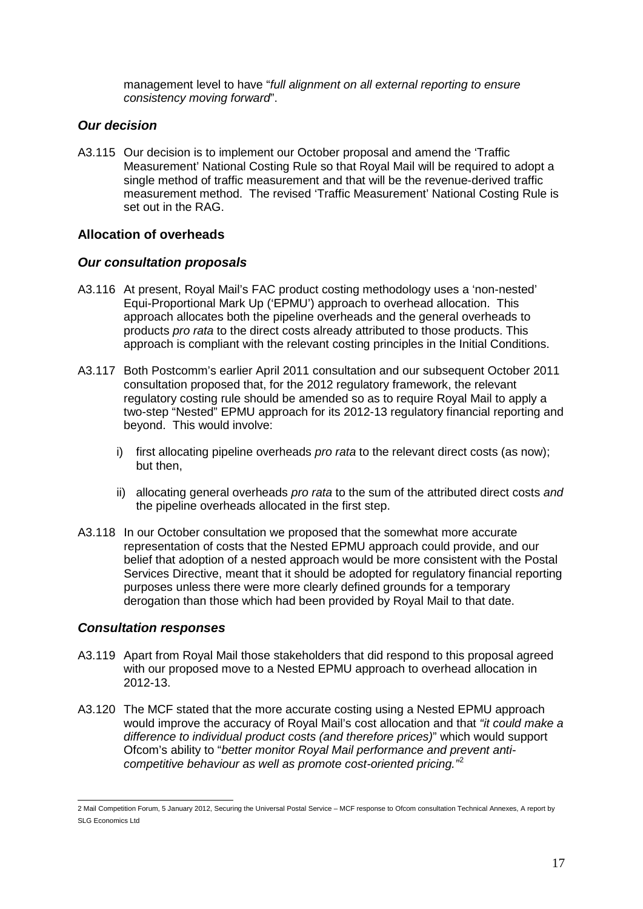management level to have "*full alignment on all external reporting to ensure consistency moving forward*".

### *Our decision*

A3.115 Our decision is to implement our October proposal and amend the 'Traffic Measurement' National Costing Rule so that Royal Mail will be required to adopt a single method of traffic measurement and that will be the revenue-derived traffic measurement method. The revised 'Traffic Measurement' National Costing Rule is set out in the RAG.

## Allocation of overheads

### *Our consultation proposals*

A3.116 At present, Royal Mail's FAC product costing methodology uses a 'non-nested' Equi-Proportional Mark Up ('EPMU') approach to overhead allocation. This approach allocates both the pipeline overheads and the general overheads to products *pro rata* to the direct costs already attributed to those products. This approach is compliant with the relevant costing principles in the Initial Conditions.

A3.117 Both Postcomm's earlier April 2011 consultation and our subsequent October 2011 consultation proposed that, for the 2012 regulatory framework, the relevant regulatory costing rule should be amended so as to require Royal Mail to apply a two-step "Nested" EPMU approach for its 2012-13 regulatory financial reporting and beyond. This would involve:

i) first allocating pipeline overheads *pro rata* to the relevant direct costs (as now); but then,

ii) allocating general overheads *pro rata* to the sum of the attributed direct costs *and* the pipeline overheads allocated in the first step.

A3.118 In our October consultation we proposed that the somewhat more accurate representation of costs that the Nested EPMU approach could provide, and our belief that adoption of a nested approach would be more consistent with the Postal Services Directive, meant that it should be adopted for regulatory financial reporting purposes unless there were more clearly defined grounds for a temporary derogation than those which had been provided by Royal Mail to that date.

### *Consultation responses*

A3.119 Apart from Royal Mail those stakeholders that did respond to this proposal agreed with our proposed move to a Nested EPMU approach to overhead allocation in 2012-13.

A3.120 The MCF stated that the more accurate costing using a Nested EPMU approach would improve the accuracy of Royal Mail's cost allocation and that *"it could make a difference to individual product costs (and therefore prices)"* which would support Ofcom's ability to "*better monitor Royal Mail performance and prevent anti-competitive behaviour as well as promote cost-oriented pricing."*[2]

---

[2] Mail Competition Forum, 5 January 2012, Securing the Universal Postal Service – MCF response to Ofcom consultation Technical Annexes, A report by SLG Economics Ltd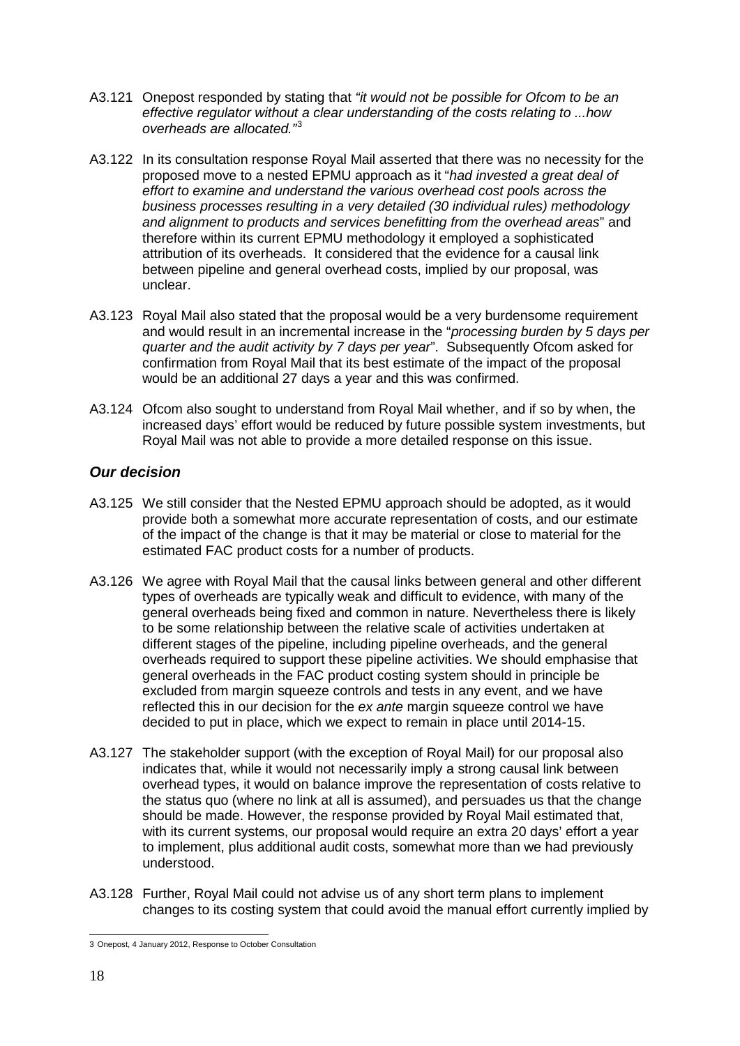A3.121 Onepost responded by stating that *"it would not be possible for Ofcom to be an effective regulator without a clear understanding of the costs relating to ...how overheads are allocated."*[3]

A3.122 In its consultation response Royal Mail asserted that there was no necessity for the proposed move to a nested EPMU approach as it "*had invested a great deal of effort to examine and understand the various overhead cost pools across the business processes resulting in a very detailed (30 individual rules) methodology and alignment to products and services benefitting from the overhead areas*" and therefore within its current EPMU methodology it employed a sophisticated attribution of its overheads. It considered that the evidence for a causal link between pipeline and general overhead costs, implied by our proposal, was unclear.

A3.123 Royal Mail also stated that the proposal would be a very burdensome requirement and would result in an incremental increase in the "*processing burden by 5 days per quarter and the audit activity by 7 days per year*". Subsequently Ofcom asked for confirmation from Royal Mail that its best estimate of the impact of the proposal would be an additional 27 days a year and this was confirmed.

A3.124 Ofcom also sought to understand from Royal Mail whether, and if so by when, the increased days' effort would be reduced by future possible system investments, but Royal Mail was not able to provide a more detailed response on this issue.

### *Our decision*

A3.125 We still consider that the Nested EPMU approach should be adopted, as it would provide both a somewhat more accurate representation of costs, and our estimate of the impact of the change is that it may be material or close to material for the estimated FAC product costs for a number of products.

A3.126 We agree with Royal Mail that the causal links between general and other different types of overheads are typically weak and difficult to evidence, with many of the general overheads being fixed and common in nature. Nevertheless there is likely to be some relationship between the relative scale of activities undertaken at different stages of the pipeline, including pipeline overheads, and the general overheads required to support these pipeline activities. We should emphasise that general overheads in the FAC product costing system should in principle be excluded from margin squeeze controls and tests in any event, and we have reflected this in our decision for the *ex ante* margin squeeze control we have decided to put in place, which we expect to remain in place until 2014-15.

A3.127 The stakeholder support (with the exception of Royal Mail) for our proposal also indicates that, while it would not necessarily imply a strong causal link between overhead types, it would on balance improve the representation of costs relative to the status quo (where no link at all is assumed), and persuades us that the change should be made. However, the response provided by Royal Mail estimated that, with its current systems, our proposal would require an extra 20 days' effort a year to implement, plus additional audit costs, somewhat more than we had previously understood.

A3.128 Further, Royal Mail could not advise us of any short term plans to implement changes to its costing system that could avoid the manual effort currently implied by

---

3 Onepost, 4 January 2012, Response to October Consultation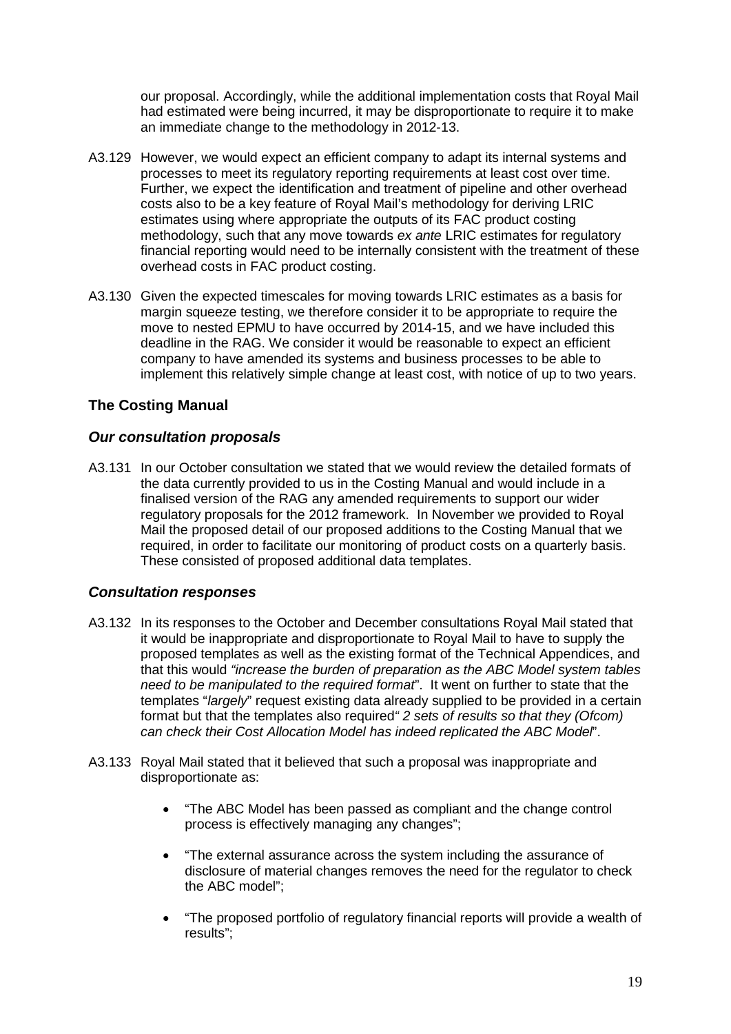our proposal. Accordingly, while the additional implementation costs that Royal Mail had estimated were being incurred, it may be disproportionate to require it to make an immediate change to the methodology in 2012-13.

A3.129 However, we would expect an efficient company to adapt its internal systems and processes to meet its regulatory reporting requirements at least cost over time. Further, we expect the identification and treatment of pipeline and other overhead costs also to be a key feature of Royal Mail's methodology for deriving LRIC estimates using where appropriate the outputs of its FAC product costing methodology, such that any move towards *ex ante* LRIC estimates for regulatory financial reporting would need to be internally consistent with the treatment of these overhead costs in FAC product costing.

A3.130 Given the expected timescales for moving towards LRIC estimates as a basis for margin squeeze testing, we therefore consider it to be appropriate to require the move to nested EPMU to have occurred by 2014-15, and we have included this deadline in the RAG. We consider it would be reasonable to expect an efficient company to have amended its systems and business processes to be able to implement this relatively simple change at least cost, with notice of up to two years.

## The Costing Manual

### *Our consultation proposals*

A3.131 In our October consultation we stated that we would review the detailed formats of the data currently provided to us in the Costing Manual and would include in a finalised version of the RAG any amended requirements to support our wider regulatory proposals for the 2012 framework. In November we provided to Royal Mail the proposed detail of our proposed additions to the Costing Manual that we required, in order to facilitate our monitoring of product costs on a quarterly basis. These consisted of proposed additional data templates.

### *Consultation responses*

A3.132 In its responses to the October and December consultations Royal Mail stated that it would be inappropriate and disproportionate to Royal Mail to have to supply the proposed templates as well as the existing format of the Technical Appendices, and that this would *"increase the burden of preparation as the ABC Model system tables need to be manipulated to the required format*". It went on further to state that the templates "*largely*" request existing data already supplied to be provided in a certain format but that the templates also required*" 2 sets of results so that they (Ofcom) can check their Cost Allocation Model has indeed replicated the ABC Model*".

A3.133 Royal Mail stated that it believed that such a proposal was inappropriate and disproportionate as:

- "The ABC Model has been passed as compliant and the change control process is effectively managing any changes";
- "The external assurance across the system including the assurance of disclosure of material changes removes the need for the regulator to check the ABC model";
- "The proposed portfolio of regulatory financial reports will provide a wealth of results";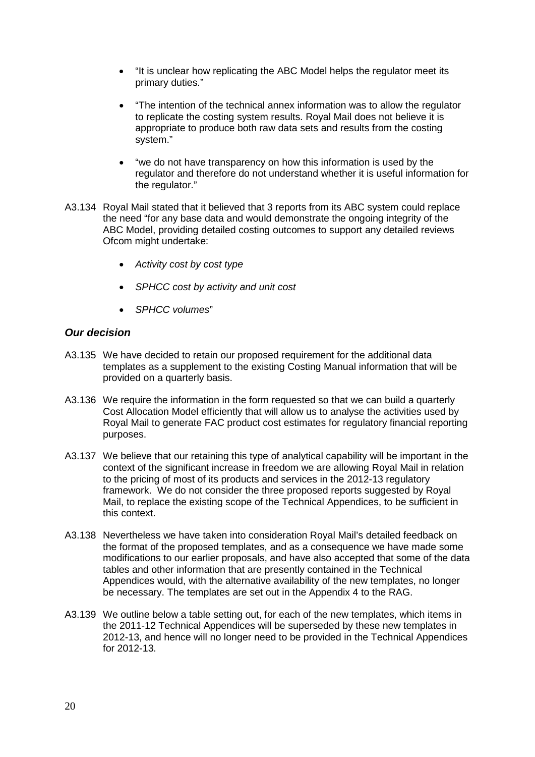- "It is unclear how replicating the ABC Model helps the regulator meet its primary duties."

- "The intention of the technical annex information was to allow the regulator to replicate the costing system results. Royal Mail does not believe it is appropriate to produce both raw data sets and results from the costing system."

- "we do not have transparency on how this information is used by the regulator and therefore do not understand whether it is useful information for the regulator."

A3.134 Royal Mail stated that it believed that 3 reports from its ABC system could replace the need "for any base data and would demonstrate the ongoing integrity of the ABC Model, providing detailed costing outcomes to support any detailed reviews Ofcom might undertake:

- *Activity cost by cost type*

- *SPHCC cost by activity and unit cost*

- *SPHCC volumes*"

### *Our decision*

A3.135 We have decided to retain our proposed requirement for the additional data templates as a supplement to the existing Costing Manual information that will be provided on a quarterly basis.

A3.136 We require the information in the form requested so that we can build a quarterly Cost Allocation Model efficiently that will allow us to analyse the activities used by Royal Mail to generate FAC product cost estimates for regulatory financial reporting purposes.

A3.137 We believe that our retaining this type of analytical capability will be important in the context of the significant increase in freedom we are allowing Royal Mail in relation to the pricing of most of its products and services in the 2012-13 regulatory framework. We do not consider the three proposed reports suggested by Royal Mail, to replace the existing scope of the Technical Appendices, to be sufficient in this context.

A3.138 Nevertheless we have taken into consideration Royal Mail's detailed feedback on the format of the proposed templates, and as a consequence we have made some modifications to our earlier proposals, and have also accepted that some of the data tables and other information that are presently contained in the Technical Appendices would, with the alternative availability of the new templates, no longer be necessary. The templates are set out in the Appendix 4 to the RAG.

A3.139 We outline below a table setting out, for each of the new templates, which items in the 2011-12 Technical Appendices will be superseded by these new templates in 2012-13, and hence will no longer need to be provided in the Technical Appendices for 2012-13.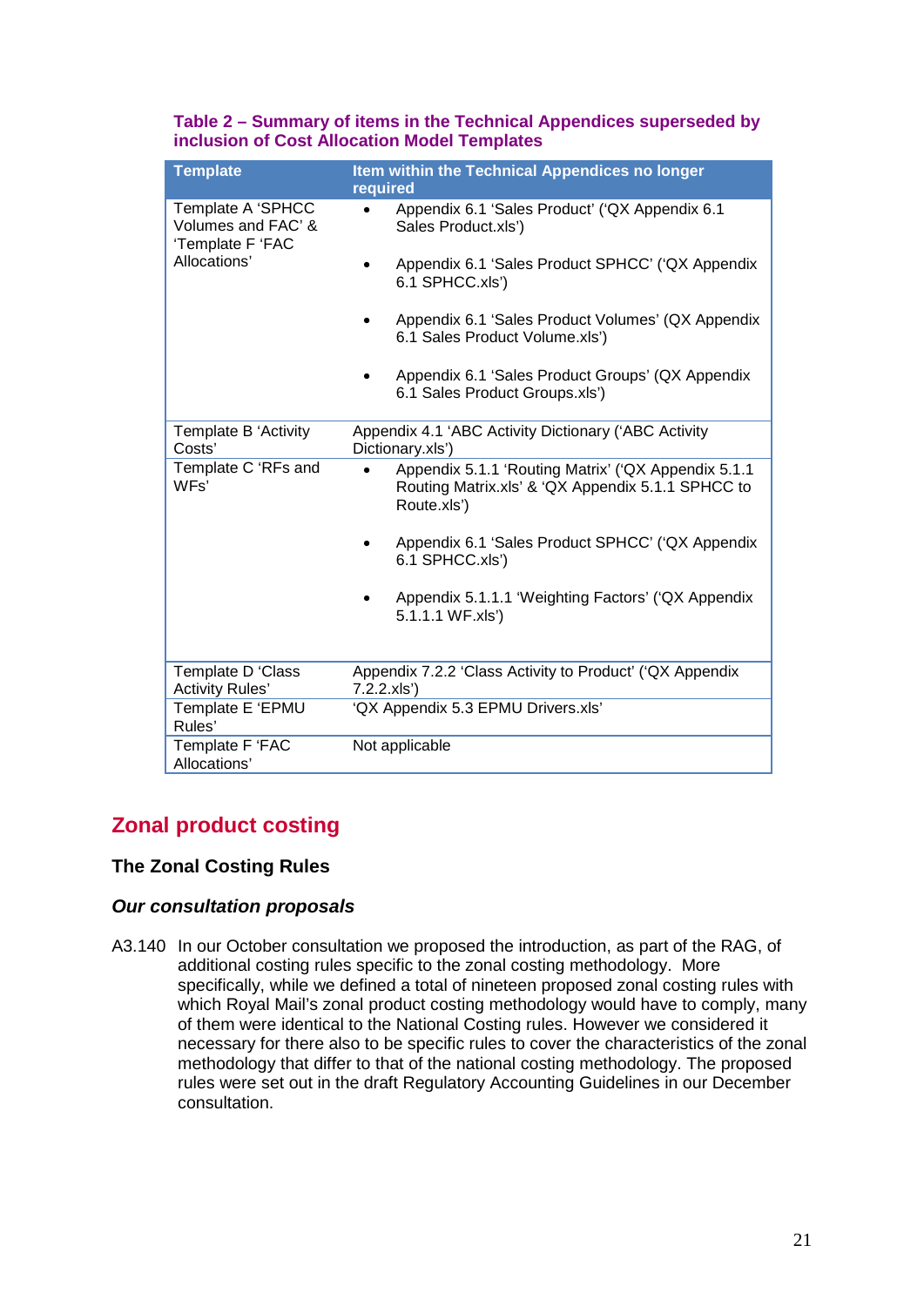**Table 2 – Summary of items in the Technical Appendices superseded by inclusion of Cost Allocation Model Templates**

| Template | Item within the Technical Appendices no longer required |
|---|---|
| Template A 'SPHCC Volumes and FAC' & 'Template F 'FAC Allocations' | • Appendix 6.1 'Sales Product' ('QX Appendix 6.1 Sales Product.xls')<br>• Appendix 6.1 'Sales Product SPHCC' ('QX Appendix 6.1 SPHCC.xls')<br>• Appendix 6.1 'Sales Product Volumes' (QX Appendix 6.1 Sales Product Volume.xls')<br>• Appendix 6.1 'Sales Product Groups' (QX Appendix 6.1 Sales Product Groups.xls') |
| Template B 'Activity Costs' | Appendix 4.1 'ABC Activity Dictionary ('ABC Activity Dictionary.xls') |
| Template C 'RFs and WFs' | • Appendix 5.1.1 'Routing Matrix' ('QX Appendix 5.1.1 Routing Matrix.xls' & 'QX Appendix 5.1.1 SPHCC to Route.xls')<br>• Appendix 6.1 'Sales Product SPHCC' ('QX Appendix 6.1 SPHCC.xls')<br>• Appendix 5.1.1.1 'Weighting Factors' ('QX Appendix 5.1.1.1 WF.xls') |
| Template D 'Class Activity Rules' | Appendix 7.2.2 'Class Activity to Product' ('QX Appendix 7.2.2.xls') |
| Template E 'EPMU Rules' | 'QX Appendix 5.3 EPMU Drivers.xls' |
| Template F 'FAC Allocations' | Not applicable |

## Zonal product costing

### The Zonal Costing Rules

#### *Our consultation proposals*

A3.140 In our October consultation we proposed the introduction, as part of the RAG, of additional costing rules specific to the zonal costing methodology. More specifically, while we defined a total of nineteen proposed zonal costing rules with which Royal Mail's zonal product costing methodology would have to comply, many of them were identical to the National Costing rules. However we considered it necessary for there also to be specific rules to cover the characteristics of the zonal methodology that differ to that of the national costing methodology. The proposed rules were set out in the draft Regulatory Accounting Guidelines in our December consultation.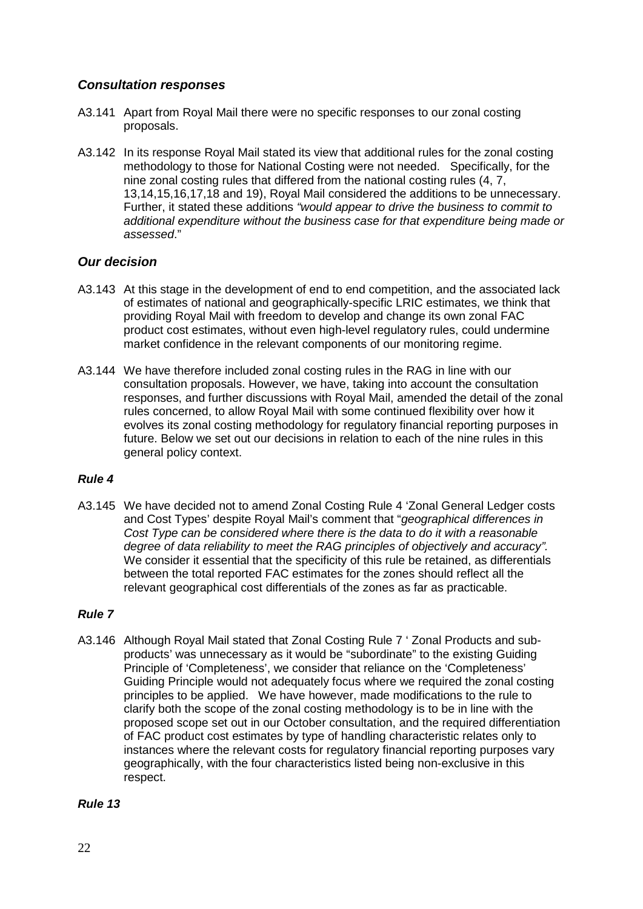### *Consultation responses*

A3.141 Apart from Royal Mail there were no specific responses to our zonal costing proposals.

A3.142 In its response Royal Mail stated its view that additional rules for the zonal costing methodology to those for National Costing were not needed. Specifically, for the nine zonal costing rules that differed from the national costing rules (4, 7, 13,14,15,16,17,18 and 19), Royal Mail considered the additions to be unnecessary. Further, it stated these additions *"would appear to drive the business to commit to additional expenditure without the business case for that expenditure being made or assessed*."

### *Our decision*

A3.143 At this stage in the development of end to end competition, and the associated lack of estimates of national and geographically-specific LRIC estimates, we think that providing Royal Mail with freedom to develop and change its own zonal FAC product cost estimates, without even high-level regulatory rules, could undermine market confidence in the relevant components of our monitoring regime.

A3.144 We have therefore included zonal costing rules in the RAG in line with our consultation proposals. However, we have, taking into account the consultation responses, and further discussions with Royal Mail, amended the detail of the zonal rules concerned, to allow Royal Mail with some continued flexibility over how it evolves its zonal costing methodology for regulatory financial reporting purposes in future. Below we set out our decisions in relation to each of the nine rules in this general policy context.

### *Rule 4*

A3.145 We have decided not to amend Zonal Costing Rule 4 'Zonal General Ledger costs and Cost Types' despite Royal Mail's comment that "*geographical differences in Cost Type can be considered where there is the data to do it with a reasonable degree of data reliability to meet the RAG principles of objectively and accuracy".* We consider it essential that the specificity of this rule be retained, as differentials between the total reported FAC estimates for the zones should reflect all the relevant geographical cost differentials of the zones as far as practicable.

### *Rule 7*

A3.146 Although Royal Mail stated that Zonal Costing Rule 7 ' Zonal Products and sub-products' was unnecessary as it would be "subordinate" to the existing Guiding Principle of 'Completeness', we consider that reliance on the 'Completeness' Guiding Principle would not adequately focus where we required the zonal costing principles to be applied. We have however, made modifications to the rule to clarify both the scope of the zonal costing methodology is to be in line with the proposed scope set out in our October consultation, and the required differentiation of FAC product cost estimates by type of handling characteristic relates only to instances where the relevant costs for regulatory financial reporting purposes vary geographically, with the four characteristics listed being non-exclusive in this respect.

### *Rule 13*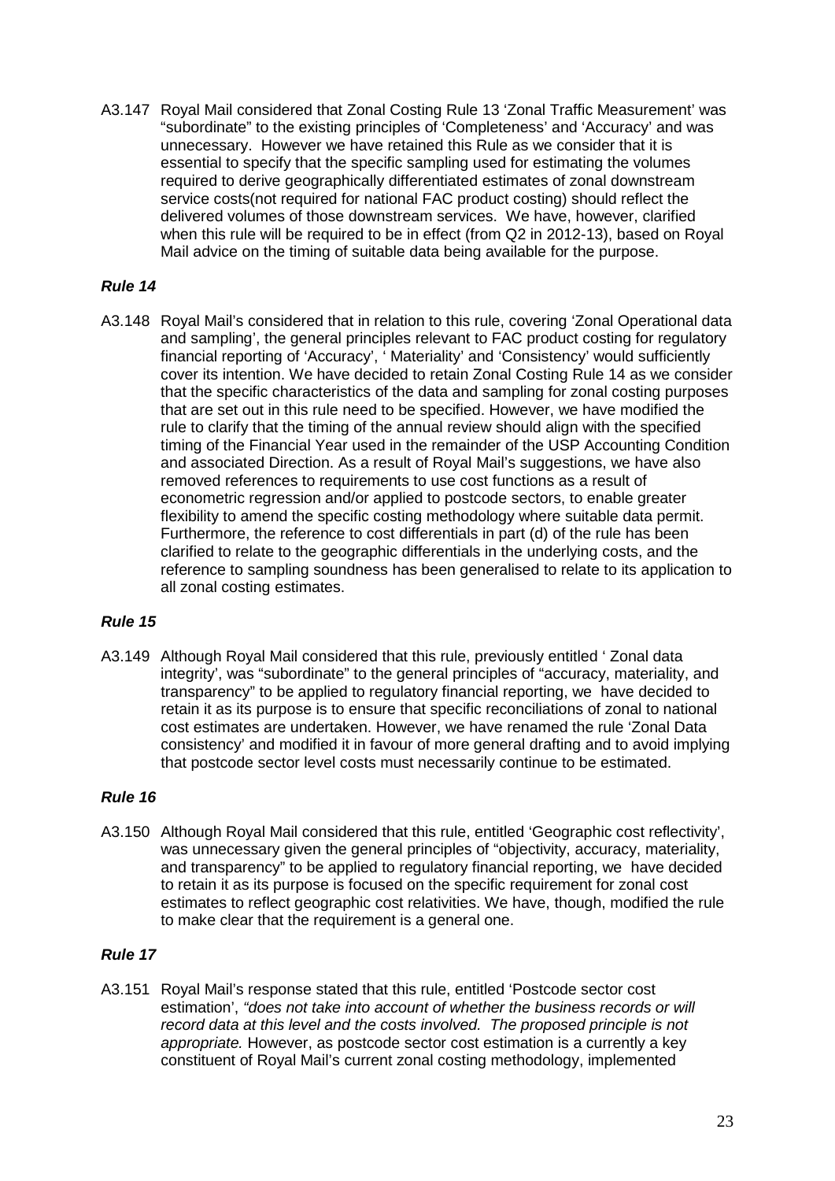A3.147 Royal Mail considered that Zonal Costing Rule 13 'Zonal Traffic Measurement' was "subordinate" to the existing principles of 'Completeness' and 'Accuracy' and was unnecessary. However we have retained this Rule as we consider that it is essential to specify that the specific sampling used for estimating the volumes required to derive geographically differentiated estimates of zonal downstream service costs(not required for national FAC product costing) should reflect the delivered volumes of those downstream services. We have, however, clarified when this rule will be required to be in effect (from Q2 in 2012-13), based on Royal Mail advice on the timing of suitable data being available for the purpose.

### *Rule 14*

A3.148 Royal Mail's considered that in relation to this rule, covering 'Zonal Operational data and sampling', the general principles relevant to FAC product costing for regulatory financial reporting of 'Accuracy', ' Materiality' and 'Consistency' would sufficiently cover its intention. We have decided to retain Zonal Costing Rule 14 as we consider that the specific characteristics of the data and sampling for zonal costing purposes that are set out in this rule need to be specified. However, we have modified the rule to clarify that the timing of the annual review should align with the specified timing of the Financial Year used in the remainder of the USP Accounting Condition and associated Direction. As a result of Royal Mail's suggestions, we have also removed references to requirements to use cost functions as a result of econometric regression and/or applied to postcode sectors, to enable greater flexibility to amend the specific costing methodology where suitable data permit. Furthermore, the reference to cost differentials in part (d) of the rule has been clarified to relate to the geographic differentials in the underlying costs, and the reference to sampling soundness has been generalised to relate to its application to all zonal costing estimates.

### *Rule 15*

A3.149 Although Royal Mail considered that this rule, previously entitled ' Zonal data integrity', was "subordinate" to the general principles of "accuracy, materiality, and transparency" to be applied to regulatory financial reporting, we have decided to retain it as its purpose is to ensure that specific reconciliations of zonal to national cost estimates are undertaken. However, we have renamed the rule 'Zonal Data consistency' and modified it in favour of more general drafting and to avoid implying that postcode sector level costs must necessarily continue to be estimated.

### *Rule 16*

A3.150 Although Royal Mail considered that this rule, entitled 'Geographic cost reflectivity', was unnecessary given the general principles of "objectivity, accuracy, materiality, and transparency" to be applied to regulatory financial reporting, we have decided to retain it as its purpose is focused on the specific requirement for zonal cost estimates to reflect geographic cost relativities. We have, though, modified the rule to make clear that the requirement is a general one.

### *Rule 17*

A3.151 Royal Mail's response stated that this rule, entitled 'Postcode sector cost estimation', *"does not take into account of whether the business records or will record data at this level and the costs involved. The proposed principle is not appropriate.* However, as postcode sector cost estimation is a currently a key constituent of Royal Mail's current zonal costing methodology, implemented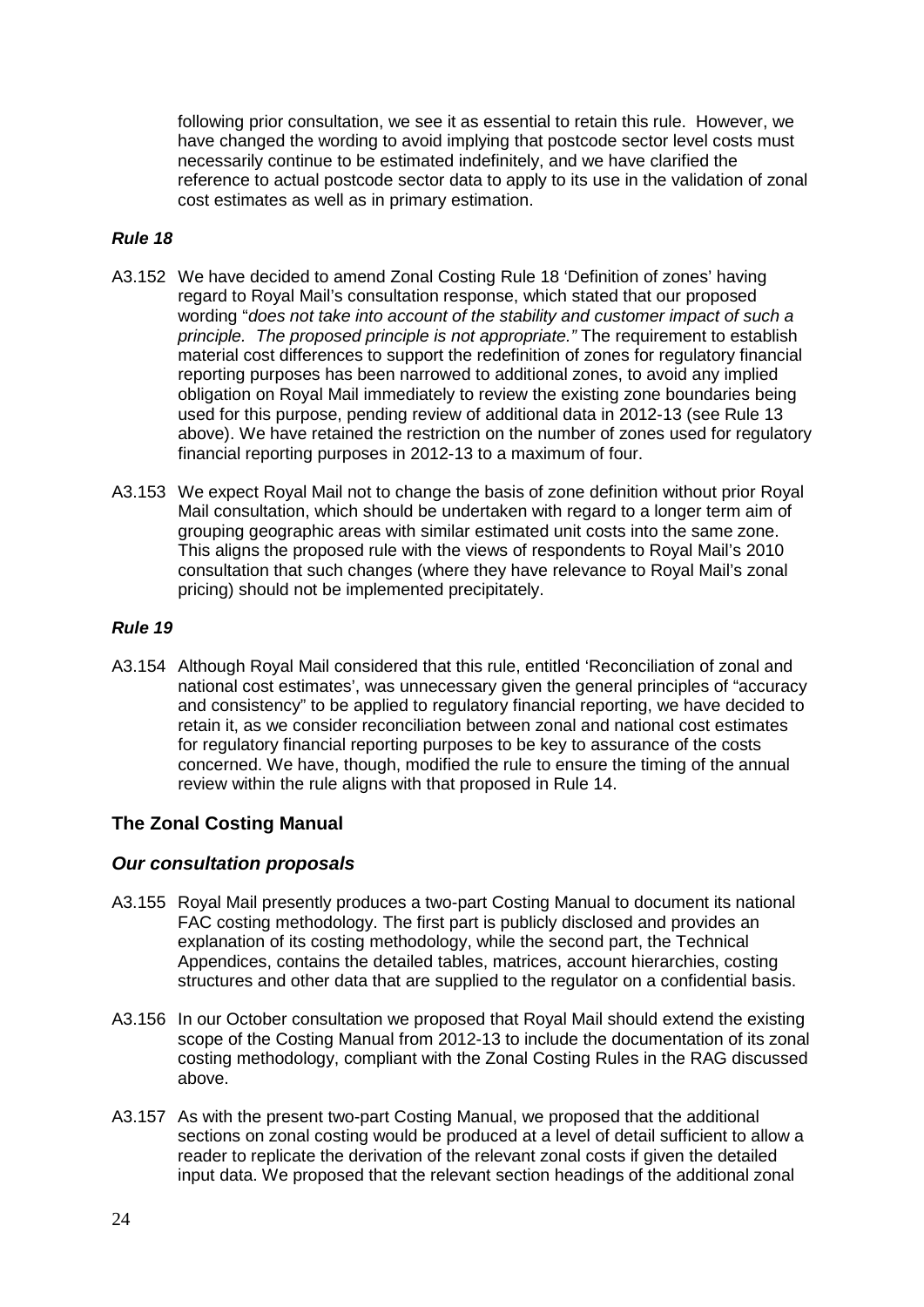following prior consultation, we see it as essential to retain this rule. However, we have changed the wording to avoid implying that postcode sector level costs must necessarily continue to be estimated indefinitely, and we have clarified the reference to actual postcode sector data to apply to its use in the validation of zonal cost estimates as well as in primary estimation.

### *Rule 18*

A3.152 We have decided to amend Zonal Costing Rule 18 'Definition of zones' having regard to Royal Mail's consultation response, which stated that our proposed wording "*does not take into account of the stability and customer impact of such a principle. The proposed principle is not appropriate.*" The requirement to establish material cost differences to support the redefinition of zones for regulatory financial reporting purposes has been narrowed to additional zones, to avoid any implied obligation on Royal Mail immediately to review the existing zone boundaries being used for this purpose, pending review of additional data in 2012-13 (see Rule 13 above). We have retained the restriction on the number of zones used for regulatory financial reporting purposes in 2012-13 to a maximum of four.

A3.153 We expect Royal Mail not to change the basis of zone definition without prior Royal Mail consultation, which should be undertaken with regard to a longer term aim of grouping geographic areas with similar estimated unit costs into the same zone. This aligns the proposed rule with the views of respondents to Royal Mail's 2010 consultation that such changes (where they have relevance to Royal Mail's zonal pricing) should not be implemented precipitately.

### *Rule 19*

A3.154 Although Royal Mail considered that this rule, entitled 'Reconciliation of zonal and national cost estimates', was unnecessary given the general principles of "accuracy and consistency" to be applied to regulatory financial reporting, we have decided to retain it, as we consider reconciliation between zonal and national cost estimates for regulatory financial reporting purposes to be key to assurance of the costs concerned. We have, though, modified the rule to ensure the timing of the annual review within the rule aligns with that proposed in Rule 14.

## The Zonal Costing Manual

### *Our consultation proposals*

A3.155 Royal Mail presently produces a two-part Costing Manual to document its national FAC costing methodology. The first part is publicly disclosed and provides an explanation of its costing methodology, while the second part, the Technical Appendices, contains the detailed tables, matrices, account hierarchies, costing structures and other data that are supplied to the regulator on a confidential basis.

A3.156 In our October consultation we proposed that Royal Mail should extend the existing scope of the Costing Manual from 2012-13 to include the documentation of its zonal costing methodology, compliant with the Zonal Costing Rules in the RAG discussed above.

A3.157 As with the present two-part Costing Manual, we proposed that the additional sections on zonal costing would be produced at a level of detail sufficient to allow a reader to replicate the derivation of the relevant zonal costs if given the detailed input data. We proposed that the relevant section headings of the additional zonal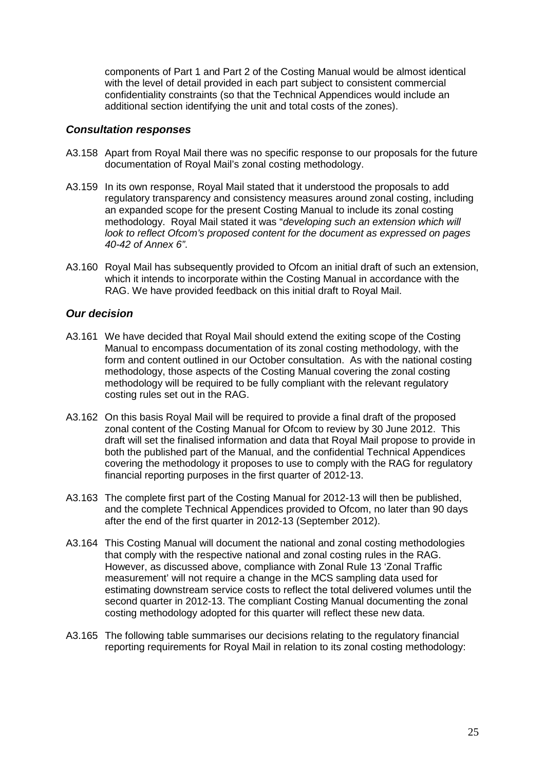components of Part 1 and Part 2 of the Costing Manual would be almost identical with the level of detail provided in each part subject to consistent commercial confidentiality constraints (so that the Technical Appendices would include an additional section identifying the unit and total costs of the zones).

### *Consultation responses*

A3.158 Apart from Royal Mail there was no specific response to our proposals for the future documentation of Royal Mail's zonal costing methodology.

A3.159 In its own response, Royal Mail stated that it understood the proposals to add regulatory transparency and consistency measures around zonal costing, including an expanded scope for the present Costing Manual to include its zonal costing methodology. Royal Mail stated it was "*developing such an extension which will look to reflect Ofcom's proposed content for the document as expressed on pages 40-42 of Annex 6"*.

A3.160 Royal Mail has subsequently provided to Ofcom an initial draft of such an extension, which it intends to incorporate within the Costing Manual in accordance with the RAG. We have provided feedback on this initial draft to Royal Mail.

### *Our decision*

A3.161 We have decided that Royal Mail should extend the exiting scope of the Costing Manual to encompass documentation of its zonal costing methodology, with the form and content outlined in our October consultation. As with the national costing methodology, those aspects of the Costing Manual covering the zonal costing methodology will be required to be fully compliant with the relevant regulatory costing rules set out in the RAG.

A3.162 On this basis Royal Mail will be required to provide a final draft of the proposed zonal content of the Costing Manual for Ofcom to review by 30 June 2012. This draft will set the finalised information and data that Royal Mail propose to provide in both the published part of the Manual, and the confidential Technical Appendices covering the methodology it proposes to use to comply with the RAG for regulatory financial reporting purposes in the first quarter of 2012-13.

A3.163 The complete first part of the Costing Manual for 2012-13 will then be published, and the complete Technical Appendices provided to Ofcom, no later than 90 days after the end of the first quarter in 2012-13 (September 2012).

A3.164 This Costing Manual will document the national and zonal costing methodologies that comply with the respective national and zonal costing rules in the RAG. However, as discussed above, compliance with Zonal Rule 13 'Zonal Traffic measurement' will not require a change in the MCS sampling data used for estimating downstream service costs to reflect the total delivered volumes until the second quarter in 2012-13. The compliant Costing Manual documenting the zonal costing methodology adopted for this quarter will reflect these new data.

A3.165 The following table summarises our decisions relating to the regulatory financial reporting requirements for Royal Mail in relation to its zonal costing methodology: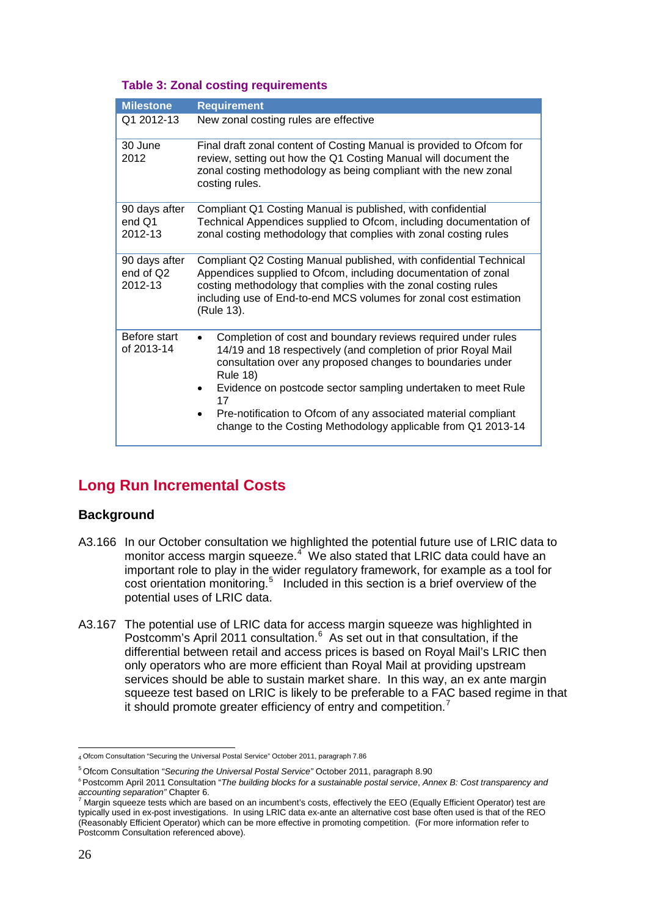**Table 3: Zonal costing requirements**

| Milestone | Requirement |
| --- | --- |
| Q1 2012-13 | New zonal costing rules are effective |
| 30 June 2012 | Final draft zonal content of Costing Manual is provided to Ofcom for review, setting out how the Q1 Costing Manual will document the zonal costing methodology as being compliant with the new zonal costing rules. |
| 90 days after end Q1 2012-13 | Compliant Q1 Costing Manual is published, with confidential Technical Appendices supplied to Ofcom, including documentation of zonal costing methodology that complies with zonal costing rules |
| 90 days after end of Q2 2012-13 | Compliant Q2 Costing Manual published, with confidential Technical Appendices supplied to Ofcom, including documentation of zonal costing methodology that complies with the zonal costing rules including use of End-to-end MCS volumes for zonal cost estimation (Rule 13). |
| Before start of 2013-14 | • Completion of cost and boundary reviews required under rules 14/19 and 18 respectively (and completion of prior Royal Mail consultation over any proposed changes to boundaries under Rule 18) • Evidence on postcode sector sampling undertaken to meet Rule 17 • Pre-notification to Ofcom of any associated material compliant change to the Costing Methodology applicable from Q1 2013-14 |

## Long Run Incremental Costs

### Background

A3.166 In our October consultation we highlighted the potential future use of LRIC data to monitor access margin squeeze.[4] We also stated that LRIC data could have an important role to play in the wider regulatory framework, for example as a tool for cost orientation monitoring.[5] Included in this section is a brief overview of the potential uses of LRIC data.

A3.167 The potential use of LRIC data for access margin squeeze was highlighted in Postcomm's April 2011 consultation.[6] As set out in that consultation, if the differential between retail and access prices is based on Royal Mail's LRIC then only operators who are more efficient than Royal Mail at providing upstream services should be able to sustain market share. In this way, an ex ante margin squeeze test based on LRIC is likely to be preferable to a FAC based regime in that it should promote greater efficiency of entry and competition.[7]

---

[4] Ofcom Consultation "Securing the Universal Postal Service" October 2011, paragraph 7.86

[5] Ofcom Consultation "*Securing the Universal Postal Service*" October 2011, paragraph 8.90

[6] Postcomm April 2011 Consultation "*The building blocks for a sustainable postal service*, *Annex B: Cost transparency and accounting separation*" Chapter 6.

[7] Margin squeeze tests which are based on an incumbent's costs, effectively the EEO (Equally Efficient Operator) test are typically used in ex-post investigations. In using LRIC data ex-ante an alternative cost base often used is that of the REO (Reasonably Efficient Operator) which can be more effective in promoting competition. (For more information refer to Postcomm Consultation referenced above).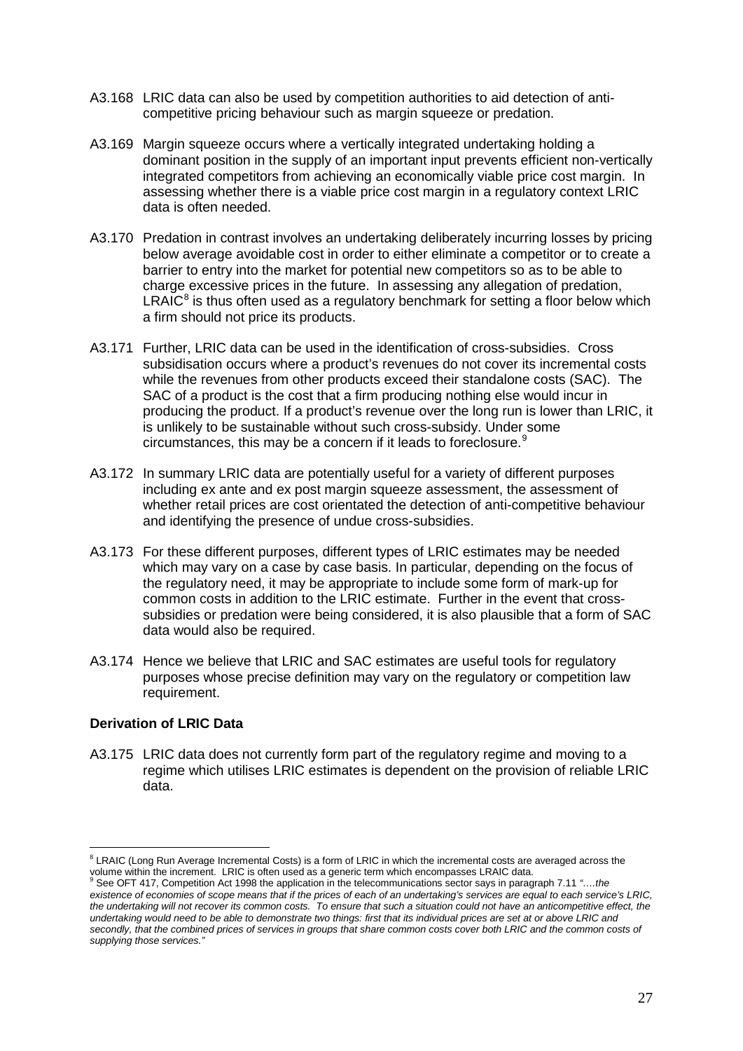A3.168 LRIC data can also be used by competition authorities to aid detection of anti-competitive pricing behaviour such as margin squeeze or predation.

A3.169 Margin squeeze occurs where a vertically integrated undertaking holding a dominant position in the supply of an important input prevents efficient non-vertically integrated competitors from achieving an economically viable price cost margin. In assessing whether there is a viable price cost margin in a regulatory context LRIC data is often needed.

A3.170 Predation in contrast involves an undertaking deliberately incurring losses by pricing below average avoidable cost in order to either eliminate a competitor or to create a barrier to entry into the market for potential new competitors so as to be able to charge excessive prices in the future. In assessing any allegation of predation, LRAIC[8] is thus often used as a regulatory benchmark for setting a floor below which a firm should not price its products.

A3.171 Further, LRIC data can be used in the identification of cross-subsidies. Cross subsidisation occurs where a product's revenues do not cover its incremental costs while the revenues from other products exceed their standalone costs (SAC). The SAC of a product is the cost that a firm producing nothing else would incur in producing the product. If a product's revenue over the long run is lower than LRIC, it is unlikely to be sustainable without such cross-subsidy. Under some circumstances, this may be a concern if it leads to foreclosure.[9]

A3.172 In summary LRIC data are potentially useful for a variety of different purposes including ex ante and ex post margin squeeze assessment, the assessment of whether retail prices are cost orientated the detection of anti-competitive behaviour and identifying the presence of undue cross-subsidies.

A3.173 For these different purposes, different types of LRIC estimates may be needed which may vary on a case by case basis. In particular, depending on the focus of the regulatory need, it may be appropriate to include some form of mark-up for common costs in addition to the LRIC estimate. Further in the event that cross-subsidies or predation were being considered, it is also plausible that a form of SAC data would also be required.

A3.174 Hence we believe that LRIC and SAC estimates are useful tools for regulatory purposes whose precise definition may vary on the regulatory or competition law requirement.

**Derivation of LRIC Data**

A3.175 LRIC data does not currently form part of the regulatory regime and moving to a regime which utilises LRIC estimates is dependent on the provision of reliable LRIC data.

---

[8] LRAIC (Long Run Average Incremental Costs) is a form of LRIC in which the incremental costs are averaged across the volume within the increment. LRIC is often used as a generic term which encompasses LRAIC data.

[9] See OFT 417, Competition Act 1998 the application in the telecommunications sector says in paragraph 7.11 *"….the existence of economies of scope means that if the prices of each of an undertaking's services are equal to each service's LRIC, the undertaking will not recover its common costs. To ensure that such a situation could not have an anticompetitive effect, the undertaking would need to be able to demonstrate two things: first that its individual prices are set at or above LRIC and secondly, that the combined prices of services in groups that share common costs cover both LRIC and the common costs of supplying those services."*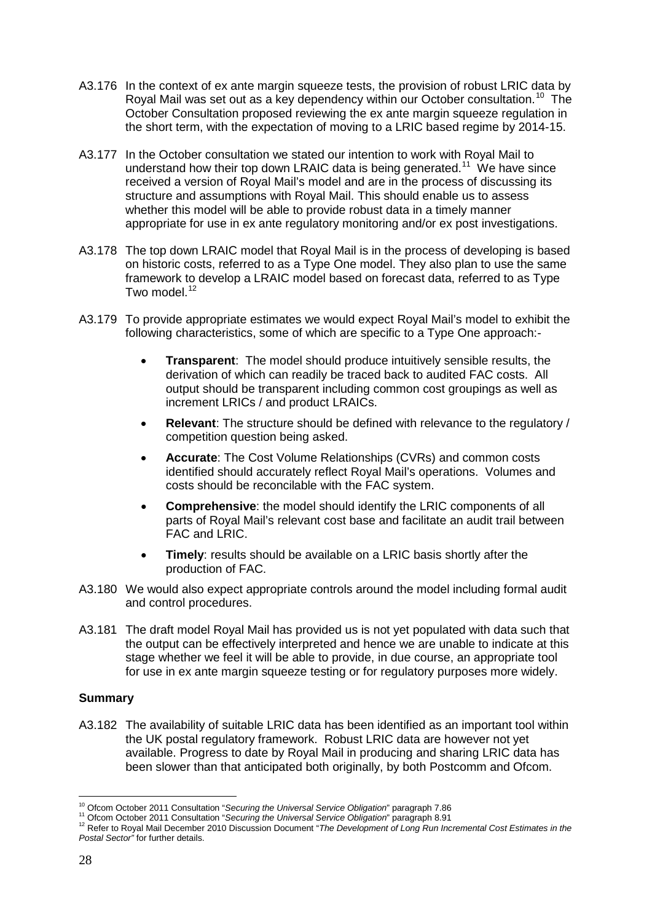A3.176 In the context of ex ante margin squeeze tests, the provision of robust LRIC data by Royal Mail was set out as a key dependency within our October consultation.[10] The October Consultation proposed reviewing the ex ante margin squeeze regulation in the short term, with the expectation of moving to a LRIC based regime by 2014-15.

A3.177 In the October consultation we stated our intention to work with Royal Mail to understand how their top down LRAIC data is being generated.[11] We have since received a version of Royal Mail's model and are in the process of discussing its structure and assumptions with Royal Mail. This should enable us to assess whether this model will be able to provide robust data in a timely manner appropriate for use in ex ante regulatory monitoring and/or ex post investigations.

A3.178 The top down LRAIC model that Royal Mail is in the process of developing is based on historic costs, referred to as a Type One model. They also plan to use the same framework to develop a LRAIC model based on forecast data, referred to as Type Two model.[12]

A3.179 To provide appropriate estimates we would expect Royal Mail's model to exhibit the following characteristics, some of which are specific to a Type One approach:-

- **Transparent**: The model should produce intuitively sensible results, the derivation of which can readily be traced back to audited FAC costs. All output should be transparent including common cost groupings as well as increment LRICs / and product LRAICs.
- **Relevant**: The structure should be defined with relevance to the regulatory / competition question being asked.
- **Accurate**: The Cost Volume Relationships (CVRs) and common costs identified should accurately reflect Royal Mail's operations. Volumes and costs should be reconcilable with the FAC system.
- **Comprehensive**: the model should identify the LRIC components of all parts of Royal Mail's relevant cost base and facilitate an audit trail between FAC and LRIC.
- **Timely**: results should be available on a LRIC basis shortly after the production of FAC.

A3.180 We would also expect appropriate controls around the model including formal audit and control procedures.

A3.181 The draft model Royal Mail has provided us is not yet populated with data such that the output can be effectively interpreted and hence we are unable to indicate at this stage whether we feel it will be able to provide, in due course, an appropriate tool for use in ex ante margin squeeze testing or for regulatory purposes more widely.

### Summary

A3.182 The availability of suitable LRIC data has been identified as an important tool within the UK postal regulatory framework. Robust LRIC data are however not yet available. Progress to date by Royal Mail in producing and sharing LRIC data has been slower than that anticipated both originally, by both Postcomm and Ofcom.

[10] Ofcom October 2011 Consultation "*Securing the Universal Service Obligation*" paragraph 7.86

[11] Ofcom October 2011 Consultation "*Securing the Universal Service Obligation*" paragraph 8.91

[12] Refer to Royal Mail December 2010 Discussion Document "*The Development of Long Run Incremental Cost Estimates in the Postal Sector*" for further details.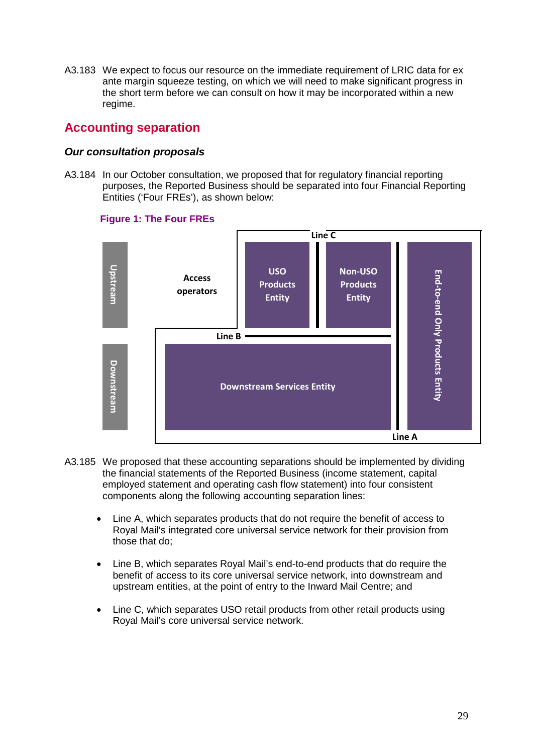A3.183 We expect to focus our resource on the immediate requirement of LRIC data for ex ante margin squeeze testing, on which we will need to make significant progress in the short term before we can consult on how it may be incorporated within a new regime.

## Accounting separation

### *Our consultation proposals*

A3.184 In our October consultation, we proposed that for regulatory financial reporting purposes, the Reported Business should be separated into four Financial Reporting Entities ('Four FREs'), as shown below:

**Figure 1: The Four FREs**

Upstream

Downstream

Access operators

Line C

USO Products Entity

Non-USO Products Entity

End-to-end Only Products Entity

Line B

Downstream Services Entity

Line A

A3.185 We proposed that these accounting separations should be implemented by dividing the financial statements of the Reported Business (income statement, capital employed statement and operating cash flow statement) into four consistent components along the following accounting separation lines:

- Line A, which separates products that do not require the benefit of access to Royal Mail's integrated core universal service network for their provision from those that do;
- Line B, which separates Royal Mail's end-to-end products that do require the benefit of access to its core universal service network, into downstream and upstream entities, at the point of entry to the Inward Mail Centre; and
- Line C, which separates USO retail products from other retail products using Royal Mail's core universal service network.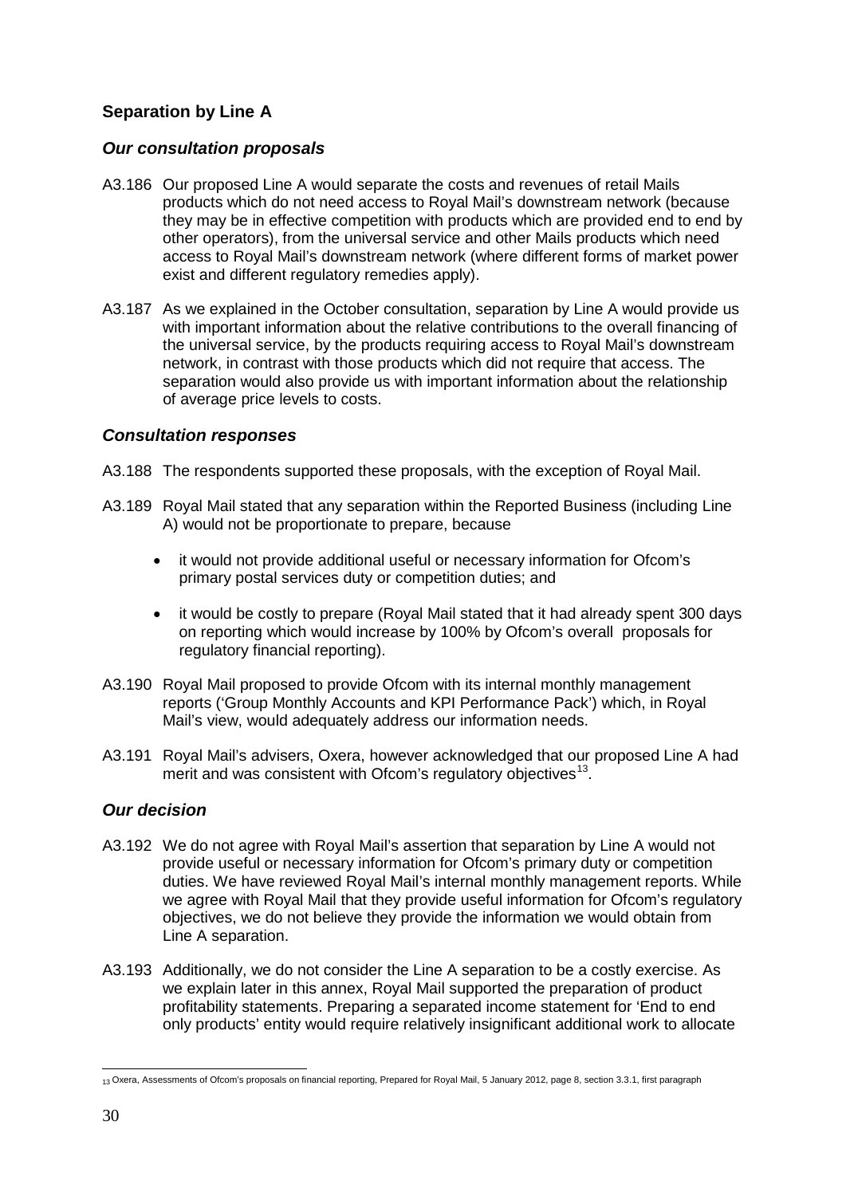## Separation by Line A

### *Our consultation proposals*

A3.186 Our proposed Line A would separate the costs and revenues of retail Mails products which do not need access to Royal Mail's downstream network (because they may be in effective competition with products which are provided end to end by other operators), from the universal service and other Mails products which need access to Royal Mail's downstream network (where different forms of market power exist and different regulatory remedies apply).

A3.187 As we explained in the October consultation, separation by Line A would provide us with important information about the relative contributions to the overall financing of the universal service, by the products requiring access to Royal Mail's downstream network, in contrast with those products which did not require that access. The separation would also provide us with important information about the relationship of average price levels to costs.

### *Consultation responses*

A3.188 The respondents supported these proposals, with the exception of Royal Mail.

A3.189 Royal Mail stated that any separation within the Reported Business (including Line A) would not be proportionate to prepare, because

- it would not provide additional useful or necessary information for Ofcom's primary postal services duty or competition duties; and
- it would be costly to prepare (Royal Mail stated that it had already spent 300 days on reporting which would increase by 100% by Ofcom's overall proposals for regulatory financial reporting).

A3.190 Royal Mail proposed to provide Ofcom with its internal monthly management reports ('Group Monthly Accounts and KPI Performance Pack') which, in Royal Mail's view, would adequately address our information needs.

A3.191 Royal Mail's advisers, Oxera, however acknowledged that our proposed Line A had merit and was consistent with Ofcom's regulatory objectives[13].

### *Our decision*

A3.192 We do not agree with Royal Mail's assertion that separation by Line A would not provide useful or necessary information for Ofcom's primary duty or competition duties. We have reviewed Royal Mail's internal monthly management reports. While we agree with Royal Mail that they provide useful information for Ofcom's regulatory objectives, we do not believe they provide the information we would obtain from Line A separation.

A3.193 Additionally, we do not consider the Line A separation to be a costly exercise. As we explain later in this annex, Royal Mail supported the preparation of product profitability statements. Preparing a separated income statement for 'End to end only products' entity would require relatively insignificant additional work to allocate

[13] Oxera, Assessments of Ofcom's proposals on financial reporting, Prepared for Royal Mail, 5 January 2012, page 8, section 3.3.1, first paragraph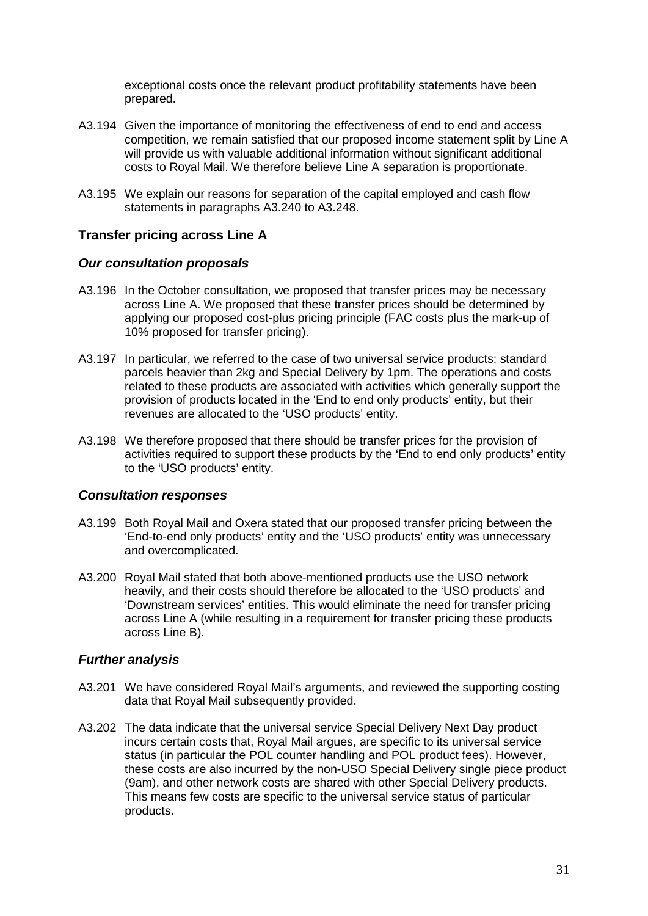exceptional costs once the relevant product profitability statements have been prepared.

A3.194 Given the importance of monitoring the effectiveness of end to end and access competition, we remain satisfied that our proposed income statement split by Line A will provide us with valuable additional information without significant additional costs to Royal Mail. We therefore believe Line A separation is proportionate.

A3.195 We explain our reasons for separation of the capital employed and cash flow statements in paragraphs A3.240 to A3.248.

### Transfer pricing across Line A

#### *Our consultation proposals*

A3.196 In the October consultation, we proposed that transfer prices may be necessary across Line A. We proposed that these transfer prices should be determined by applying our proposed cost-plus pricing principle (FAC costs plus the mark-up of 10% proposed for transfer pricing).

A3.197 In particular, we referred to the case of two universal service products: standard parcels heavier than 2kg and Special Delivery by 1pm. The operations and costs related to these products are associated with activities which generally support the provision of products located in the 'End to end only products' entity, but their revenues are allocated to the 'USO products' entity.

A3.198 We therefore proposed that there should be transfer prices for the provision of activities required to support these products by the 'End to end only products' entity to the 'USO products' entity.

#### *Consultation responses*

A3.199 Both Royal Mail and Oxera stated that our proposed transfer pricing between the 'End-to-end only products' entity and the 'USO products' entity was unnecessary and overcomplicated.

A3.200 Royal Mail stated that both above-mentioned products use the USO network heavily, and their costs should therefore be allocated to the 'USO products' and 'Downstream services' entities. This would eliminate the need for transfer pricing across Line A (while resulting in a requirement for transfer pricing these products across Line B).

#### *Further analysis*

A3.201 We have considered Royal Mail's arguments, and reviewed the supporting costing data that Royal Mail subsequently provided.

A3.202 The data indicate that the universal service Special Delivery Next Day product incurs certain costs that, Royal Mail argues, are specific to its universal service status (in particular the POL counter handling and POL product fees). However, these costs are also incurred by the non-USO Special Delivery single piece product (9am), and other network costs are shared with other Special Delivery products. This means few costs are specific to the universal service status of particular products.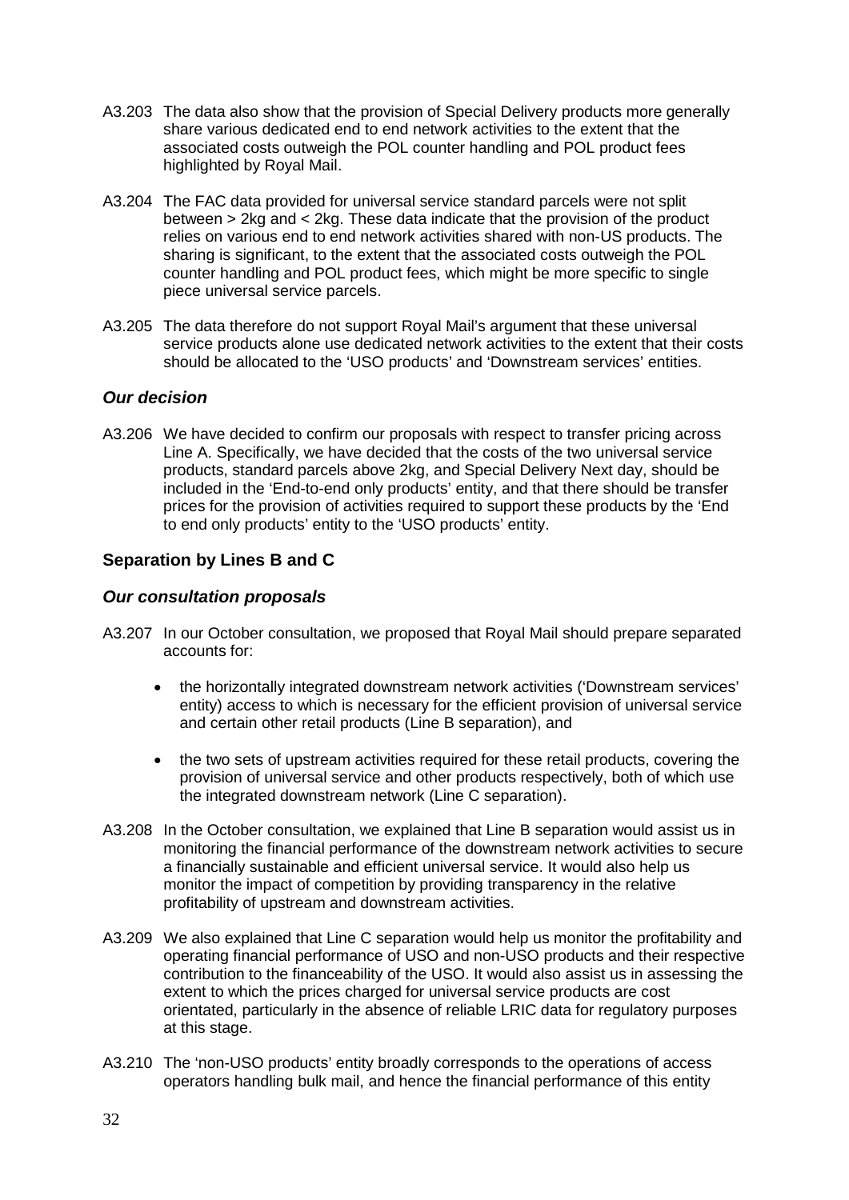A3.203 The data also show that the provision of Special Delivery products more generally share various dedicated end to end network activities to the extent that the associated costs outweigh the POL counter handling and POL product fees highlighted by Royal Mail.

A3.204 The FAC data provided for universal service standard parcels were not split between > 2kg and < 2kg. These data indicate that the provision of the product relies on various end to end network activities shared with non-US products. The sharing is significant, to the extent that the associated costs outweigh the POL counter handling and POL product fees, which might be more specific to single piece universal service parcels.

A3.205 The data therefore do not support Royal Mail's argument that these universal service products alone use dedicated network activities to the extent that their costs should be allocated to the 'USO products' and 'Downstream services' entities.

### *Our decision*

A3.206 We have decided to confirm our proposals with respect to transfer pricing across Line A. Specifically, we have decided that the costs of the two universal service products, standard parcels above 2kg, and Special Delivery Next day, should be included in the 'End-to-end only products' entity, and that there should be transfer prices for the provision of activities required to support these products by the 'End to end only products' entity to the 'USO products' entity.

## Separation by Lines B and C

### *Our consultation proposals*

A3.207 In our October consultation, we proposed that Royal Mail should prepare separated accounts for:

- the horizontally integrated downstream network activities ('Downstream services' entity) access to which is necessary for the efficient provision of universal service and certain other retail products (Line B separation), and
- the two sets of upstream activities required for these retail products, covering the provision of universal service and other products respectively, both of which use the integrated downstream network (Line C separation).

A3.208 In the October consultation, we explained that Line B separation would assist us in monitoring the financial performance of the downstream network activities to secure a financially sustainable and efficient universal service. It would also help us monitor the impact of competition by providing transparency in the relative profitability of upstream and downstream activities.

A3.209 We also explained that Line C separation would help us monitor the profitability and operating financial performance of USO and non-USO products and their respective contribution to the financeability of the USO. It would also assist us in assessing the extent to which the prices charged for universal service products are cost orientated, particularly in the absence of reliable LRIC data for regulatory purposes at this stage.

A3.210 The 'non-USO products' entity broadly corresponds to the operations of access operators handling bulk mail, and hence the financial performance of this entity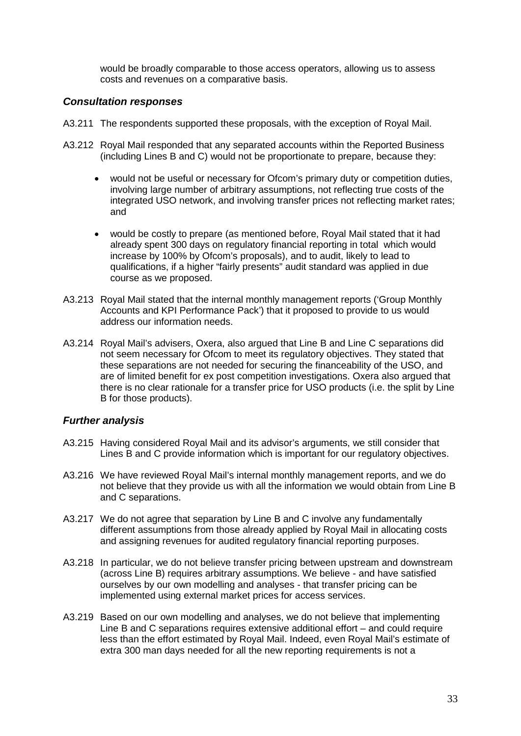would be broadly comparable to those access operators, allowing us to assess costs and revenues on a comparative basis.

### *Consultation responses*

A3.211 The respondents supported these proposals, with the exception of Royal Mail.

A3.212 Royal Mail responded that any separated accounts within the Reported Business (including Lines B and C) would not be proportionate to prepare, because they:

- would not be useful or necessary for Ofcom's primary duty or competition duties, involving large number of arbitrary assumptions, not reflecting true costs of the integrated USO network, and involving transfer prices not reflecting market rates; and

- would be costly to prepare (as mentioned before, Royal Mail stated that it had already spent 300 days on regulatory financial reporting in total which would increase by 100% by Ofcom's proposals), and to audit, likely to lead to qualifications, if a higher "fairly presents" audit standard was applied in due course as we proposed.

A3.213 Royal Mail stated that the internal monthly management reports ('Group Monthly Accounts and KPI Performance Pack') that it proposed to provide to us would address our information needs.

A3.214 Royal Mail's advisers, Oxera, also argued that Line B and Line C separations did not seem necessary for Ofcom to meet its regulatory objectives. They stated that these separations are not needed for securing the financeability of the USO, and are of limited benefit for ex post competition investigations. Oxera also argued that there is no clear rationale for a transfer price for USO products (i.e. the split by Line B for those products).

### *Further analysis*

A3.215 Having considered Royal Mail and its advisor's arguments, we still consider that Lines B and C provide information which is important for our regulatory objectives.

A3.216 We have reviewed Royal Mail's internal monthly management reports, and we do not believe that they provide us with all the information we would obtain from Line B and C separations.

A3.217 We do not agree that separation by Line B and C involve any fundamentally different assumptions from those already applied by Royal Mail in allocating costs and assigning revenues for audited regulatory financial reporting purposes.

A3.218 In particular, we do not believe transfer pricing between upstream and downstream (across Line B) requires arbitrary assumptions. We believe - and have satisfied ourselves by our own modelling and analyses - that transfer pricing can be implemented using external market prices for access services.

A3.219 Based on our own modelling and analyses, we do not believe that implementing Line B and C separations requires extensive additional effort – and could require less than the effort estimated by Royal Mail. Indeed, even Royal Mail's estimate of extra 300 man days needed for all the new reporting requirements is not a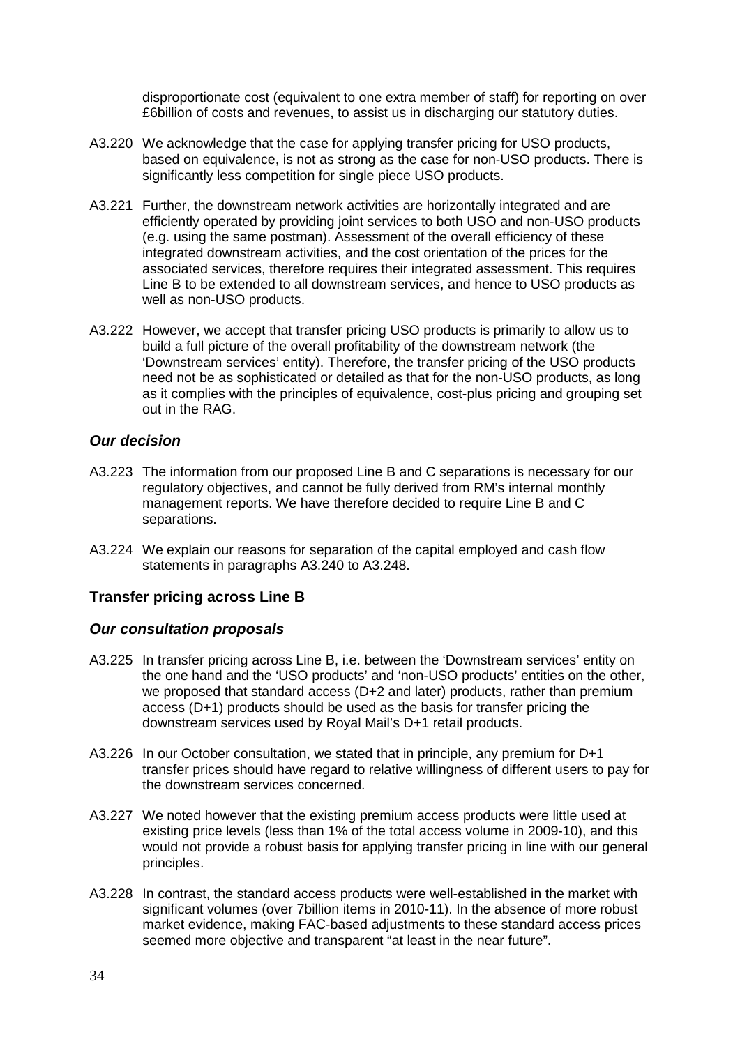disproportionate cost (equivalent to one extra member of staff) for reporting on over £6billion of costs and revenues, to assist us in discharging our statutory duties.

A3.220 We acknowledge that the case for applying transfer pricing for USO products, based on equivalence, is not as strong as the case for non-USO products. There is significantly less competition for single piece USO products.

A3.221 Further, the downstream network activities are horizontally integrated and are efficiently operated by providing joint services to both USO and non-USO products (e.g. using the same postman). Assessment of the overall efficiency of these integrated downstream activities, and the cost orientation of the prices for the associated services, therefore requires their integrated assessment. This requires Line B to be extended to all downstream services, and hence to USO products as well as non-USO products.

A3.222 However, we accept that transfer pricing USO products is primarily to allow us to build a full picture of the overall profitability of the downstream network (the 'Downstream services' entity). Therefore, the transfer pricing of the USO products need not be as sophisticated or detailed as that for the non-USO products, as long as it complies with the principles of equivalence, cost-plus pricing and grouping set out in the RAG.

### *Our decision*

A3.223 The information from our proposed Line B and C separations is necessary for our regulatory objectives, and cannot be fully derived from RM's internal monthly management reports. We have therefore decided to require Line B and C separations.

A3.224 We explain our reasons for separation of the capital employed and cash flow statements in paragraphs A3.240 to A3.248.

## **Transfer pricing across Line B**

### *Our consultation proposals*

A3.225 In transfer pricing across Line B, i.e. between the 'Downstream services' entity on the one hand and the 'USO products' and 'non-USO products' entities on the other, we proposed that standard access (D+2 and later) products, rather than premium access (D+1) products should be used as the basis for transfer pricing the downstream services used by Royal Mail's D+1 retail products.

A3.226 In our October consultation, we stated that in principle, any premium for D+1 transfer prices should have regard to relative willingness of different users to pay for the downstream services concerned.

A3.227 We noted however that the existing premium access products were little used at existing price levels (less than 1% of the total access volume in 2009-10), and this would not provide a robust basis for applying transfer pricing in line with our general principles.

A3.228 In contrast, the standard access products were well-established in the market with significant volumes (over 7billion items in 2010-11). In the absence of more robust market evidence, making FAC-based adjustments to these standard access prices seemed more objective and transparent "at least in the near future".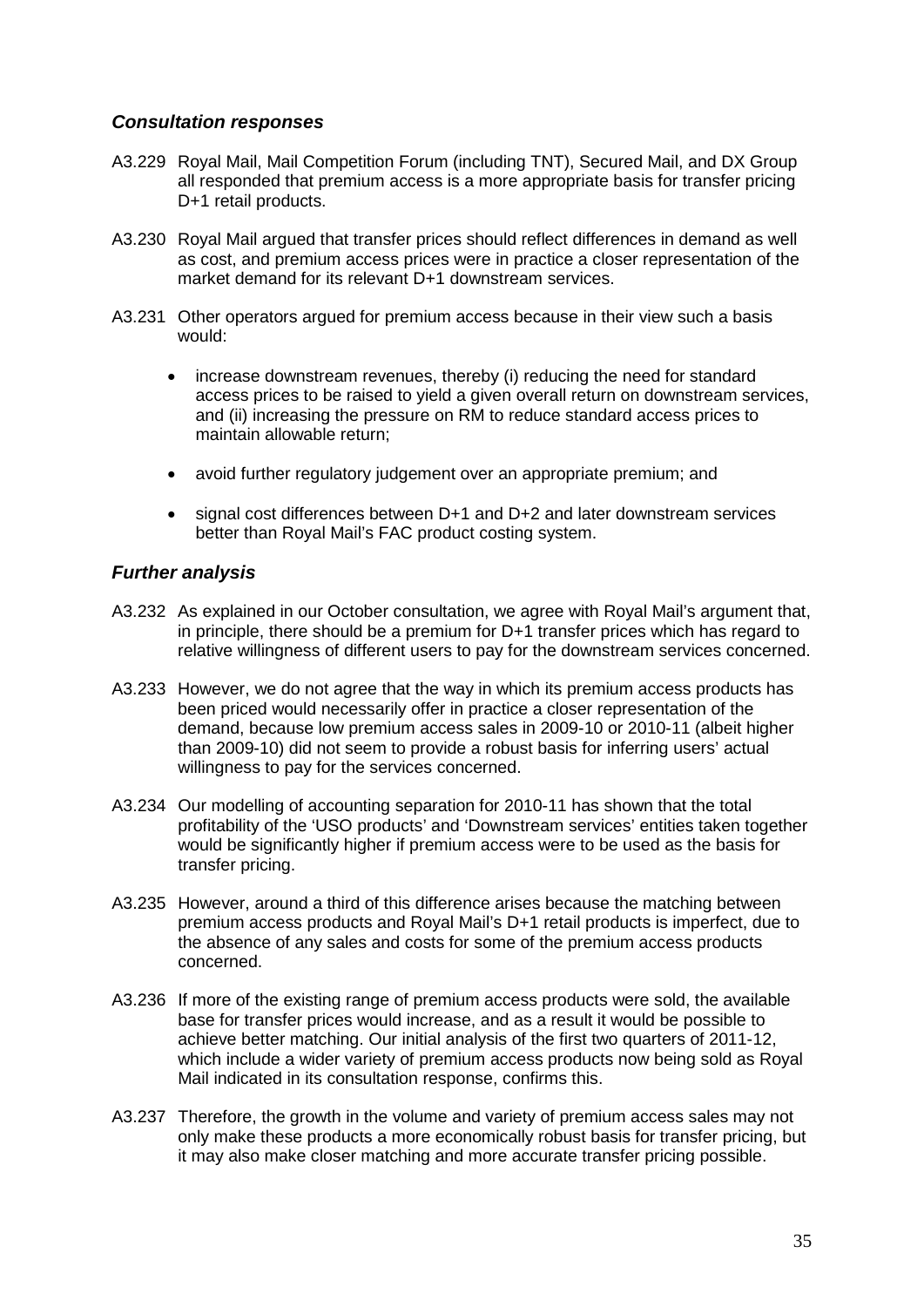### *Consultation responses*

A3.229 Royal Mail, Mail Competition Forum (including TNT), Secured Mail, and DX Group all responded that premium access is a more appropriate basis for transfer pricing D+1 retail products.

A3.230 Royal Mail argued that transfer prices should reflect differences in demand as well as cost, and premium access prices were in practice a closer representation of the market demand for its relevant D+1 downstream services.

A3.231 Other operators argued for premium access because in their view such a basis would:

- increase downstream revenues, thereby (i) reducing the need for standard access prices to be raised to yield a given overall return on downstream services, and (ii) increasing the pressure on RM to reduce standard access prices to maintain allowable return;
- avoid further regulatory judgement over an appropriate premium; and
- signal cost differences between D+1 and D+2 and later downstream services better than Royal Mail's FAC product costing system.

### *Further analysis*

A3.232 As explained in our October consultation, we agree with Royal Mail's argument that, in principle, there should be a premium for D+1 transfer prices which has regard to relative willingness of different users to pay for the downstream services concerned.

A3.233 However, we do not agree that the way in which its premium access products has been priced would necessarily offer in practice a closer representation of the demand, because low premium access sales in 2009-10 or 2010-11 (albeit higher than 2009-10) did not seem to provide a robust basis for inferring users' actual willingness to pay for the services concerned.

A3.234 Our modelling of accounting separation for 2010-11 has shown that the total profitability of the 'USO products' and 'Downstream services' entities taken together would be significantly higher if premium access were to be used as the basis for transfer pricing.

A3.235 However, around a third of this difference arises because the matching between premium access products and Royal Mail's D+1 retail products is imperfect, due to the absence of any sales and costs for some of the premium access products concerned.

A3.236 If more of the existing range of premium access products were sold, the available base for transfer prices would increase, and as a result it would be possible to achieve better matching. Our initial analysis of the first two quarters of 2011-12, which include a wider variety of premium access products now being sold as Royal Mail indicated in its consultation response, confirms this.

A3.237 Therefore, the growth in the volume and variety of premium access sales may not only make these products a more economically robust basis for transfer pricing, but it may also make closer matching and more accurate transfer pricing possible.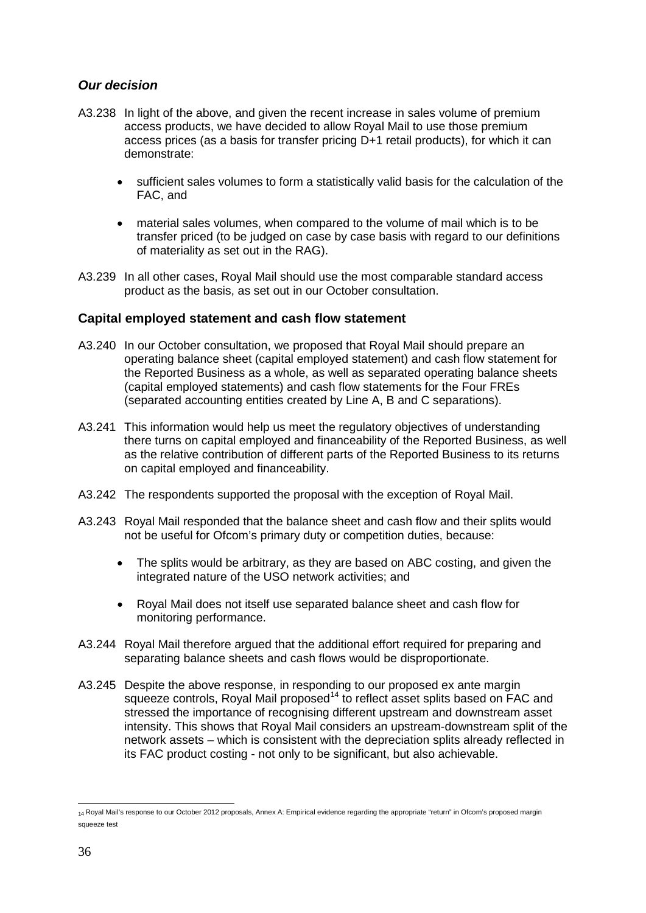### *Our decision*

A3.238 In light of the above, and given the recent increase in sales volume of premium access products, we have decided to allow Royal Mail to use those premium access prices (as a basis for transfer pricing D+1 retail products), for which it can demonstrate:

- sufficient sales volumes to form a statistically valid basis for the calculation of the FAC, and
- material sales volumes, when compared to the volume of mail which is to be transfer priced (to be judged on case by case basis with regard to our definitions of materiality as set out in the RAG).

A3.239 In all other cases, Royal Mail should use the most comparable standard access product as the basis, as set out in our October consultation.

## Capital employed statement and cash flow statement

A3.240 In our October consultation, we proposed that Royal Mail should prepare an operating balance sheet (capital employed statement) and cash flow statement for the Reported Business as a whole, as well as separated operating balance sheets (capital employed statements) and cash flow statements for the Four FREs (separated accounting entities created by Line A, B and C separations).

A3.241 This information would help us meet the regulatory objectives of understanding there turns on capital employed and financeability of the Reported Business, as well as the relative contribution of different parts of the Reported Business to its returns on capital employed and financeability.

A3.242 The respondents supported the proposal with the exception of Royal Mail.

A3.243 Royal Mail responded that the balance sheet and cash flow and their splits would not be useful for Ofcom's primary duty or competition duties, because:

- The splits would be arbitrary, as they are based on ABC costing, and given the integrated nature of the USO network activities; and
- Royal Mail does not itself use separated balance sheet and cash flow for monitoring performance.

A3.244 Royal Mail therefore argued that the additional effort required for preparing and separating balance sheets and cash flows would be disproportionate.

A3.245 Despite the above response, in responding to our proposed ex ante margin squeeze controls, Royal Mail proposed[14] to reflect asset splits based on FAC and stressed the importance of recognising different upstream and downstream asset intensity. This shows that Royal Mail considers an upstream-downstream split of the network assets – which is consistent with the depreciation splits already reflected in its FAC product costing - not only to be significant, but also achievable.

[14] Royal Mail's response to our October 2012 proposals, Annex A: Empirical evidence regarding the appropriate "return" in Ofcom's proposed margin squeeze test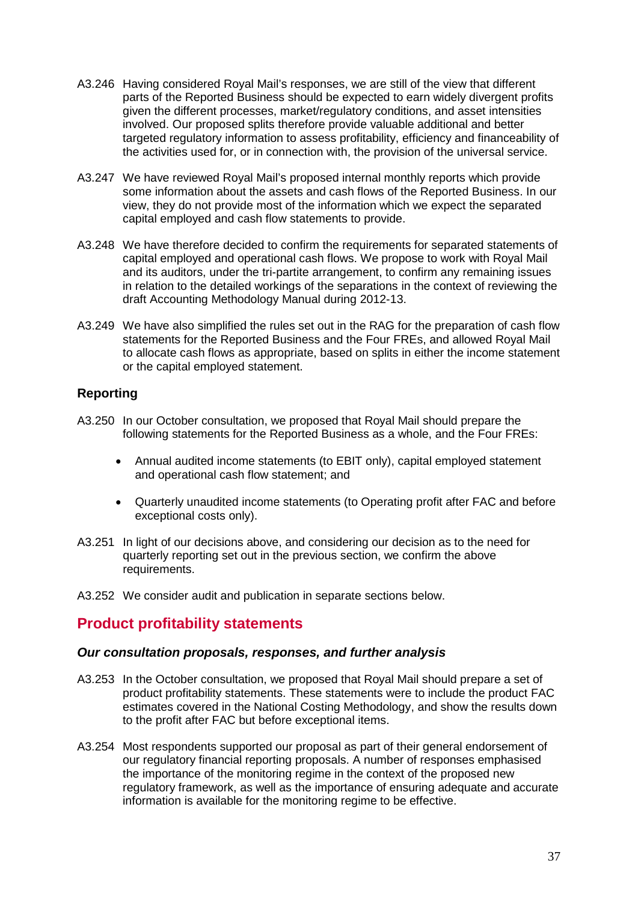A3.246 Having considered Royal Mail's responses, we are still of the view that different parts of the Reported Business should be expected to earn widely divergent profits given the different processes, market/regulatory conditions, and asset intensities involved. Our proposed splits therefore provide valuable additional and better targeted regulatory information to assess profitability, efficiency and financeability of the activities used for, or in connection with, the provision of the universal service.

A3.247 We have reviewed Royal Mail's proposed internal monthly reports which provide some information about the assets and cash flows of the Reported Business. In our view, they do not provide most of the information which we expect the separated capital employed and cash flow statements to provide.

A3.248 We have therefore decided to confirm the requirements for separated statements of capital employed and operational cash flows. We propose to work with Royal Mail and its auditors, under the tri-partite arrangement, to confirm any remaining issues in relation to the detailed workings of the separations in the context of reviewing the draft Accounting Methodology Manual during 2012-13.

A3.249 We have also simplified the rules set out in the RAG for the preparation of cash flow statements for the Reported Business and the Four FREs, and allowed Royal Mail to allocate cash flows as appropriate, based on splits in either the income statement or the capital employed statement.

### Reporting

A3.250 In our October consultation, we proposed that Royal Mail should prepare the following statements for the Reported Business as a whole, and the Four FREs:

- Annual audited income statements (to EBIT only), capital employed statement and operational cash flow statement; and
- Quarterly unaudited income statements (to Operating profit after FAC and before exceptional costs only).

A3.251 In light of our decisions above, and considering our decision as to the need for quarterly reporting set out in the previous section, we confirm the above requirements.

A3.252 We consider audit and publication in separate sections below.

## Product profitability statements

### *Our consultation proposals, responses, and further analysis*

A3.253 In the October consultation, we proposed that Royal Mail should prepare a set of product profitability statements. These statements were to include the product FAC estimates covered in the National Costing Methodology, and show the results down to the profit after FAC but before exceptional items.

A3.254 Most respondents supported our proposal as part of their general endorsement of our regulatory financial reporting proposals. A number of responses emphasised the importance of the monitoring regime in the context of the proposed new regulatory framework, as well as the importance of ensuring adequate and accurate information is available for the monitoring regime to be effective.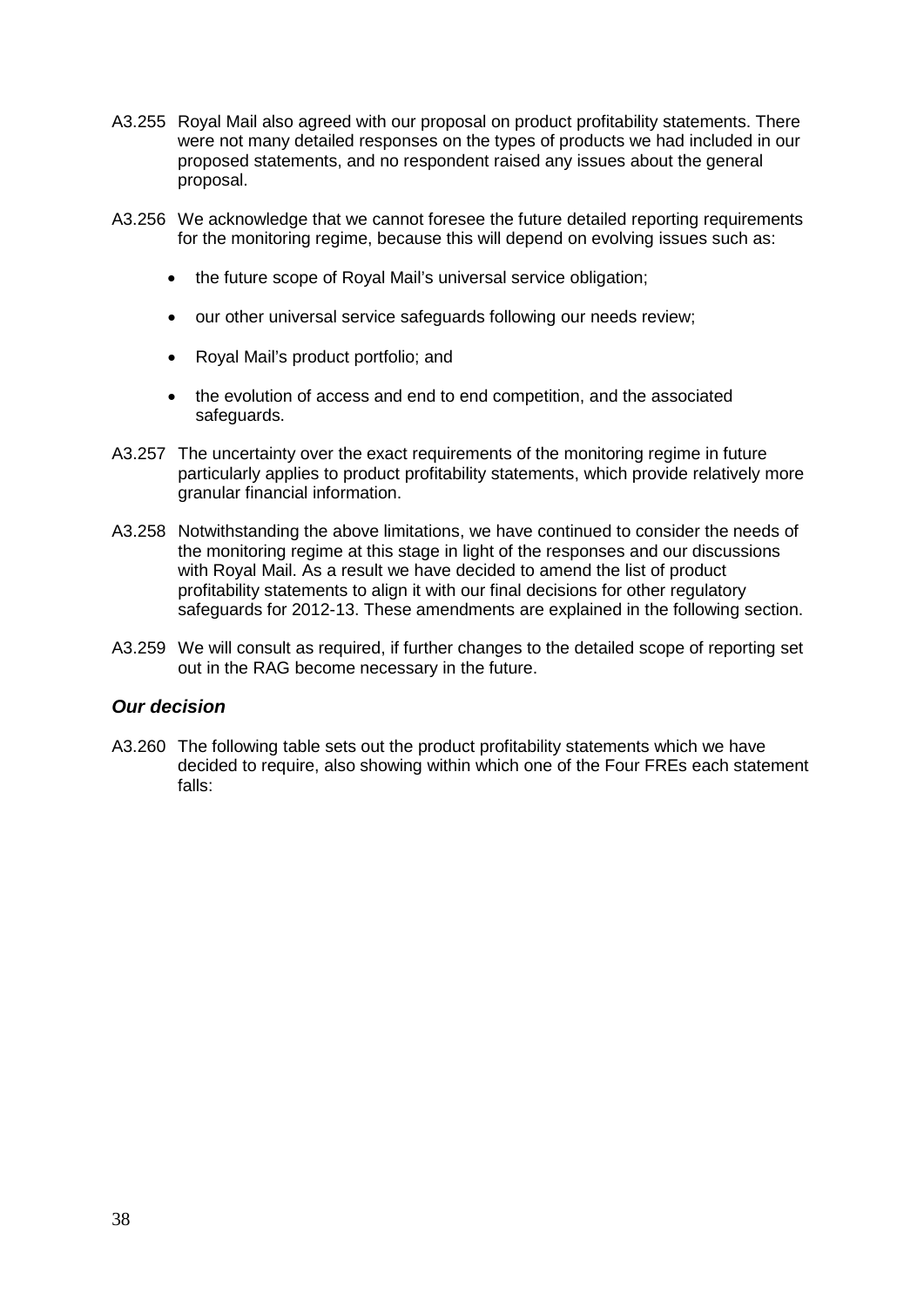A3.255 Royal Mail also agreed with our proposal on product profitability statements. There were not many detailed responses on the types of products we had included in our proposed statements, and no respondent raised any issues about the general proposal.

A3.256 We acknowledge that we cannot foresee the future detailed reporting requirements for the monitoring regime, because this will depend on evolving issues such as:

- the future scope of Royal Mail's universal service obligation;
- our other universal service safeguards following our needs review;
- Royal Mail's product portfolio; and
- the evolution of access and end to end competition, and the associated safeguards.

A3.257 The uncertainty over the exact requirements of the monitoring regime in future particularly applies to product profitability statements, which provide relatively more granular financial information.

A3.258 Notwithstanding the above limitations, we have continued to consider the needs of the monitoring regime at this stage in light of the responses and our discussions with Royal Mail. As a result we have decided to amend the list of product profitability statements to align it with our final decisions for other regulatory safeguards for 2012-13. These amendments are explained in the following section.

A3.259 We will consult as required, if further changes to the detailed scope of reporting set out in the RAG become necessary in the future.

### *Our decision*

A3.260 The following table sets out the product profitability statements which we have decided to require, also showing within which one of the Four FREs each statement falls: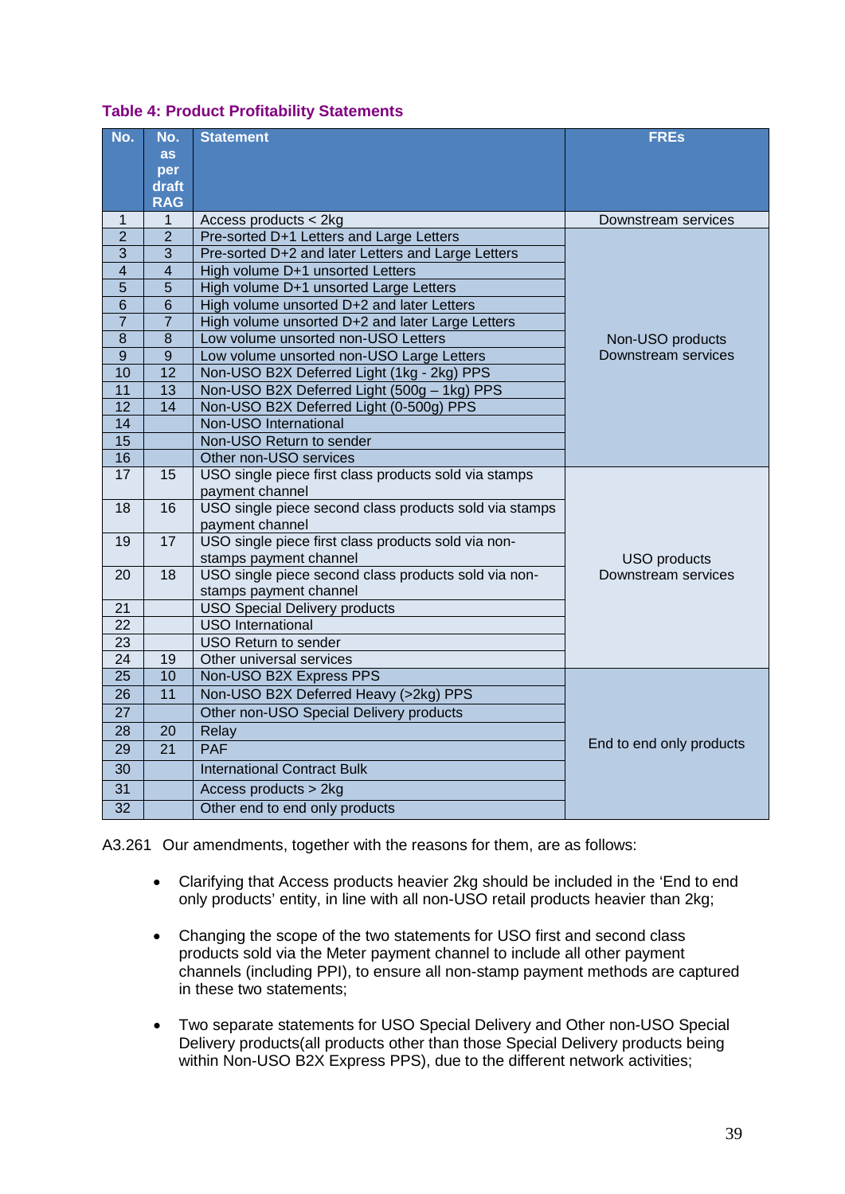**Table 4: Product Profitability Statements**

| No. | No. as per draft RAG | Statement | FREs |
|---|---|---|---|
| 1 | 1 | Access products < 2kg | Downstream services |
| 2 | 2 | Pre-sorted D+1 Letters and Large Letters | Non-USO products Downstream services |
| 3 | 3 | Pre-sorted D+2 and later Letters and Large Letters | |
| 4 | 4 | High volume D+1 unsorted Letters | |
| 5 | 5 | High volume D+1 unsorted Large Letters | |
| 6 | 6 | High volume unsorted D+2 and later Letters | |
| 7 | 7 | High volume unsorted D+2 and later Large Letters | |
| 8 | 8 | Low volume unsorted non-USO Letters | |
| 9 | 9 | Low volume unsorted non-USO Large Letters | |
| 10 | 12 | Non-USO B2X Deferred Light (1kg - 2kg) PPS | |
| 11 | 13 | Non-USO B2X Deferred Light (500g – 1kg) PPS | |
| 12 | 14 | Non-USO B2X Deferred Light (0-500g) PPS | |
| 14 | | Non-USO International | |
| 15 | | Non-USO Return to sender | |
| 16 | | Other non-USO services | |
| 17 | 15 | USO single piece first class products sold via stamps payment channel | USO products Downstream services |
| 18 | 16 | USO single piece second class products sold via stamps payment channel | |
| 19 | 17 | USO single piece first class products sold via non-stamps payment channel | |
| 20 | 18 | USO single piece second class products sold via non-stamps payment channel | |
| 21 | | USO Special Delivery products | |
| 22 | | USO International | |
| 23 | | USO Return to sender | |
| 24 | 19 | Other universal services | |
| 25 | 10 | Non-USO B2X Express PPS | End to end only products |
| 26 | 11 | Non-USO B2X Deferred Heavy (>2kg) PPS | |
| 27 | | Other non-USO Special Delivery products | |
| 28 | 20 | Relay | |
| 29 | 21 | PAF | |
| 30 | | International Contract Bulk | |
| 31 | | Access products > 2kg | |
| 32 | | Other end to end only products | |

A3.261 Our amendments, together with the reasons for them, are as follows:

- Clarifying that Access products heavier 2kg should be included in the 'End to end only products' entity, in line with all non-USO retail products heavier than 2kg;

- Changing the scope of the two statements for USO first and second class products sold via the Meter payment channel to include all other payment channels (including PPI), to ensure all non-stamp payment methods are captured in these two statements;

- Two separate statements for USO Special Delivery and Other non-USO Special Delivery products(all products other than those Special Delivery products being within Non-USO B2X Express PPS), due to the different network activities;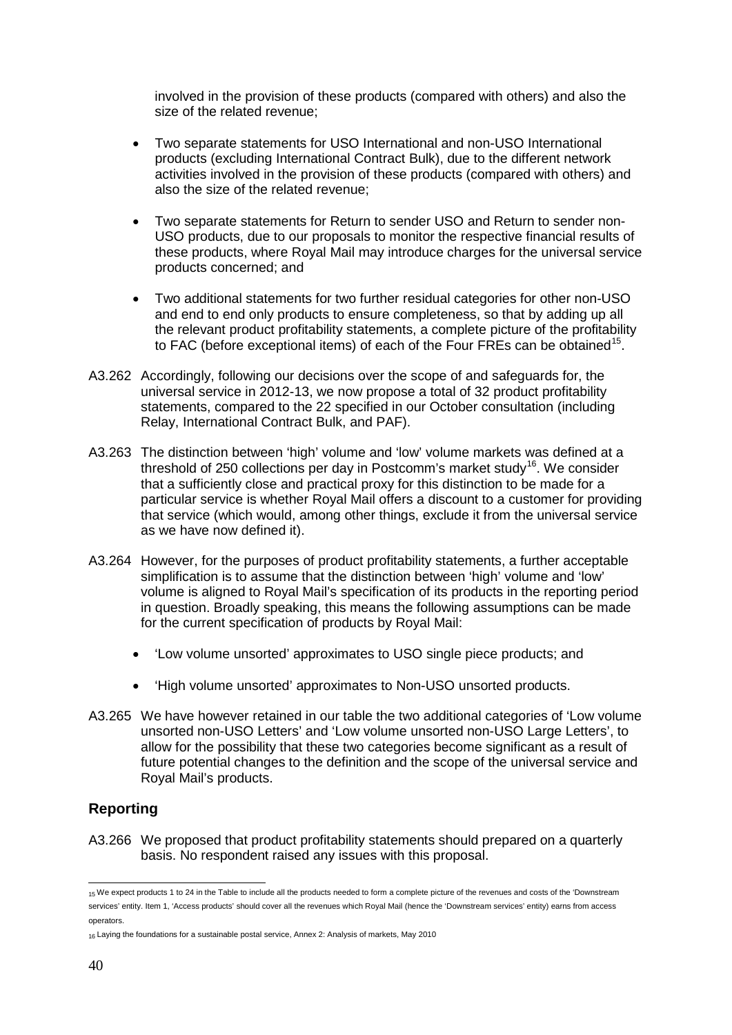involved in the provision of these products (compared with others) and also the size of the related revenue;

- Two separate statements for USO International and non-USO International products (excluding International Contract Bulk), due to the different network activities involved in the provision of these products (compared with others) and also the size of the related revenue;
- Two separate statements for Return to sender USO and Return to sender non-USO products, due to our proposals to monitor the respective financial results of these products, where Royal Mail may introduce charges for the universal service products concerned; and
- Two additional statements for two further residual categories for other non-USO and end to end only products to ensure completeness, so that by adding up all the relevant product profitability statements, a complete picture of the profitability to FAC (before exceptional items) of each of the Four FREs can be obtained[15].

A3.262 Accordingly, following our decisions over the scope of and safeguards for, the universal service in 2012-13, we now propose a total of 32 product profitability statements, compared to the 22 specified in our October consultation (including Relay, International Contract Bulk, and PAF).

A3.263 The distinction between 'high' volume and 'low' volume markets was defined at a threshold of 250 collections per day in Postcomm's market study[16]. We consider that a sufficiently close and practical proxy for this distinction to be made for a particular service is whether Royal Mail offers a discount to a customer for providing that service (which would, among other things, exclude it from the universal service as we have now defined it).

A3.264 However, for the purposes of product profitability statements, a further acceptable simplification is to assume that the distinction between 'high' volume and 'low' volume is aligned to Royal Mail's specification of its products in the reporting period in question. Broadly speaking, this means the following assumptions can be made for the current specification of products by Royal Mail:

- 'Low volume unsorted' approximates to USO single piece products; and
- 'High volume unsorted' approximates to Non-USO unsorted products.

A3.265 We have however retained in our table the two additional categories of 'Low volume unsorted non-USO Letters' and 'Low volume unsorted non-USO Large Letters', to allow for the possibility that these two categories become significant as a result of future potential changes to the definition and the scope of the universal service and Royal Mail's products.

## Reporting

A3.266 We proposed that product profitability statements should prepared on a quarterly basis. No respondent raised any issues with this proposal.

---

[15] We expect products 1 to 24 in the Table to include all the products needed to form a complete picture of the revenues and costs of the 'Downstream services' entity. Item 1, 'Access products' should cover all the revenues which Royal Mail (hence the 'Downstream services' entity) earns from access operators.

[16] Laying the foundations for a sustainable postal service, Annex 2: Analysis of markets, May 2010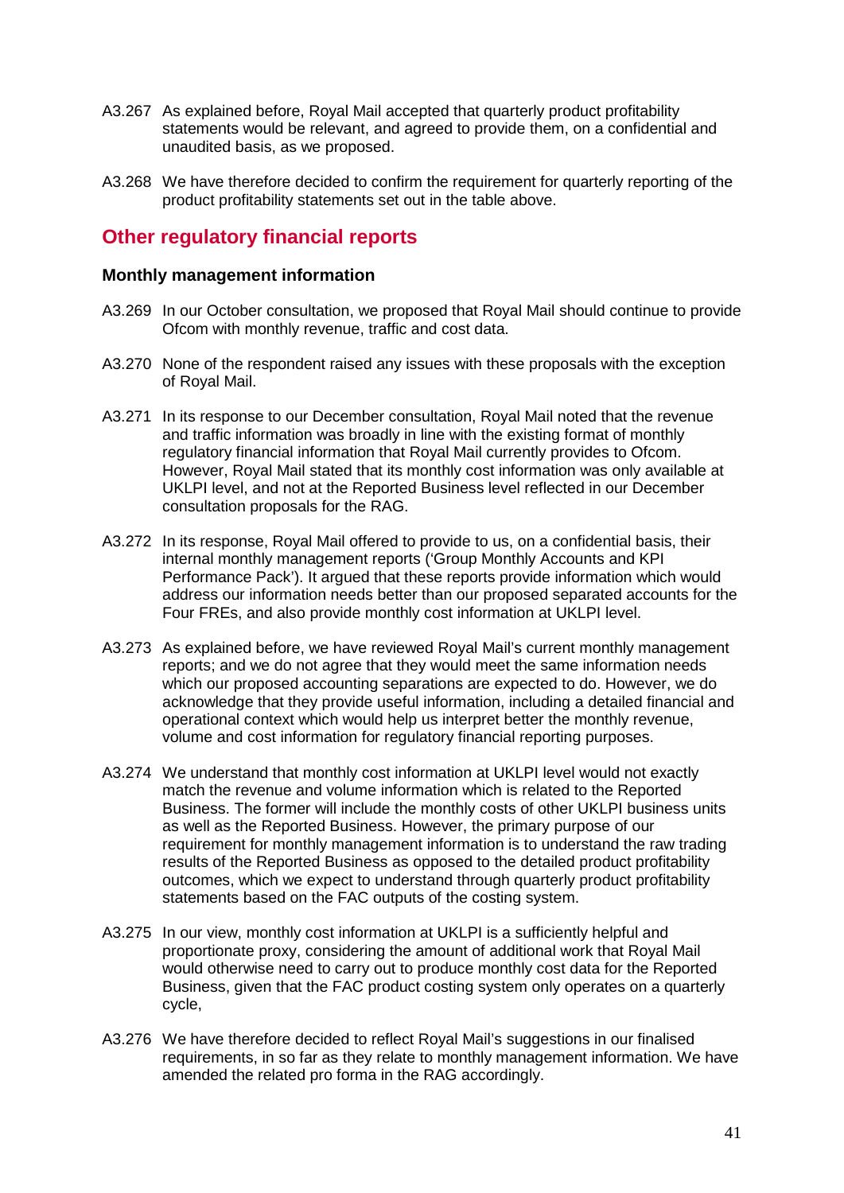A3.267 As explained before, Royal Mail accepted that quarterly product profitability statements would be relevant, and agreed to provide them, on a confidential and unaudited basis, as we proposed.

A3.268 We have therefore decided to confirm the requirement for quarterly reporting of the product profitability statements set out in the table above.

## Other regulatory financial reports

### Monthly management information

A3.269 In our October consultation, we proposed that Royal Mail should continue to provide Ofcom with monthly revenue, traffic and cost data.

A3.270 None of the respondent raised any issues with these proposals with the exception of Royal Mail.

A3.271 In its response to our December consultation, Royal Mail noted that the revenue and traffic information was broadly in line with the existing format of monthly regulatory financial information that Royal Mail currently provides to Ofcom. However, Royal Mail stated that its monthly cost information was only available at UKLPI level, and not at the Reported Business level reflected in our December consultation proposals for the RAG.

A3.272 In its response, Royal Mail offered to provide to us, on a confidential basis, their internal monthly management reports ('Group Monthly Accounts and KPI Performance Pack'). It argued that these reports provide information which would address our information needs better than our proposed separated accounts for the Four FREs, and also provide monthly cost information at UKLPI level.

A3.273 As explained before, we have reviewed Royal Mail's current monthly management reports; and we do not agree that they would meet the same information needs which our proposed accounting separations are expected to do. However, we do acknowledge that they provide useful information, including a detailed financial and operational context which would help us interpret better the monthly revenue, volume and cost information for regulatory financial reporting purposes.

A3.274 We understand that monthly cost information at UKLPI level would not exactly match the revenue and volume information which is related to the Reported Business. The former will include the monthly costs of other UKLPI business units as well as the Reported Business. However, the primary purpose of our requirement for monthly management information is to understand the raw trading results of the Reported Business as opposed to the detailed product profitability outcomes, which we expect to understand through quarterly product profitability statements based on the FAC outputs of the costing system.

A3.275 In our view, monthly cost information at UKLPI is a sufficiently helpful and proportionate proxy, considering the amount of additional work that Royal Mail would otherwise need to carry out to produce monthly cost data for the Reported Business, given that the FAC product costing system only operates on a quarterly cycle,

A3.276 We have therefore decided to reflect Royal Mail's suggestions in our finalised requirements, in so far as they relate to monthly management information. We have amended the related pro forma in the RAG accordingly.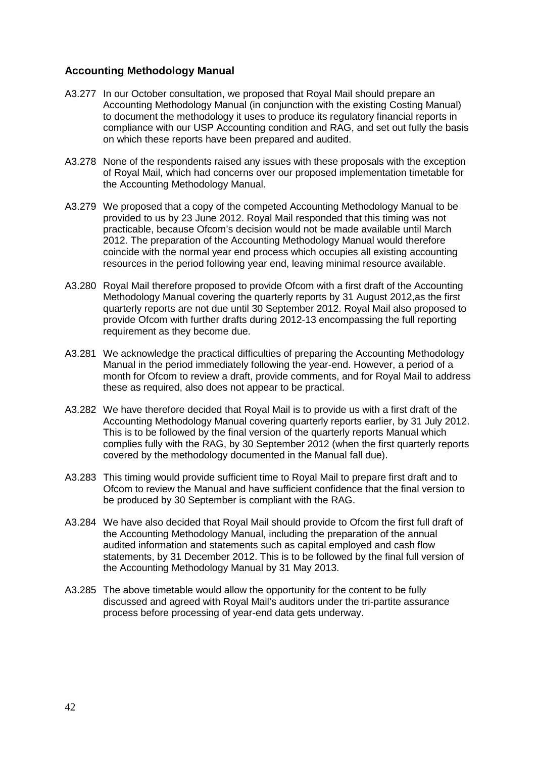## Accounting Methodology Manual

A3.277 In our October consultation, we proposed that Royal Mail should prepare an Accounting Methodology Manual (in conjunction with the existing Costing Manual) to document the methodology it uses to produce its regulatory financial reports in compliance with our USP Accounting condition and RAG, and set out fully the basis on which these reports have been prepared and audited.

A3.278 None of the respondents raised any issues with these proposals with the exception of Royal Mail, which had concerns over our proposed implementation timetable for the Accounting Methodology Manual.

A3.279 We proposed that a copy of the competed Accounting Methodology Manual to be provided to us by 23 June 2012. Royal Mail responded that this timing was not practicable, because Ofcom's decision would not be made available until March 2012. The preparation of the Accounting Methodology Manual would therefore coincide with the normal year end process which occupies all existing accounting resources in the period following year end, leaving minimal resource available.

A3.280 Royal Mail therefore proposed to provide Ofcom with a first draft of the Accounting Methodology Manual covering the quarterly reports by 31 August 2012,as the first quarterly reports are not due until 30 September 2012. Royal Mail also proposed to provide Ofcom with further drafts during 2012-13 encompassing the full reporting requirement as they become due.

A3.281 We acknowledge the practical difficulties of preparing the Accounting Methodology Manual in the period immediately following the year-end. However, a period of a month for Ofcom to review a draft, provide comments, and for Royal Mail to address these as required, also does not appear to be practical.

A3.282 We have therefore decided that Royal Mail is to provide us with a first draft of the Accounting Methodology Manual covering quarterly reports earlier, by 31 July 2012. This is to be followed by the final version of the quarterly reports Manual which complies fully with the RAG, by 30 September 2012 (when the first quarterly reports covered by the methodology documented in the Manual fall due).

A3.283 This timing would provide sufficient time to Royal Mail to prepare first draft and to Ofcom to review the Manual and have sufficient confidence that the final version to be produced by 30 September is compliant with the RAG.

A3.284 We have also decided that Royal Mail should provide to Ofcom the first full draft of the Accounting Methodology Manual, including the preparation of the annual audited information and statements such as capital employed and cash flow statements, by 31 December 2012. This is to be followed by the final full version of the Accounting Methodology Manual by 31 May 2013.

A3.285 The above timetable would allow the opportunity for the content to be fully discussed and agreed with Royal Mail's auditors under the tri-partite assurance process before processing of year-end data gets underway.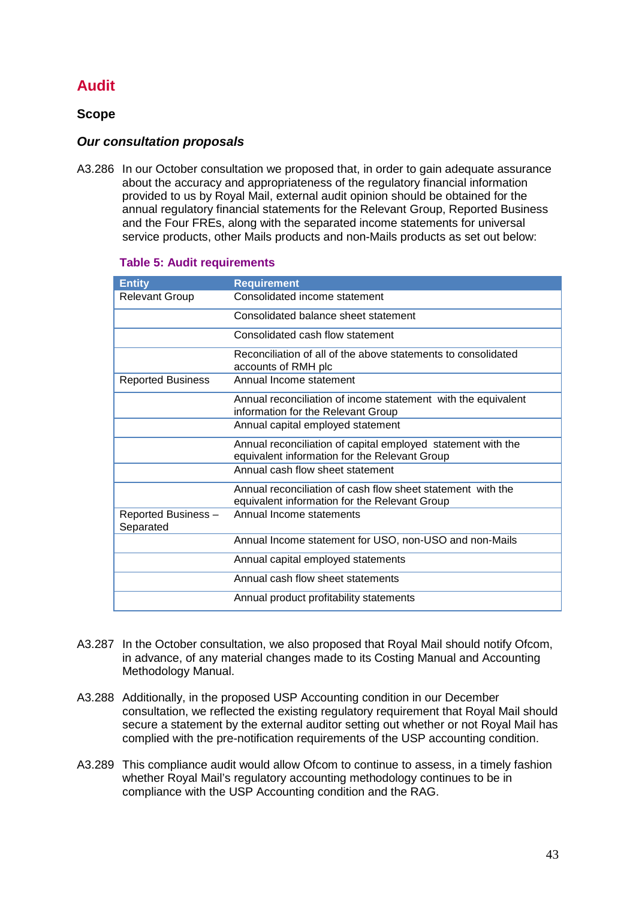## Audit

### Scope

#### *Our consultation proposals*

A3.286 In our October consultation we proposed that, in order to gain adequate assurance about the accuracy and appropriateness of the regulatory financial information provided to us by Royal Mail, external audit opinion should be obtained for the annual regulatory financial statements for the Relevant Group, Reported Business and the Four FREs, along with the separated income statements for universal service products, other Mails products and non-Mails products as set out below:

**Table 5: Audit requirements**

| Entity | Requirement |
|---|---|
| Relevant Group | Consolidated income statement |
| | Consolidated balance sheet statement |
| | Consolidated cash flow statement |
| | Reconciliation of all of the above statements to consolidated accounts of RMH plc |
| Reported Business | Annual Income statement |
| | Annual reconciliation of income statement with the equivalent information for the Relevant Group |
| | Annual capital employed statement |
| | Annual reconciliation of capital employed statement with the equivalent information for the Relevant Group |
| | Annual cash flow sheet statement |
| | Annual reconciliation of cash flow sheet statement with the equivalent information for the Relevant Group |
| Reported Business – Separated | Annual Income statements |
| | Annual Income statement for USO, non-USO and non-Mails |
| | Annual capital employed statements |
| | Annual cash flow sheet statements |
| | Annual product profitability statements |

A3.287 In the October consultation, we also proposed that Royal Mail should notify Ofcom, in advance, of any material changes made to its Costing Manual and Accounting Methodology Manual.

A3.288 Additionally, in the proposed USP Accounting condition in our December consultation, we reflected the existing regulatory requirement that Royal Mail should secure a statement by the external auditor setting out whether or not Royal Mail has complied with the pre-notification requirements of the USP accounting condition.

A3.289 This compliance audit would allow Ofcom to continue to assess, in a timely fashion whether Royal Mail's regulatory accounting methodology continues to be in compliance with the USP Accounting condition and the RAG.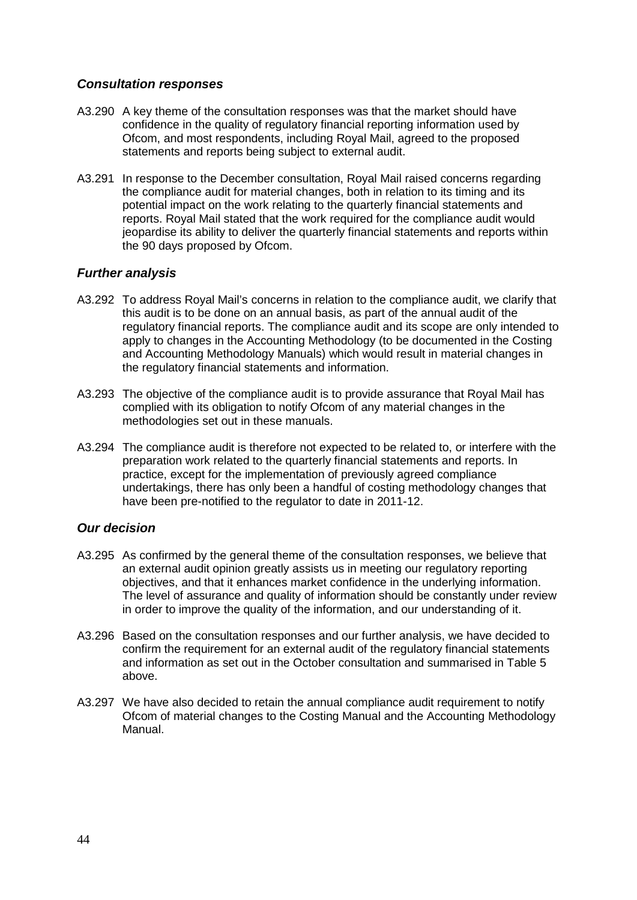### *Consultation responses*

A3.290 A key theme of the consultation responses was that the market should have confidence in the quality of regulatory financial reporting information used by Ofcom, and most respondents, including Royal Mail, agreed to the proposed statements and reports being subject to external audit.

A3.291 In response to the December consultation, Royal Mail raised concerns regarding the compliance audit for material changes, both in relation to its timing and its potential impact on the work relating to the quarterly financial statements and reports. Royal Mail stated that the work required for the compliance audit would jeopardise its ability to deliver the quarterly financial statements and reports within the 90 days proposed by Ofcom.

### *Further analysis*

A3.292 To address Royal Mail's concerns in relation to the compliance audit, we clarify that this audit is to be done on an annual basis, as part of the annual audit of the regulatory financial reports. The compliance audit and its scope are only intended to apply to changes in the Accounting Methodology (to be documented in the Costing and Accounting Methodology Manuals) which would result in material changes in the regulatory financial statements and information.

A3.293 The objective of the compliance audit is to provide assurance that Royal Mail has complied with its obligation to notify Ofcom of any material changes in the methodologies set out in these manuals.

A3.294 The compliance audit is therefore not expected to be related to, or interfere with the preparation work related to the quarterly financial statements and reports. In practice, except for the implementation of previously agreed compliance undertakings, there has only been a handful of costing methodology changes that have been pre-notified to the regulator to date in 2011-12.

### *Our decision*

A3.295 As confirmed by the general theme of the consultation responses, we believe that an external audit opinion greatly assists us in meeting our regulatory reporting objectives, and that it enhances market confidence in the underlying information. The level of assurance and quality of information should be constantly under review in order to improve the quality of the information, and our understanding of it.

A3.296 Based on the consultation responses and our further analysis, we have decided to confirm the requirement for an external audit of the regulatory financial statements and information as set out in the October consultation and summarised in Table 5 above.

A3.297 We have also decided to retain the annual compliance audit requirement to notify Ofcom of material changes to the Costing Manual and the Accounting Methodology Manual.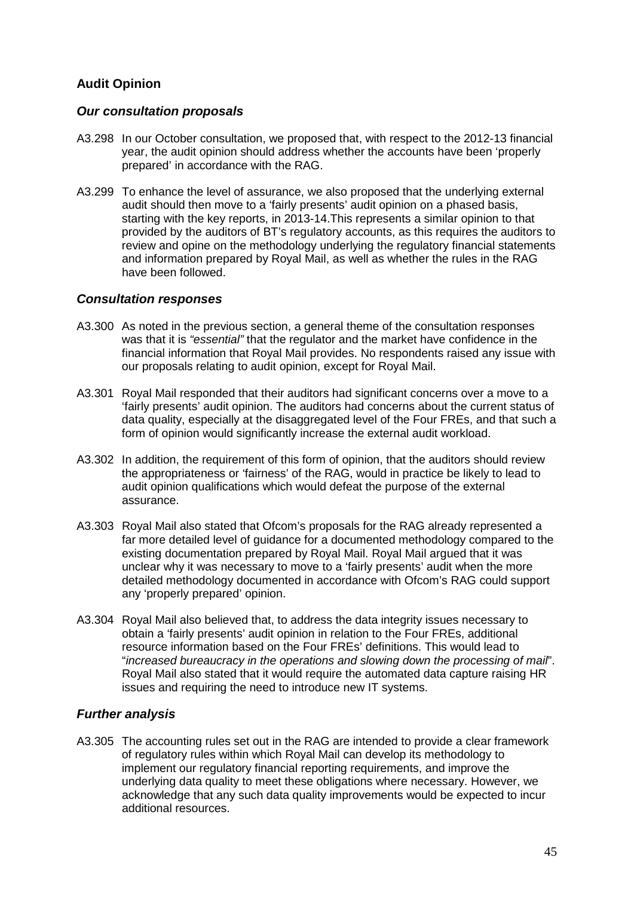## Audit Opinion

### *Our consultation proposals*

A3.298 In our October consultation, we proposed that, with respect to the 2012-13 financial year, the audit opinion should address whether the accounts have been 'properly prepared' in accordance with the RAG.

A3.299 To enhance the level of assurance, we also proposed that the underlying external audit should then move to a 'fairly presents' audit opinion on a phased basis, starting with the key reports, in 2013-14.This represents a similar opinion to that provided by the auditors of BT's regulatory accounts, as this requires the auditors to review and opine on the methodology underlying the regulatory financial statements and information prepared by Royal Mail, as well as whether the rules in the RAG have been followed.

### *Consultation responses*

A3.300 As noted in the previous section, a general theme of the consultation responses was that it is *"essential"* that the regulator and the market have confidence in the financial information that Royal Mail provides. No respondents raised any issue with our proposals relating to audit opinion, except for Royal Mail.

A3.301 Royal Mail responded that their auditors had significant concerns over a move to a 'fairly presents' audit opinion. The auditors had concerns about the current status of data quality, especially at the disaggregated level of the Four FREs, and that such a form of opinion would significantly increase the external audit workload.

A3.302 In addition, the requirement of this form of opinion, that the auditors should review the appropriateness or 'fairness' of the RAG, would in practice be likely to lead to audit opinion qualifications which would defeat the purpose of the external assurance.

A3.303 Royal Mail also stated that Ofcom's proposals for the RAG already represented a far more detailed level of guidance for a documented methodology compared to the existing documentation prepared by Royal Mail. Royal Mail argued that it was unclear why it was necessary to move to a 'fairly presents' audit when the more detailed methodology documented in accordance with Ofcom's RAG could support any 'properly prepared' opinion.

A3.304 Royal Mail also believed that, to address the data integrity issues necessary to obtain a 'fairly presents' audit opinion in relation to the Four FREs, additional resource information based on the Four FREs' definitions. This would lead to "*increased bureaucracy in the operations and slowing down the processing of mail*". Royal Mail also stated that it would require the automated data capture raising HR issues and requiring the need to introduce new IT systems.

### *Further analysis*

A3.305 The accounting rules set out in the RAG are intended to provide a clear framework of regulatory rules within which Royal Mail can develop its methodology to implement our regulatory financial reporting requirements, and improve the underlying data quality to meet these obligations where necessary. However, we acknowledge that any such data quality improvements would be expected to incur additional resources.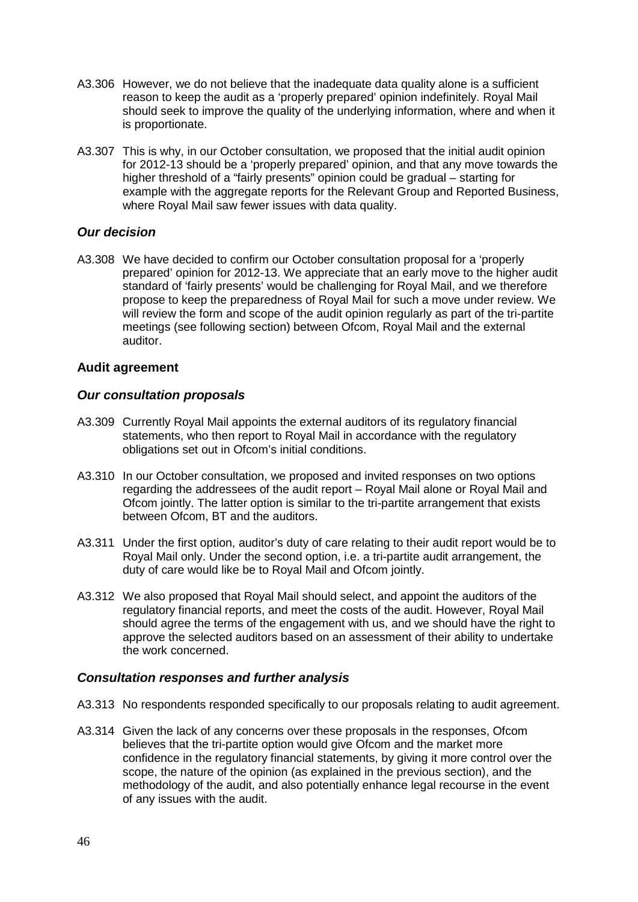A3.306 However, we do not believe that the inadequate data quality alone is a sufficient reason to keep the audit as a 'properly prepared' opinion indefinitely. Royal Mail should seek to improve the quality of the underlying information, where and when it is proportionate.

A3.307 This is why, in our October consultation, we proposed that the initial audit opinion for 2012-13 should be a 'properly prepared' opinion, and that any move towards the higher threshold of a "fairly presents" opinion could be gradual – starting for example with the aggregate reports for the Relevant Group and Reported Business, where Royal Mail saw fewer issues with data quality.

### *Our decision*

A3.308 We have decided to confirm our October consultation proposal for a 'properly prepared' opinion for 2012-13. We appreciate that an early move to the higher audit standard of 'fairly presents' would be challenging for Royal Mail, and we therefore propose to keep the preparedness of Royal Mail for such a move under review. We will review the form and scope of the audit opinion regularly as part of the tri-partite meetings (see following section) between Ofcom, Royal Mail and the external auditor.

## Audit agreement

### *Our consultation proposals*

A3.309 Currently Royal Mail appoints the external auditors of its regulatory financial statements, who then report to Royal Mail in accordance with the regulatory obligations set out in Ofcom's initial conditions.

A3.310 In our October consultation, we proposed and invited responses on two options regarding the addressees of the audit report – Royal Mail alone or Royal Mail and Ofcom jointly. The latter option is similar to the tri-partite arrangement that exists between Ofcom, BT and the auditors.

A3.311 Under the first option, auditor's duty of care relating to their audit report would be to Royal Mail only. Under the second option, i.e. a tri-partite audit arrangement, the duty of care would like be to Royal Mail and Ofcom jointly.

A3.312 We also proposed that Royal Mail should select, and appoint the auditors of the regulatory financial reports, and meet the costs of the audit. However, Royal Mail should agree the terms of the engagement with us, and we should have the right to approve the selected auditors based on an assessment of their ability to undertake the work concerned.

### *Consultation responses and further analysis*

A3.313 No respondents responded specifically to our proposals relating to audit agreement.

A3.314 Given the lack of any concerns over these proposals in the responses, Ofcom believes that the tri-partite option would give Ofcom and the market more confidence in the regulatory financial statements, by giving it more control over the scope, the nature of the opinion (as explained in the previous section), and the methodology of the audit, and also potentially enhance legal recourse in the event of any issues with the audit.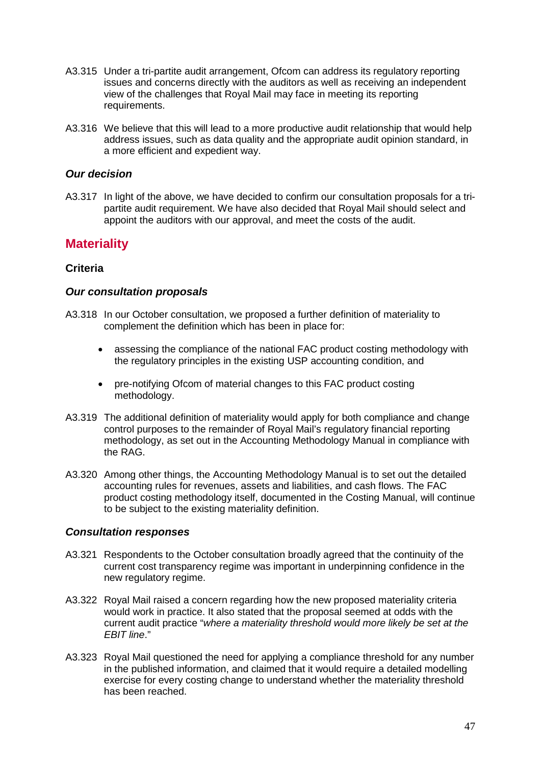A3.315 Under a tri-partite audit arrangement, Ofcom can address its regulatory reporting issues and concerns directly with the auditors as well as receiving an independent view of the challenges that Royal Mail may face in meeting its reporting requirements.

A3.316 We believe that this will lead to a more productive audit relationship that would help address issues, such as data quality and the appropriate audit opinion standard, in a more efficient and expedient way.

### *Our decision*

A3.317 In light of the above, we have decided to confirm our consultation proposals for a tri-partite audit requirement. We have also decided that Royal Mail should select and appoint the auditors with our approval, and meet the costs of the audit.

## Materiality

### Criteria

### *Our consultation proposals*

A3.318 In our October consultation, we proposed a further definition of materiality to complement the definition which has been in place for:

- assessing the compliance of the national FAC product costing methodology with the regulatory principles in the existing USP accounting condition, and
- pre-notifying Ofcom of material changes to this FAC product costing methodology.

A3.319 The additional definition of materiality would apply for both compliance and change control purposes to the remainder of Royal Mail's regulatory financial reporting methodology, as set out in the Accounting Methodology Manual in compliance with the RAG.

A3.320 Among other things, the Accounting Methodology Manual is to set out the detailed accounting rules for revenues, assets and liabilities, and cash flows. The FAC product costing methodology itself, documented in the Costing Manual, will continue to be subject to the existing materiality definition.

### *Consultation responses*

A3.321 Respondents to the October consultation broadly agreed that the continuity of the current cost transparency regime was important in underpinning confidence in the new regulatory regime.

A3.322 Royal Mail raised a concern regarding how the new proposed materiality criteria would work in practice. It also stated that the proposal seemed at odds with the current audit practice "*where a materiality threshold would more likely be set at the EBIT line*."

A3.323 Royal Mail questioned the need for applying a compliance threshold for any number in the published information, and claimed that it would require a detailed modelling exercise for every costing change to understand whether the materiality threshold has been reached.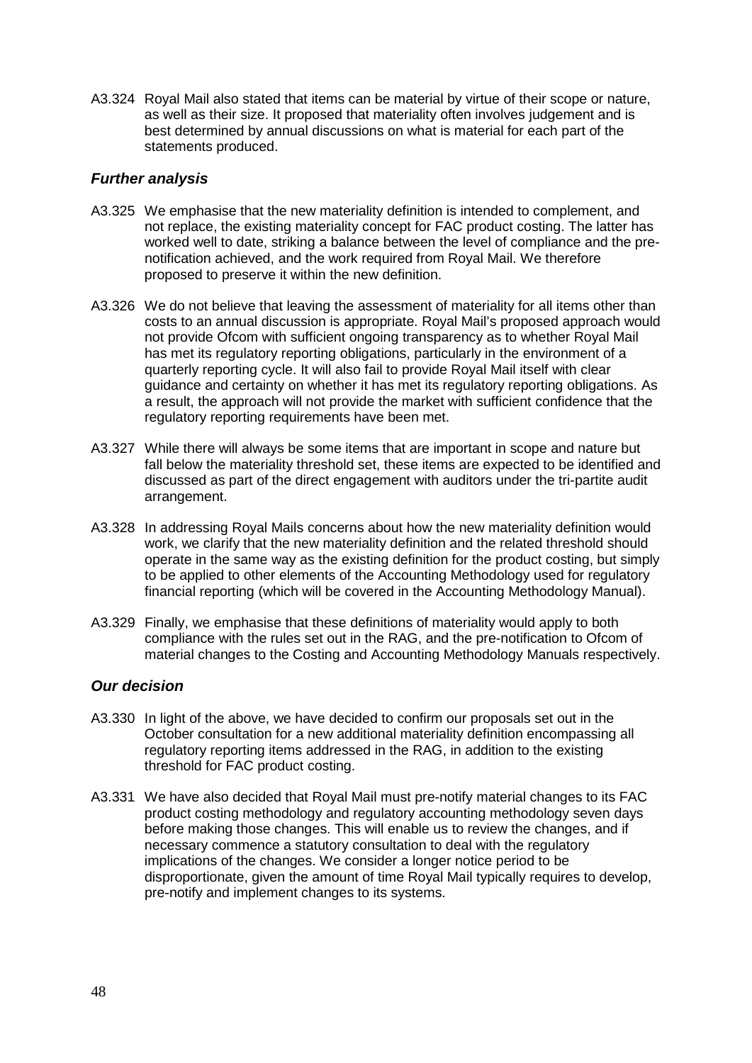A3.324 Royal Mail also stated that items can be material by virtue of their scope or nature, as well as their size. It proposed that materiality often involves judgement and is best determined by annual discussions on what is material for each part of the statements produced.

### *Further analysis*

A3.325 We emphasise that the new materiality definition is intended to complement, and not replace, the existing materiality concept for FAC product costing. The latter has worked well to date, striking a balance between the level of compliance and the pre-notification achieved, and the work required from Royal Mail. We therefore proposed to preserve it within the new definition.

A3.326 We do not believe that leaving the assessment of materiality for all items other than costs to an annual discussion is appropriate. Royal Mail's proposed approach would not provide Ofcom with sufficient ongoing transparency as to whether Royal Mail has met its regulatory reporting obligations, particularly in the environment of a quarterly reporting cycle. It will also fail to provide Royal Mail itself with clear guidance and certainty on whether it has met its regulatory reporting obligations. As a result, the approach will not provide the market with sufficient confidence that the regulatory reporting requirements have been met.

A3.327 While there will always be some items that are important in scope and nature but fall below the materiality threshold set, these items are expected to be identified and discussed as part of the direct engagement with auditors under the tri-partite audit arrangement.

A3.328 In addressing Royal Mails concerns about how the new materiality definition would work, we clarify that the new materiality definition and the related threshold should operate in the same way as the existing definition for the product costing, but simply to be applied to other elements of the Accounting Methodology used for regulatory financial reporting (which will be covered in the Accounting Methodology Manual).

A3.329 Finally, we emphasise that these definitions of materiality would apply to both compliance with the rules set out in the RAG, and the pre-notification to Ofcom of material changes to the Costing and Accounting Methodology Manuals respectively.

### *Our decision*

A3.330 In light of the above, we have decided to confirm our proposals set out in the October consultation for a new additional materiality definition encompassing all regulatory reporting items addressed in the RAG, in addition to the existing threshold for FAC product costing.

A3.331 We have also decided that Royal Mail must pre-notify material changes to its FAC product costing methodology and regulatory accounting methodology seven days before making those changes. This will enable us to review the changes, and if necessary commence a statutory consultation to deal with the regulatory implications of the changes. We consider a longer notice period to be disproportionate, given the amount of time Royal Mail typically requires to develop, pre-notify and implement changes to its systems.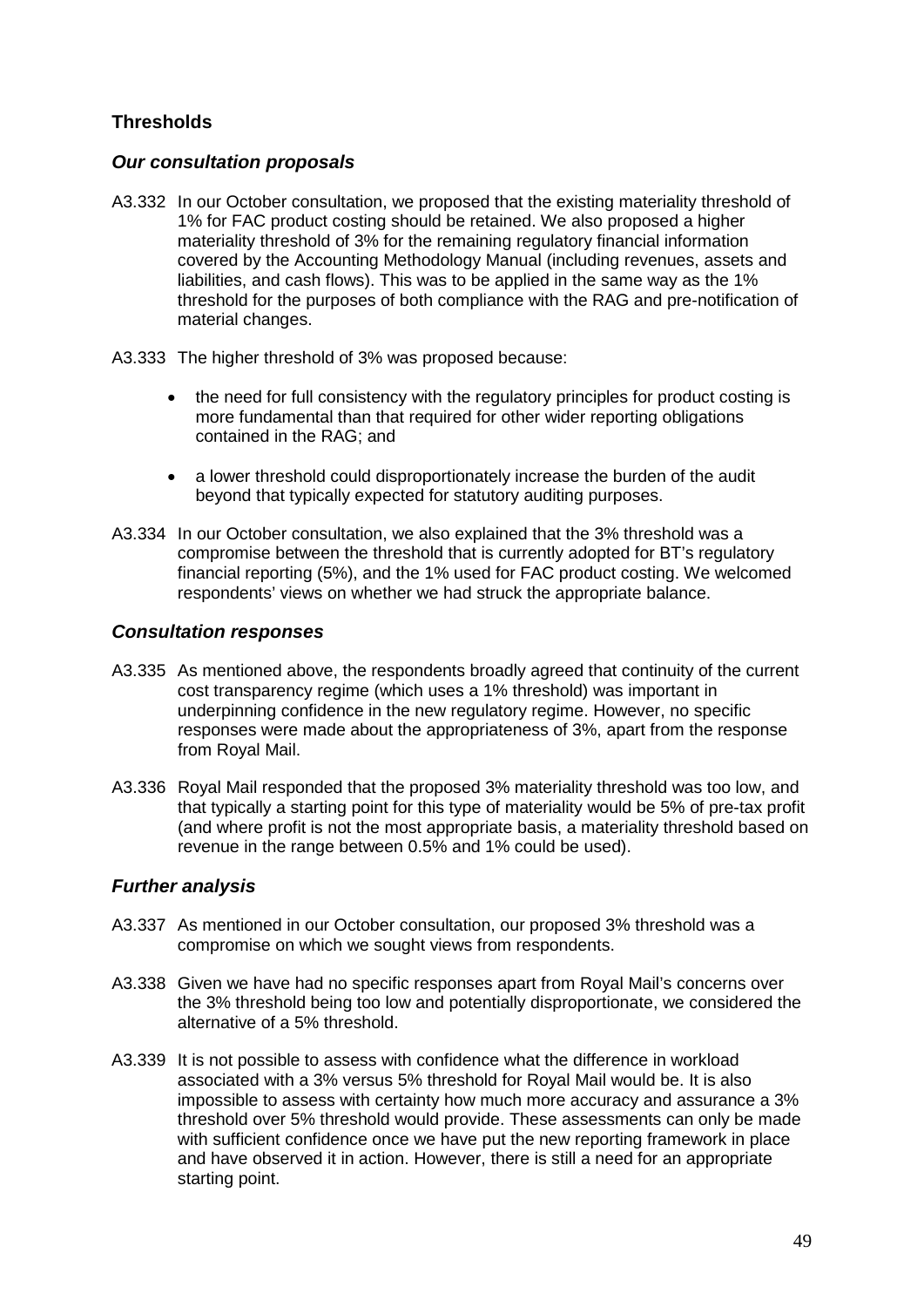## Thresholds

### *Our consultation proposals*

A3.332 In our October consultation, we proposed that the existing materiality threshold of 1% for FAC product costing should be retained. We also proposed a higher materiality threshold of 3% for the remaining regulatory financial information covered by the Accounting Methodology Manual (including revenues, assets and liabilities, and cash flows). This was to be applied in the same way as the 1% threshold for the purposes of both compliance with the RAG and pre-notification of material changes.

A3.333 The higher threshold of 3% was proposed because:

- the need for full consistency with the regulatory principles for product costing is more fundamental than that required for other wider reporting obligations contained in the RAG; and
- a lower threshold could disproportionately increase the burden of the audit beyond that typically expected for statutory auditing purposes.

A3.334 In our October consultation, we also explained that the 3% threshold was a compromise between the threshold that is currently adopted for BT's regulatory financial reporting (5%), and the 1% used for FAC product costing. We welcomed respondents' views on whether we had struck the appropriate balance.

### *Consultation responses*

A3.335 As mentioned above, the respondents broadly agreed that continuity of the current cost transparency regime (which uses a 1% threshold) was important in underpinning confidence in the new regulatory regime. However, no specific responses were made about the appropriateness of 3%, apart from the response from Royal Mail.

A3.336 Royal Mail responded that the proposed 3% materiality threshold was too low, and that typically a starting point for this type of materiality would be 5% of pre-tax profit (and where profit is not the most appropriate basis, a materiality threshold based on revenue in the range between 0.5% and 1% could be used).

### *Further analysis*

A3.337 As mentioned in our October consultation, our proposed 3% threshold was a compromise on which we sought views from respondents.

A3.338 Given we have had no specific responses apart from Royal Mail's concerns over the 3% threshold being too low and potentially disproportionate, we considered the alternative of a 5% threshold.

A3.339 It is not possible to assess with confidence what the difference in workload associated with a 3% versus 5% threshold for Royal Mail would be. It is also impossible to assess with certainty how much more accuracy and assurance a 3% threshold over 5% threshold would provide. These assessments can only be made with sufficient confidence once we have put the new reporting framework in place and have observed it in action. However, there is still a need for an appropriate starting point.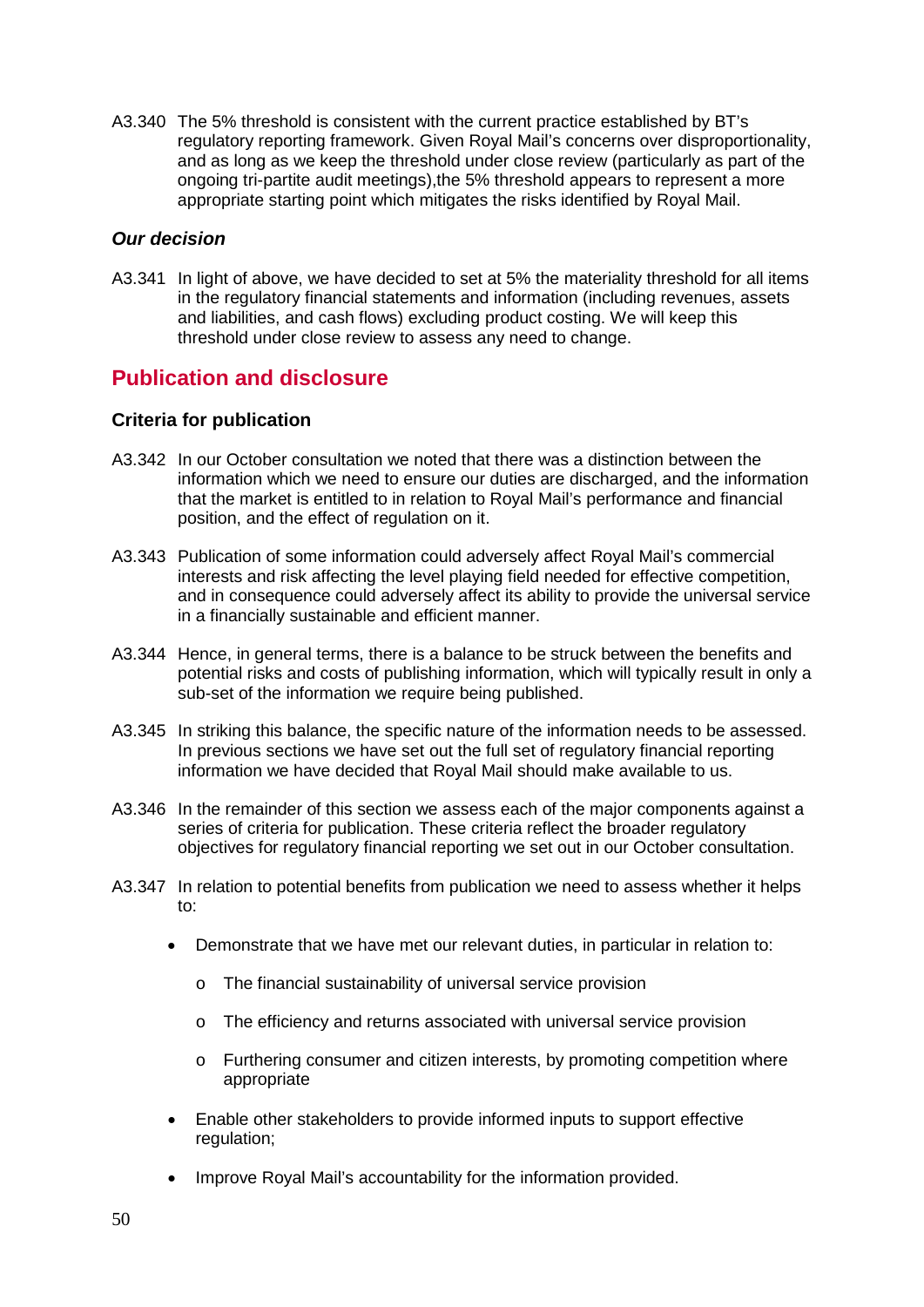A3.340 The 5% threshold is consistent with the current practice established by BT's regulatory reporting framework. Given Royal Mail's concerns over disproportionality, and as long as we keep the threshold under close review (particularly as part of the ongoing tri-partite audit meetings),the 5% threshold appears to represent a more appropriate starting point which mitigates the risks identified by Royal Mail.

### *Our decision*

A3.341 In light of above, we have decided to set at 5% the materiality threshold for all items in the regulatory financial statements and information (including revenues, assets and liabilities, and cash flows) excluding product costing. We will keep this threshold under close review to assess any need to change.

## Publication and disclosure

### Criteria for publication

A3.342 In our October consultation we noted that there was a distinction between the information which we need to ensure our duties are discharged, and the information that the market is entitled to in relation to Royal Mail's performance and financial position, and the effect of regulation on it.

A3.343 Publication of some information could adversely affect Royal Mail's commercial interests and risk affecting the level playing field needed for effective competition, and in consequence could adversely affect its ability to provide the universal service in a financially sustainable and efficient manner.

A3.344 Hence, in general terms, there is a balance to be struck between the benefits and potential risks and costs of publishing information, which will typically result in only a sub-set of the information we require being published.

A3.345 In striking this balance, the specific nature of the information needs to be assessed. In previous sections we have set out the full set of regulatory financial reporting information we have decided that Royal Mail should make available to us.

A3.346 In the remainder of this section we assess each of the major components against a series of criteria for publication. These criteria reflect the broader regulatory objectives for regulatory financial reporting we set out in our October consultation.

A3.347 In relation to potential benefits from publication we need to assess whether it helps to:

- Demonstrate that we have met our relevant duties, in particular in relation to:
  - The financial sustainability of universal service provision
  - The efficiency and returns associated with universal service provision
  - Furthering consumer and citizen interests, by promoting competition where appropriate
- Enable other stakeholders to provide informed inputs to support effective regulation;
- Improve Royal Mail's accountability for the information provided.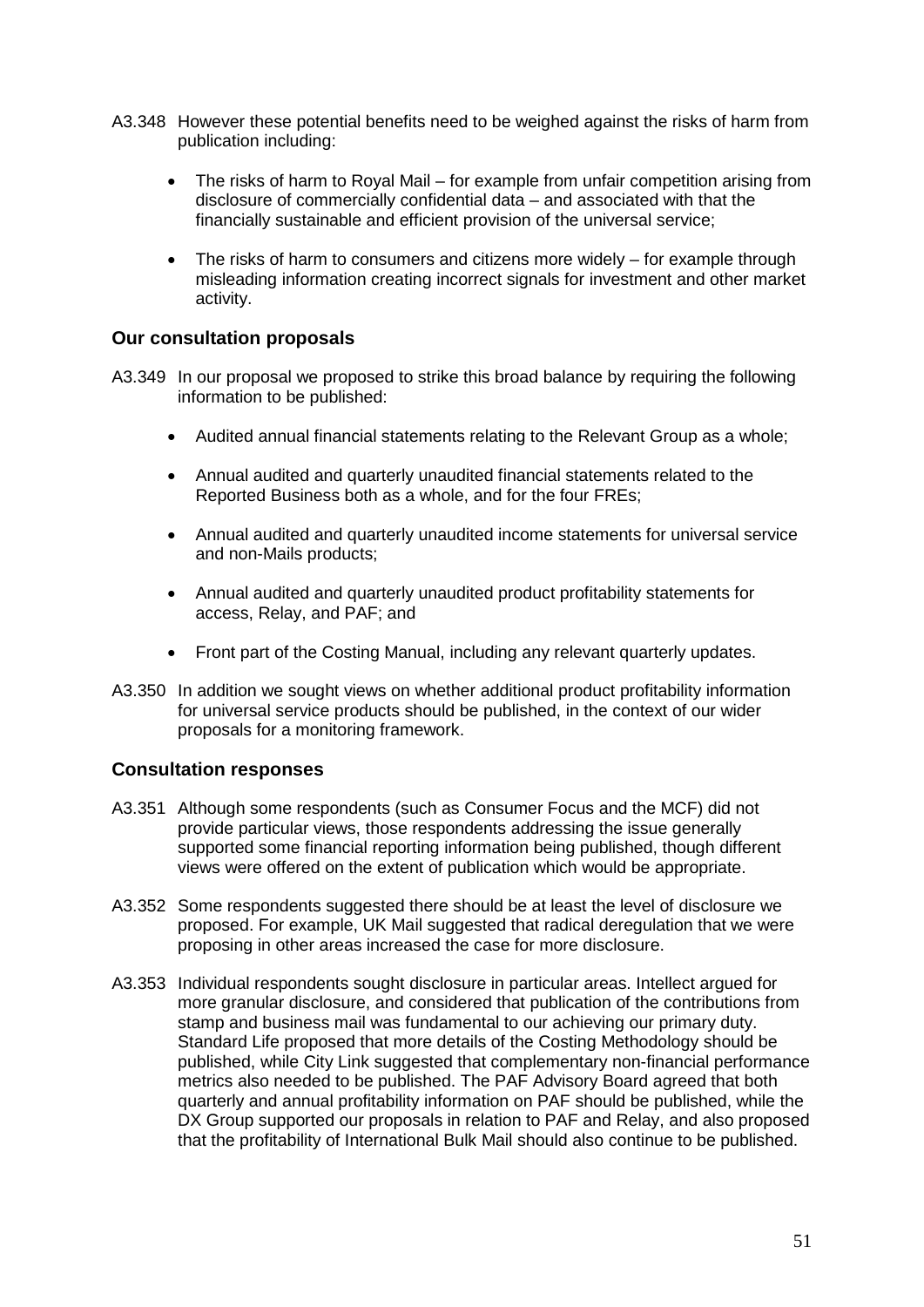A3.348 However these potential benefits need to be weighed against the risks of harm from publication including:

- The risks of harm to Royal Mail – for example from unfair competition arising from disclosure of commercially confidential data – and associated with that the financially sustainable and efficient provision of the universal service;
- The risks of harm to consumers and citizens more widely – for example through misleading information creating incorrect signals for investment and other market activity.

## Our consultation proposals

A3.349 In our proposal we proposed to strike this broad balance by requiring the following information to be published:

- Audited annual financial statements relating to the Relevant Group as a whole;
- Annual audited and quarterly unaudited financial statements related to the Reported Business both as a whole, and for the four FREs;
- Annual audited and quarterly unaudited income statements for universal service and non-Mails products;
- Annual audited and quarterly unaudited product profitability statements for access, Relay, and PAF; and
- Front part of the Costing Manual, including any relevant quarterly updates.

A3.350 In addition we sought views on whether additional product profitability information for universal service products should be published, in the context of our wider proposals for a monitoring framework.

## Consultation responses

A3.351 Although some respondents (such as Consumer Focus and the MCF) did not provide particular views, those respondents addressing the issue generally supported some financial reporting information being published, though different views were offered on the extent of publication which would be appropriate.

A3.352 Some respondents suggested there should be at least the level of disclosure we proposed. For example, UK Mail suggested that radical deregulation that we were proposing in other areas increased the case for more disclosure.

A3.353 Individual respondents sought disclosure in particular areas. Intellect argued for more granular disclosure, and considered that publication of the contributions from stamp and business mail was fundamental to our achieving our primary duty. Standard Life proposed that more details of the Costing Methodology should be published, while City Link suggested that complementary non-financial performance metrics also needed to be published. The PAF Advisory Board agreed that both quarterly and annual profitability information on PAF should be published, while the DX Group supported our proposals in relation to PAF and Relay, and also proposed that the profitability of International Bulk Mail should also continue to be published.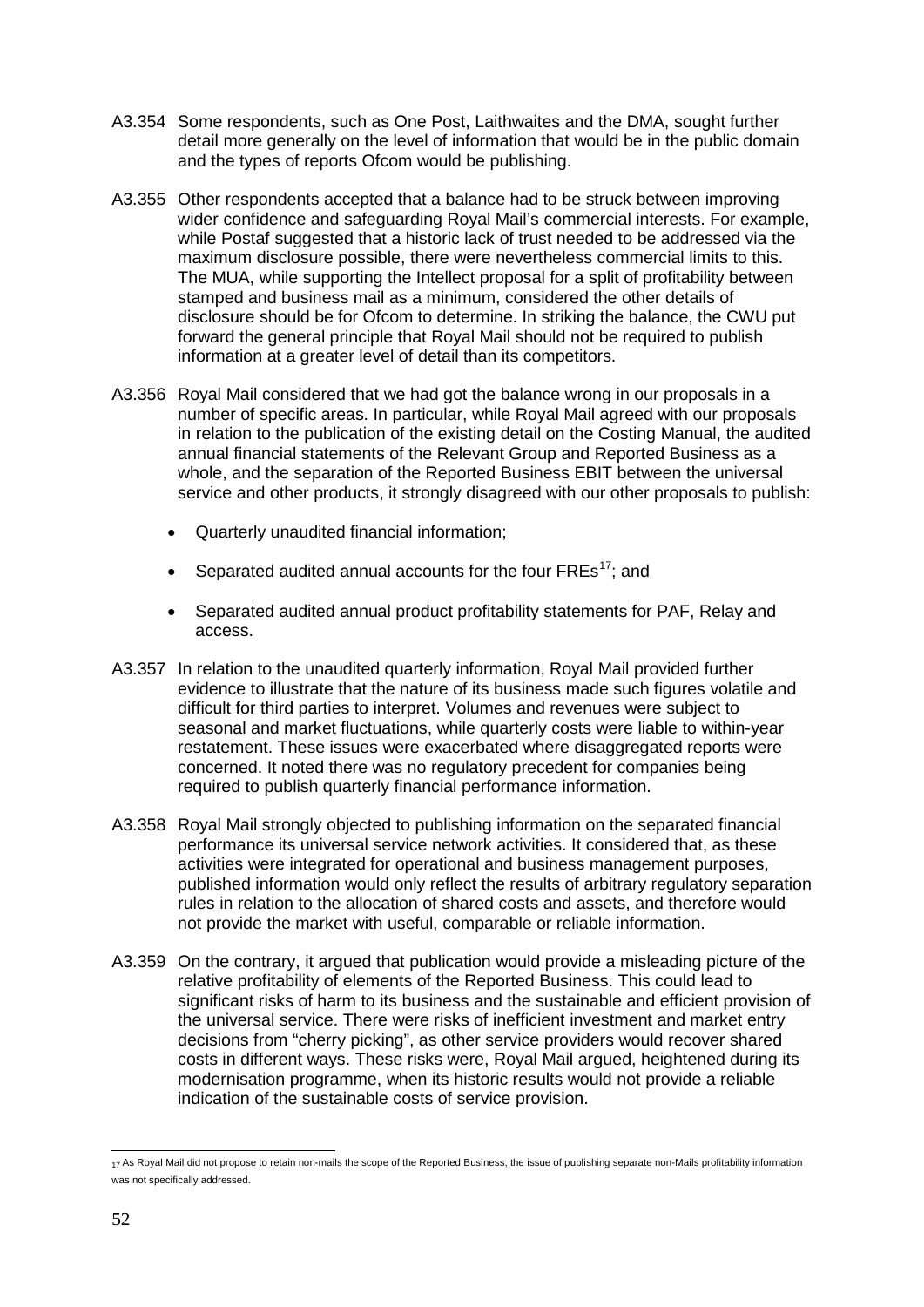A3.354 Some respondents, such as One Post, Laithwaites and the DMA, sought further detail more generally on the level of information that would be in the public domain and the types of reports Ofcom would be publishing.

A3.355 Other respondents accepted that a balance had to be struck between improving wider confidence and safeguarding Royal Mail's commercial interests. For example, while Postaf suggested that a historic lack of trust needed to be addressed via the maximum disclosure possible, there were nevertheless commercial limits to this. The MUA, while supporting the Intellect proposal for a split of profitability between stamped and business mail as a minimum, considered the other details of disclosure should be for Ofcom to determine. In striking the balance, the CWU put forward the general principle that Royal Mail should not be required to publish information at a greater level of detail than its competitors.

A3.356 Royal Mail considered that we had got the balance wrong in our proposals in a number of specific areas. In particular, while Royal Mail agreed with our proposals in relation to the publication of the existing detail on the Costing Manual, the audited annual financial statements of the Relevant Group and Reported Business as a whole, and the separation of the Reported Business EBIT between the universal service and other products, it strongly disagreed with our other proposals to publish:

- Quarterly unaudited financial information;
- Separated audited annual accounts for the four FREs[17]; and
- Separated audited annual product profitability statements for PAF, Relay and access.

A3.357 In relation to the unaudited quarterly information, Royal Mail provided further evidence to illustrate that the nature of its business made such figures volatile and difficult for third parties to interpret. Volumes and revenues were subject to seasonal and market fluctuations, while quarterly costs were liable to within-year restatement. These issues were exacerbated where disaggregated reports were concerned. It noted there was no regulatory precedent for companies being required to publish quarterly financial performance information.

A3.358 Royal Mail strongly objected to publishing information on the separated financial performance its universal service network activities. It considered that, as these activities were integrated for operational and business management purposes, published information would only reflect the results of arbitrary regulatory separation rules in relation to the allocation of shared costs and assets, and therefore would not provide the market with useful, comparable or reliable information.

A3.359 On the contrary, it argued that publication would provide a misleading picture of the relative profitability of elements of the Reported Business. This could lead to significant risks of harm to its business and the sustainable and efficient provision of the universal service. There were risks of inefficient investment and market entry decisions from "cherry picking", as other service providers would recover shared costs in different ways. These risks were, Royal Mail argued, heightened during its modernisation programme, when its historic results would not provide a reliable indication of the sustainable costs of service provision.

[17] As Royal Mail did not propose to retain non-mails the scope of the Reported Business, the issue of publishing separate non-Mails profitability information was not specifically addressed.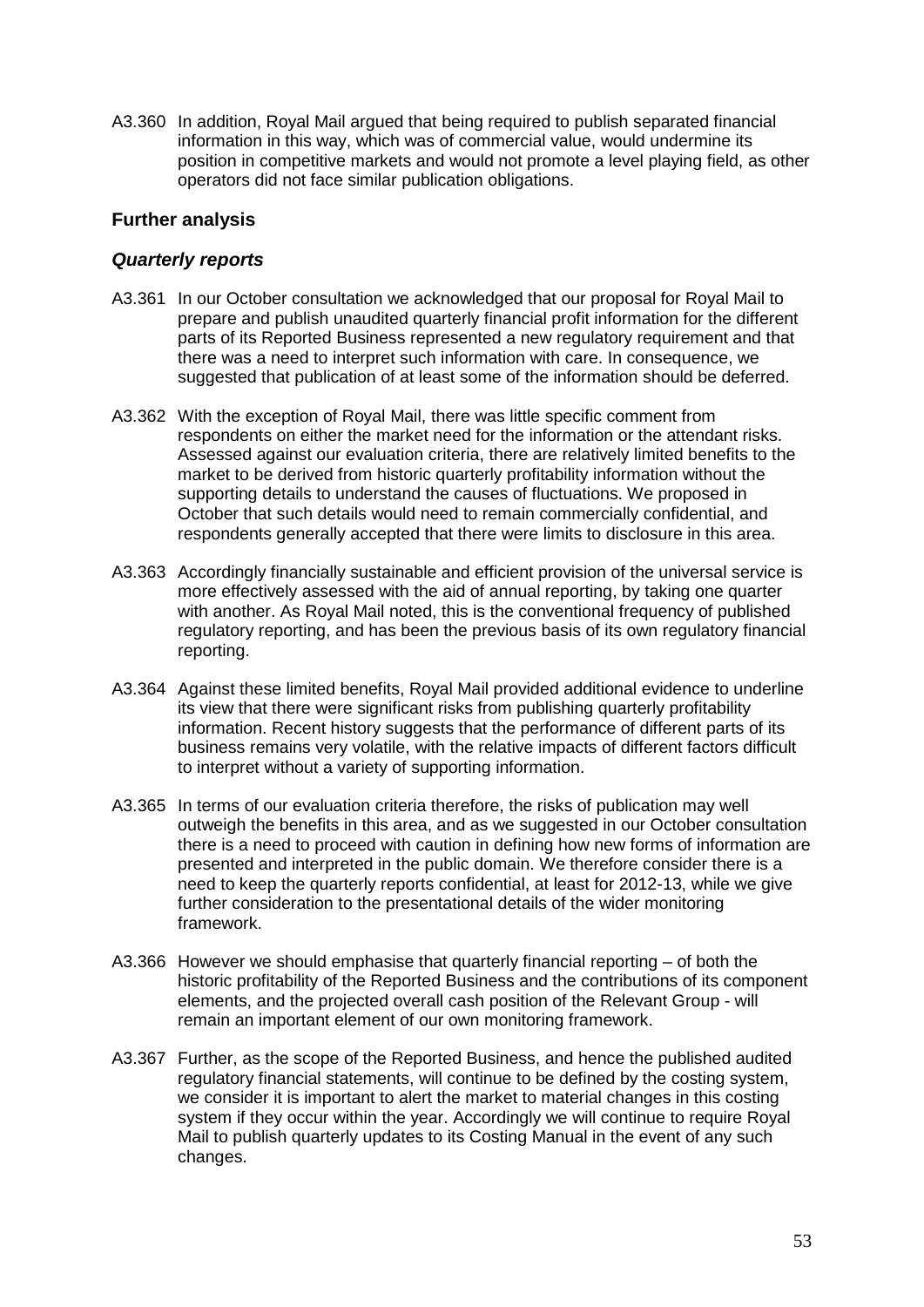A3.360 In addition, Royal Mail argued that being required to publish separated financial information in this way, which was of commercial value, would undermine its position in competitive markets and would not promote a level playing field, as other operators did not face similar publication obligations.

### Further analysis

#### *Quarterly reports*

A3.361 In our October consultation we acknowledged that our proposal for Royal Mail to prepare and publish unaudited quarterly financial profit information for the different parts of its Reported Business represented a new regulatory requirement and that there was a need to interpret such information with care. In consequence, we suggested that publication of at least some of the information should be deferred.

A3.362 With the exception of Royal Mail, there was little specific comment from respondents on either the market need for the information or the attendant risks. Assessed against our evaluation criteria, there are relatively limited benefits to the market to be derived from historic quarterly profitability information without the supporting details to understand the causes of fluctuations. We proposed in October that such details would need to remain commercially confidential, and respondents generally accepted that there were limits to disclosure in this area.

A3.363 Accordingly financially sustainable and efficient provision of the universal service is more effectively assessed with the aid of annual reporting, by taking one quarter with another. As Royal Mail noted, this is the conventional frequency of published regulatory reporting, and has been the previous basis of its own regulatory financial reporting.

A3.364 Against these limited benefits, Royal Mail provided additional evidence to underline its view that there were significant risks from publishing quarterly profitability information. Recent history suggests that the performance of different parts of its business remains very volatile, with the relative impacts of different factors difficult to interpret without a variety of supporting information.

A3.365 In terms of our evaluation criteria therefore, the risks of publication may well outweigh the benefits in this area, and as we suggested in our October consultation there is a need to proceed with caution in defining how new forms of information are presented and interpreted in the public domain. We therefore consider there is a need to keep the quarterly reports confidential, at least for 2012-13, while we give further consideration to the presentational details of the wider monitoring framework.

A3.366 However we should emphasise that quarterly financial reporting – of both the historic profitability of the Reported Business and the contributions of its component elements, and the projected overall cash position of the Relevant Group - will remain an important element of our own monitoring framework.

A3.367 Further, as the scope of the Reported Business, and hence the published audited regulatory financial statements, will continue to be defined by the costing system, we consider it is important to alert the market to material changes in this costing system if they occur within the year. Accordingly we will continue to require Royal Mail to publish quarterly updates to its Costing Manual in the event of any such changes.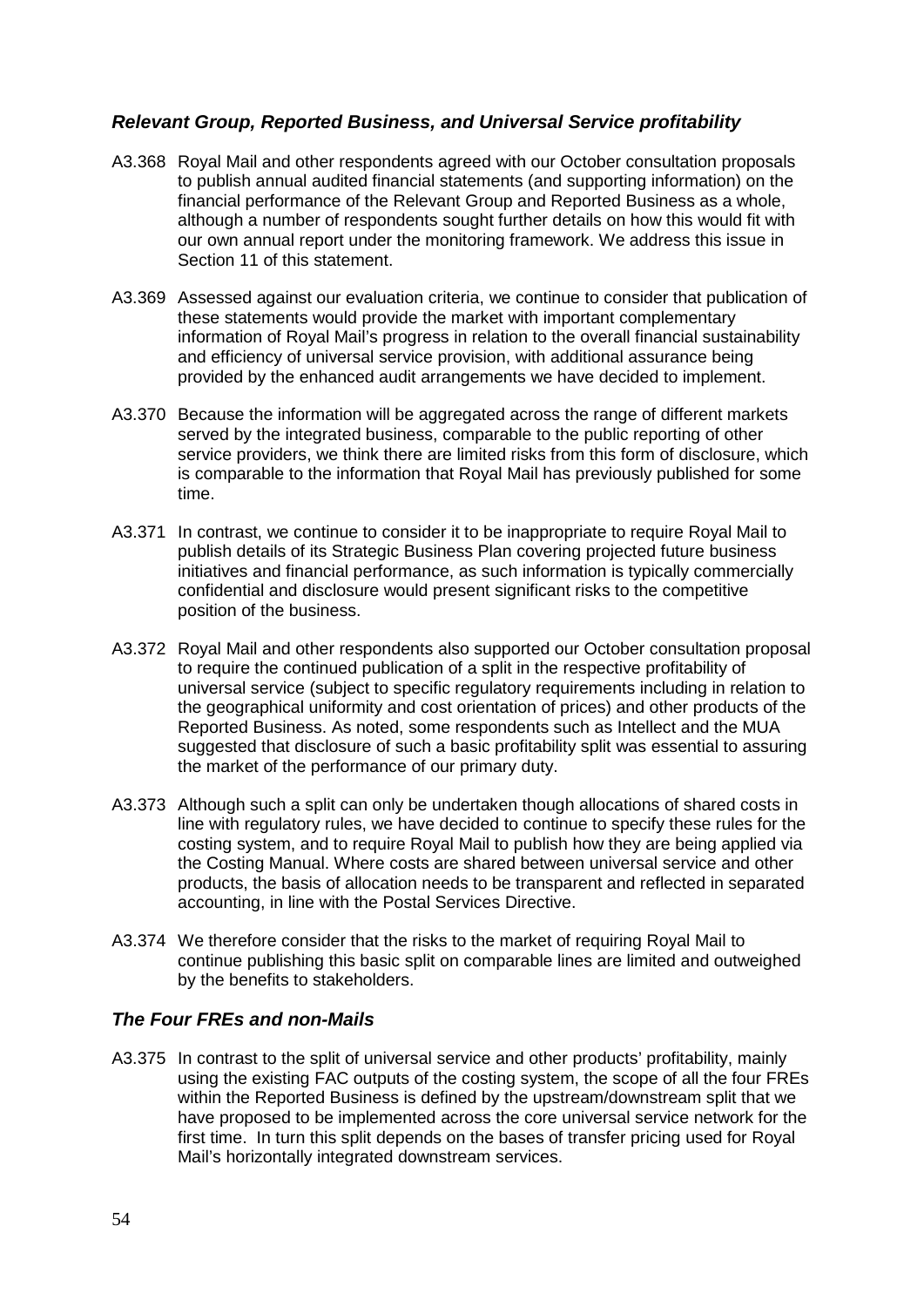### *Relevant Group, Reported Business, and Universal Service profitability*

A3.368 Royal Mail and other respondents agreed with our October consultation proposals to publish annual audited financial statements (and supporting information) on the financial performance of the Relevant Group and Reported Business as a whole, although a number of respondents sought further details on how this would fit with our own annual report under the monitoring framework. We address this issue in Section 11 of this statement.

A3.369 Assessed against our evaluation criteria, we continue to consider that publication of these statements would provide the market with important complementary information of Royal Mail's progress in relation to the overall financial sustainability and efficiency of universal service provision, with additional assurance being provided by the enhanced audit arrangements we have decided to implement.

A3.370 Because the information will be aggregated across the range of different markets served by the integrated business, comparable to the public reporting of other service providers, we think there are limited risks from this form of disclosure, which is comparable to the information that Royal Mail has previously published for some time.

A3.371 In contrast, we continue to consider it to be inappropriate to require Royal Mail to publish details of its Strategic Business Plan covering projected future business initiatives and financial performance, as such information is typically commercially confidential and disclosure would present significant risks to the competitive position of the business.

A3.372 Royal Mail and other respondents also supported our October consultation proposal to require the continued publication of a split in the respective profitability of universal service (subject to specific regulatory requirements including in relation to the geographical uniformity and cost orientation of prices) and other products of the Reported Business. As noted, some respondents such as Intellect and the MUA suggested that disclosure of such a basic profitability split was essential to assuring the market of the performance of our primary duty.

A3.373 Although such a split can only be undertaken though allocations of shared costs in line with regulatory rules, we have decided to continue to specify these rules for the costing system, and to require Royal Mail to publish how they are being applied via the Costing Manual. Where costs are shared between universal service and other products, the basis of allocation needs to be transparent and reflected in separated accounting, in line with the Postal Services Directive.

A3.374 We therefore consider that the risks to the market of requiring Royal Mail to continue publishing this basic split on comparable lines are limited and outweighed by the benefits to stakeholders.

### *The Four FREs and non-Mails*

A3.375 In contrast to the split of universal service and other products' profitability, mainly using the existing FAC outputs of the costing system, the scope of all the four FREs within the Reported Business is defined by the upstream/downstream split that we have proposed to be implemented across the core universal service network for the first time. In turn this split depends on the bases of transfer pricing used for Royal Mail's horizontally integrated downstream services.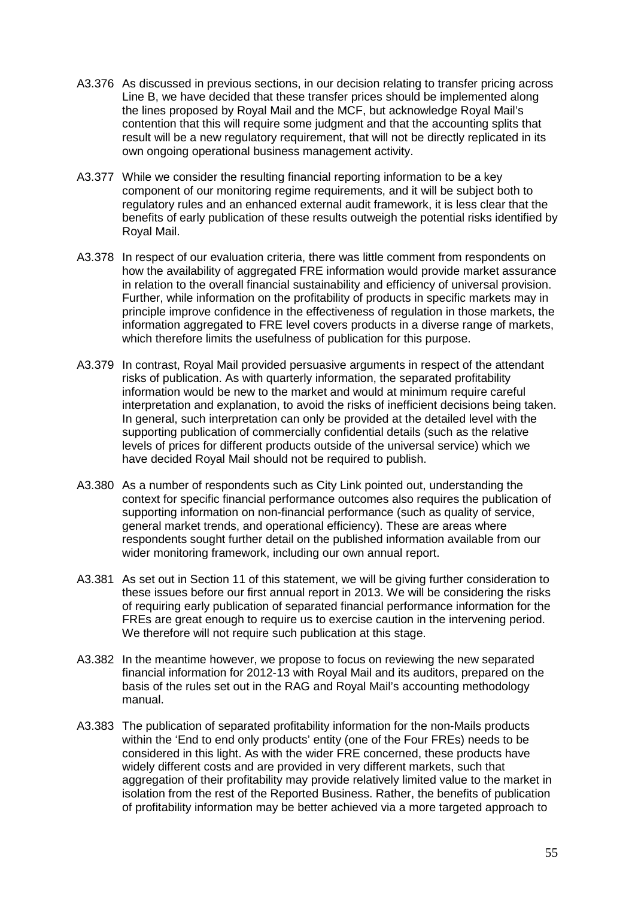A3.376 As discussed in previous sections, in our decision relating to transfer pricing across Line B, we have decided that these transfer prices should be implemented along the lines proposed by Royal Mail and the MCF, but acknowledge Royal Mail's contention that this will require some judgment and that the accounting splits that result will be a new regulatory requirement, that will not be directly replicated in its own ongoing operational business management activity.

A3.377 While we consider the resulting financial reporting information to be a key component of our monitoring regime requirements, and it will be subject both to regulatory rules and an enhanced external audit framework, it is less clear that the benefits of early publication of these results outweigh the potential risks identified by Royal Mail.

A3.378 In respect of our evaluation criteria, there was little comment from respondents on how the availability of aggregated FRE information would provide market assurance in relation to the overall financial sustainability and efficiency of universal provision. Further, while information on the profitability of products in specific markets may in principle improve confidence in the effectiveness of regulation in those markets, the information aggregated to FRE level covers products in a diverse range of markets, which therefore limits the usefulness of publication for this purpose.

A3.379 In contrast, Royal Mail provided persuasive arguments in respect of the attendant risks of publication. As with quarterly information, the separated profitability information would be new to the market and would at minimum require careful interpretation and explanation, to avoid the risks of inefficient decisions being taken. In general, such interpretation can only be provided at the detailed level with the supporting publication of commercially confidential details (such as the relative levels of prices for different products outside of the universal service) which we have decided Royal Mail should not be required to publish.

A3.380 As a number of respondents such as City Link pointed out, understanding the context for specific financial performance outcomes also requires the publication of supporting information on non-financial performance (such as quality of service, general market trends, and operational efficiency). These are areas where respondents sought further detail on the published information available from our wider monitoring framework, including our own annual report.

A3.381 As set out in Section 11 of this statement, we will be giving further consideration to these issues before our first annual report in 2013. We will be considering the risks of requiring early publication of separated financial performance information for the FREs are great enough to require us to exercise caution in the intervening period. We therefore will not require such publication at this stage.

A3.382 In the meantime however, we propose to focus on reviewing the new separated financial information for 2012-13 with Royal Mail and its auditors, prepared on the basis of the rules set out in the RAG and Royal Mail's accounting methodology manual.

A3.383 The publication of separated profitability information for the non-Mails products within the 'End to end only products' entity (one of the Four FREs) needs to be considered in this light. As with the wider FRE concerned, these products have widely different costs and are provided in very different markets, such that aggregation of their profitability may provide relatively limited value to the market in isolation from the rest of the Reported Business. Rather, the benefits of publication of profitability information may be better achieved via a more targeted approach to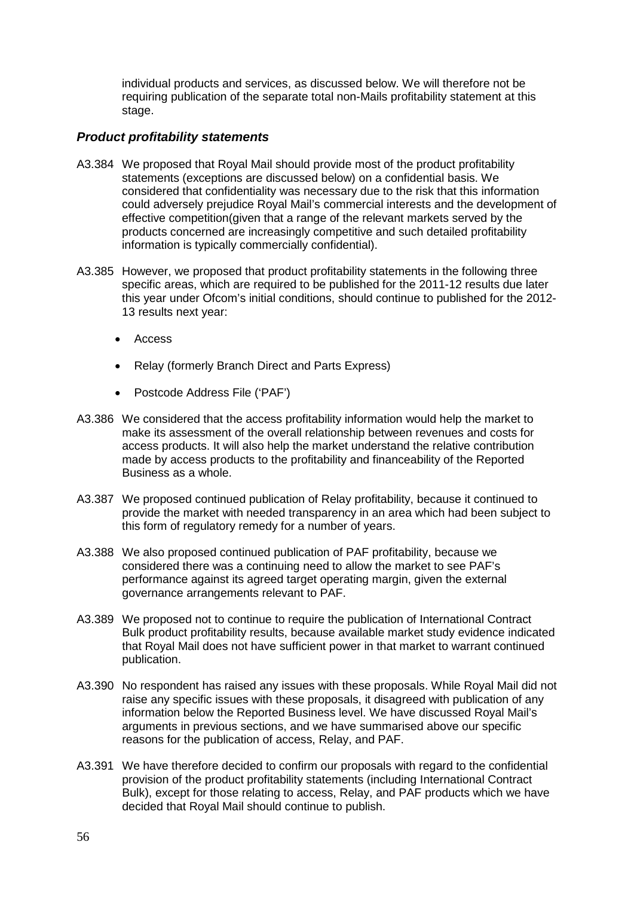individual products and services, as discussed below. We will therefore not be requiring publication of the separate total non-Mails profitability statement at this stage.

### *Product profitability statements*

A3.384 We proposed that Royal Mail should provide most of the product profitability statements (exceptions are discussed below) on a confidential basis. We considered that confidentiality was necessary due to the risk that this information could adversely prejudice Royal Mail's commercial interests and the development of effective competition(given that a range of the relevant markets served by the products concerned are increasingly competitive and such detailed profitability information is typically commercially confidential).

A3.385 However, we proposed that product profitability statements in the following three specific areas, which are required to be published for the 2011-12 results due later this year under Ofcom's initial conditions, should continue to published for the 2012-13 results next year:

- Access
- Relay (formerly Branch Direct and Parts Express)
- Postcode Address File ('PAF')

A3.386 We considered that the access profitability information would help the market to make its assessment of the overall relationship between revenues and costs for access products. It will also help the market understand the relative contribution made by access products to the profitability and financeability of the Reported Business as a whole.

A3.387 We proposed continued publication of Relay profitability, because it continued to provide the market with needed transparency in an area which had been subject to this form of regulatory remedy for a number of years.

A3.388 We also proposed continued publication of PAF profitability, because we considered there was a continuing need to allow the market to see PAF's performance against its agreed target operating margin, given the external governance arrangements relevant to PAF.

A3.389 We proposed not to continue to require the publication of International Contract Bulk product profitability results, because available market study evidence indicated that Royal Mail does not have sufficient power in that market to warrant continued publication.

A3.390 No respondent has raised any issues with these proposals. While Royal Mail did not raise any specific issues with these proposals, it disagreed with publication of any information below the Reported Business level. We have discussed Royal Mail's arguments in previous sections, and we have summarised above our specific reasons for the publication of access, Relay, and PAF.

A3.391 We have therefore decided to confirm our proposals with regard to the confidential provision of the product profitability statements (including International Contract Bulk), except for those relating to access, Relay, and PAF products which we have decided that Royal Mail should continue to publish.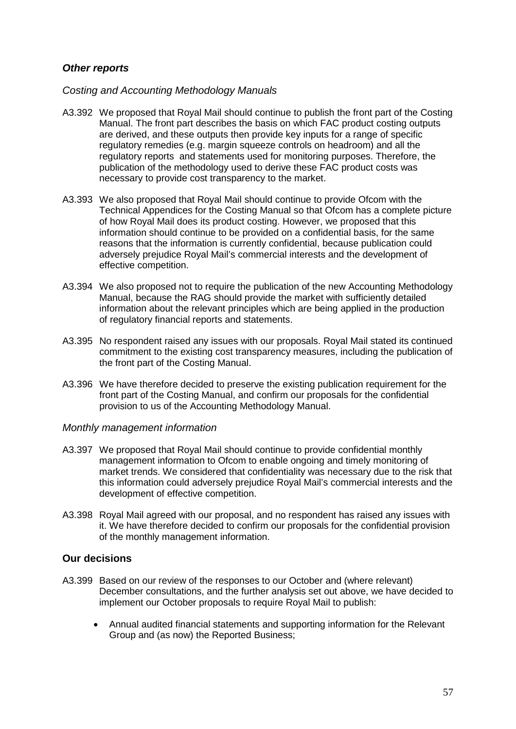### *Other reports*

*Costing and Accounting Methodology Manuals*

A3.392 We proposed that Royal Mail should continue to publish the front part of the Costing Manual. The front part describes the basis on which FAC product costing outputs are derived, and these outputs then provide key inputs for a range of specific regulatory remedies (e.g. margin squeeze controls on headroom) and all the regulatory reports and statements used for monitoring purposes. Therefore, the publication of the methodology used to derive these FAC product costs was necessary to provide cost transparency to the market.

A3.393 We also proposed that Royal Mail should continue to provide Ofcom with the Technical Appendices for the Costing Manual so that Ofcom has a complete picture of how Royal Mail does its product costing. However, we proposed that this information should continue to be provided on a confidential basis, for the same reasons that the information is currently confidential, because publication could adversely prejudice Royal Mail's commercial interests and the development of effective competition.

A3.394 We also proposed not to require the publication of the new Accounting Methodology Manual, because the RAG should provide the market with sufficiently detailed information about the relevant principles which are being applied in the production of regulatory financial reports and statements.

A3.395 No respondent raised any issues with our proposals. Royal Mail stated its continued commitment to the existing cost transparency measures, including the publication of the front part of the Costing Manual.

A3.396 We have therefore decided to preserve the existing publication requirement for the front part of the Costing Manual, and confirm our proposals for the confidential provision to us of the Accounting Methodology Manual.

*Monthly management information*

A3.397 We proposed that Royal Mail should continue to provide confidential monthly management information to Ofcom to enable ongoing and timely monitoring of market trends. We considered that confidentiality was necessary due to the risk that this information could adversely prejudice Royal Mail's commercial interests and the development of effective competition.

A3.398 Royal Mail agreed with our proposal, and no respondent has raised any issues with it. We have therefore decided to confirm our proposals for the confidential provision of the monthly management information.

### Our decisions

A3.399 Based on our review of the responses to our October and (where relevant) December consultations, and the further analysis set out above, we have decided to implement our October proposals to require Royal Mail to publish:

- Annual audited financial statements and supporting information for the Relevant Group and (as now) the Reported Business;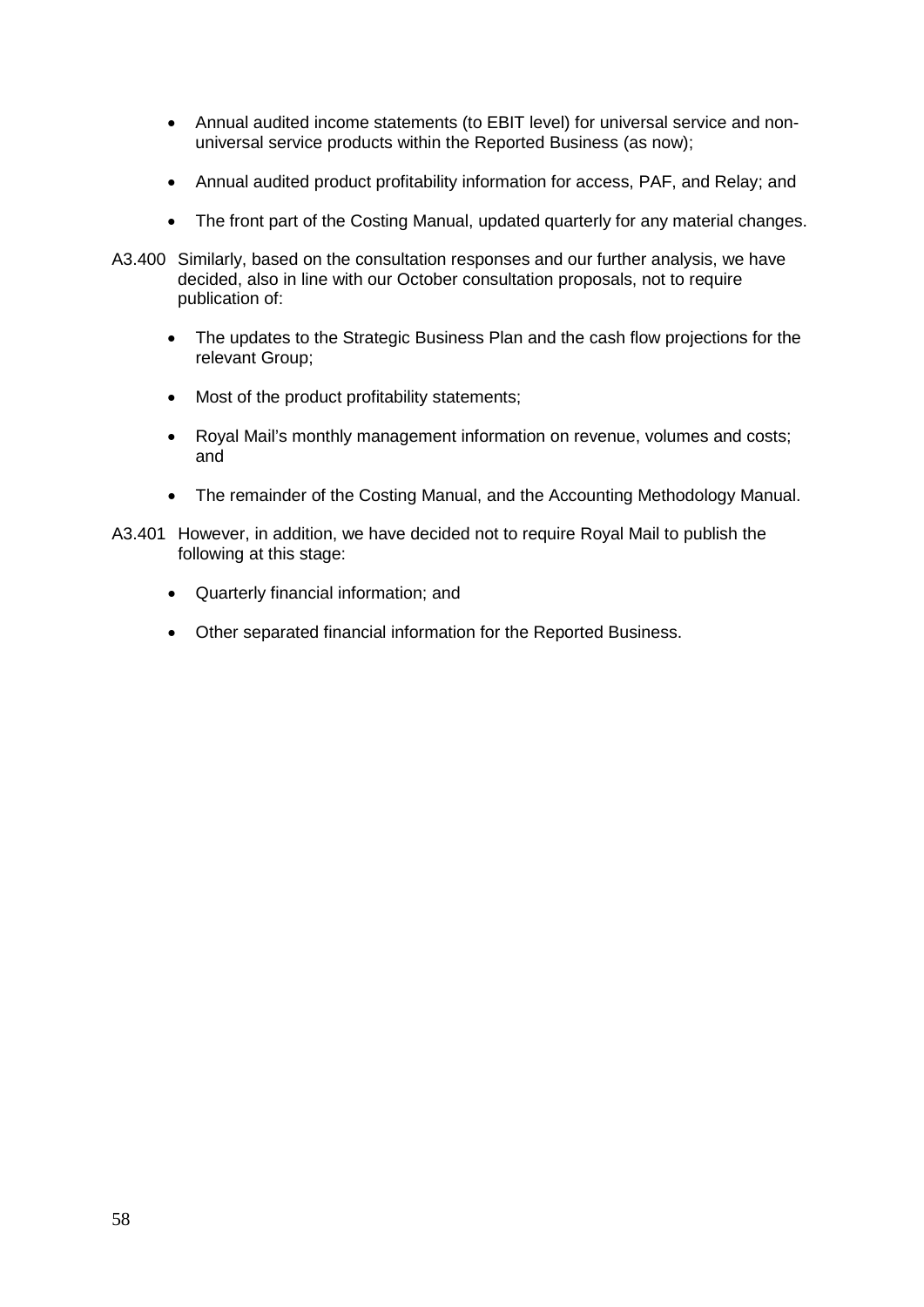- Annual audited income statements (to EBIT level) for universal service and non-universal service products within the Reported Business (as now);
- Annual audited product profitability information for access, PAF, and Relay; and
- The front part of the Costing Manual, updated quarterly for any material changes.

A3.400 Similarly, based on the consultation responses and our further analysis, we have decided, also in line with our October consultation proposals, not to require publication of:

- The updates to the Strategic Business Plan and the cash flow projections for the relevant Group;
- Most of the product profitability statements;
- Royal Mail's monthly management information on revenue, volumes and costs; and
- The remainder of the Costing Manual, and the Accounting Methodology Manual.

A3.401 However, in addition, we have decided not to require Royal Mail to publish the following at this stage:

- Quarterly financial information; and
- Other separated financial information for the Reported Business.